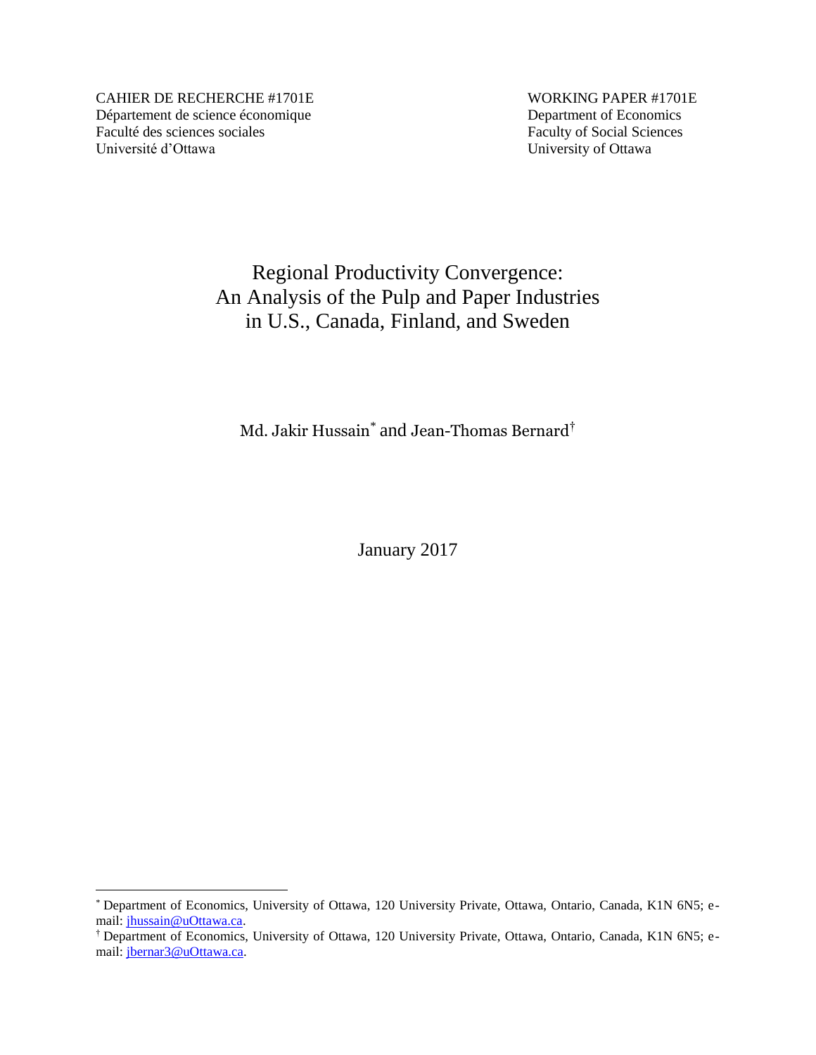CAHIER DE RECHERCHE #1701E
Département de science économique
Faculté des sciences sociales
Université d'Ottawa

WORKING PAPER #1701E
Department of Economics
Faculty of Social Sciences
University of Ottawa

# Regional Productivity Convergence: An Analysis of the Pulp and Paper Industries in U.S., Canada, Finland, and Sweden

Md. Jakir Hussain[*] and Jean-Thomas Bernard[†]

January 2017

---

[*] Department of Economics, University of Ottawa, 120 University Private, Ottawa, Ontario, Canada, K1N 6N5; e-mail: jhussain@uOttawa.ca.

[†] Department of Economics, University of Ottawa, 120 University Private, Ottawa, Ontario, Canada, K1N 6N5; e-mail: jbernar3@uOttawa.ca.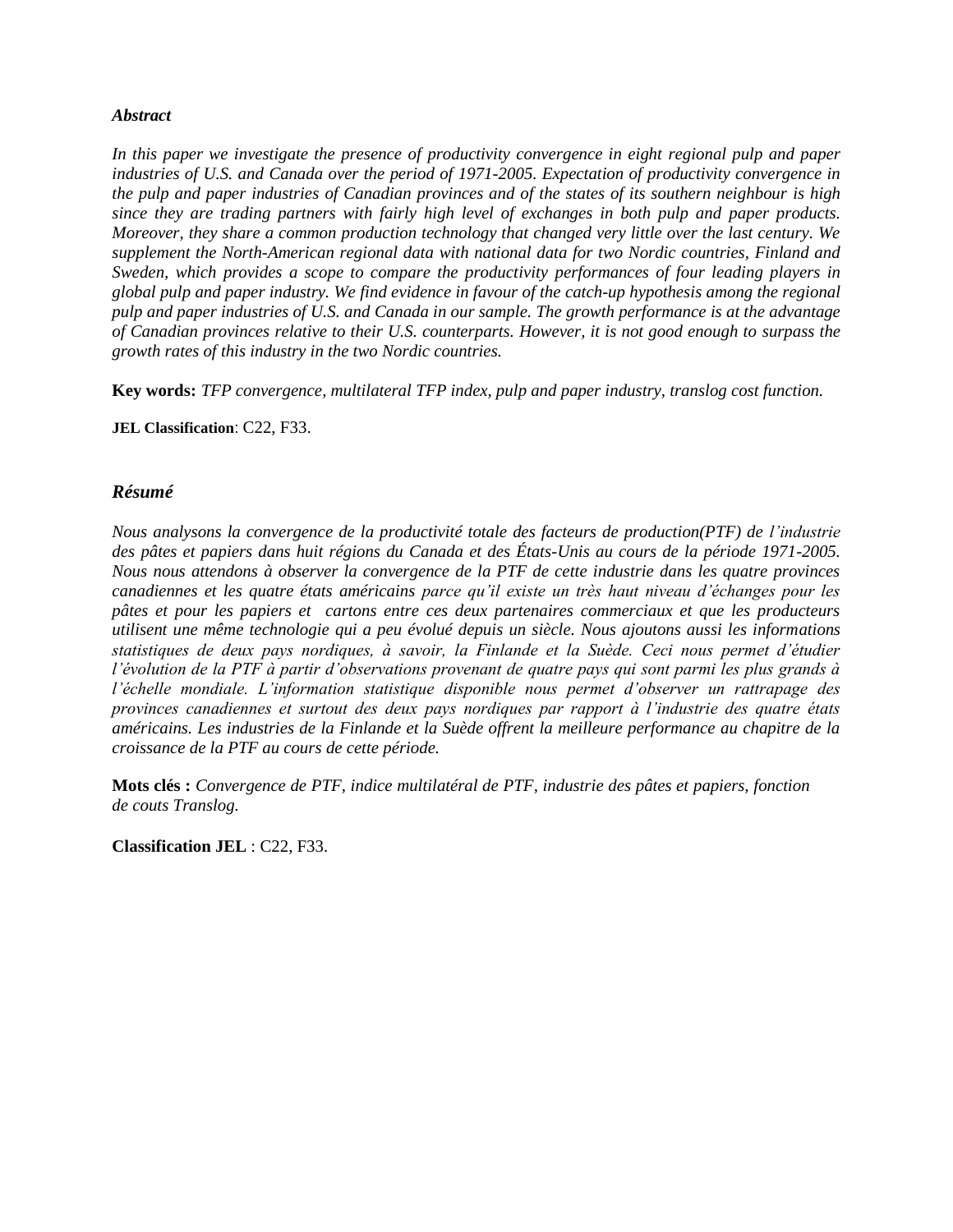### *Abstract*

*In this paper we investigate the presence of productivity convergence in eight regional pulp and paper industries of U.S. and Canada over the period of 1971-2005. Expectation of productivity convergence in the pulp and paper industries of Canadian provinces and of the states of its southern neighbour is high since they are trading partners with fairly high level of exchanges in both pulp and paper products. Moreover, they share a common production technology that changed very little over the last century. We supplement the North-American regional data with national data for two Nordic countries, Finland and Sweden, which provides a scope to compare the productivity performances of four leading players in global pulp and paper industry. We find evidence in favour of the catch-up hypothesis among the regional pulp and paper industries of U.S. and Canada in our sample. The growth performance is at the advantage of Canadian provinces relative to their U.S. counterparts. However, it is not good enough to surpass the growth rates of this industry in the two Nordic countries.*

**Key words:** *TFP convergence, multilateral TFP index, pulp and paper industry, translog cost function.*

**JEL Classification**: C22, F33.

### *Résumé*

*Nous analysons la convergence de la productivité totale des facteurs de production(PTF) de l'industrie des pâtes et papiers dans huit régions du Canada et des États-Unis au cours de la période 1971-2005. Nous nous attendons à observer la convergence de la PTF de cette industrie dans les quatre provinces canadiennes et les quatre états américains parce qu'il existe un très haut niveau d'échanges pour les pâtes et pour les papiers et cartons entre ces deux partenaires commerciaux et que les producteurs utilisent une même technologie qui a peu évolué depuis un siècle. Nous ajoutons aussi les informations statistiques de deux pays nordiques, à savoir, la Finlande et la Suède. Ceci nous permet d'étudier l'évolution de la PTF à partir d'observations provenant de quatre pays qui sont parmi les plus grands à l'échelle mondiale. L'information statistique disponible nous permet d'observer un rattrapage des provinces canadiennes et surtout des deux pays nordiques par rapport à l'industrie des quatre états américains. Les industries de la Finlande et la Suède offrent la meilleure performance au chapitre de la croissance de la PTF au cours de cette période.*

**Mots clés :** *Convergence de PTF, indice multilatéral de PTF, industrie des pâtes et papiers, fonction de couts Translog.*

**Classification JEL** : C22, F33.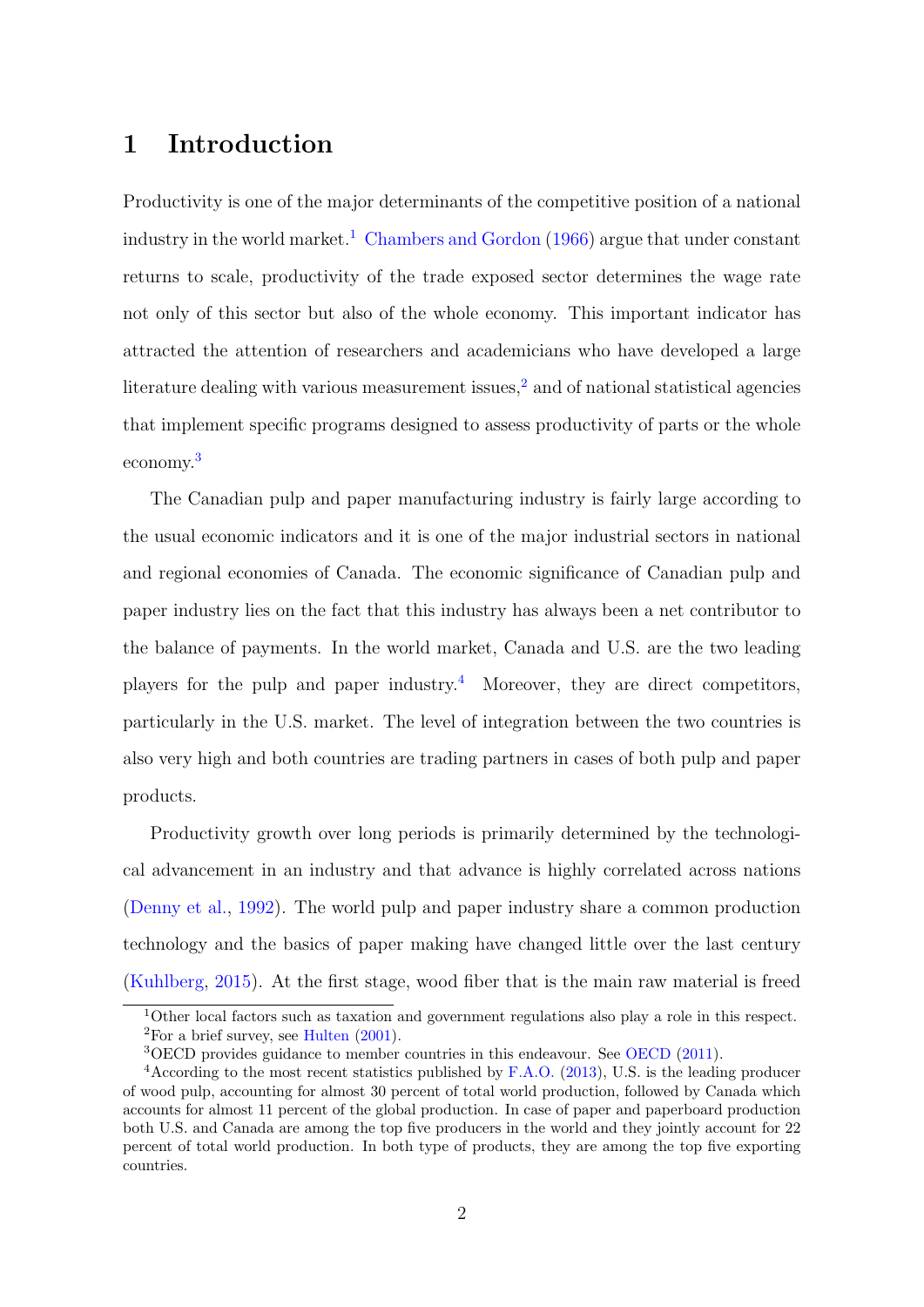# 1 Introduction

Productivity is one of the major determinants of the competitive position of a national industry in the world market.[1] Chambers and Gordon (1966) argue that under constant returns to scale, productivity of the trade exposed sector determines the wage rate not only of this sector but also of the whole economy. This important indicator has attracted the attention of researchers and academicians who have developed a large literature dealing with various measurement issues,[2] and of national statistical agencies that implement specific programs designed to assess productivity of parts or the whole economy.[3]

The Canadian pulp and paper manufacturing industry is fairly large according to the usual economic indicators and it is one of the major industrial sectors in national and regional economies of Canada. The economic significance of Canadian pulp and paper industry lies on the fact that this industry has always been a net contributor to the balance of payments. In the world market, Canada and U.S. are the two leading players for the pulp and paper industry.[4] Moreover, they are direct competitors, particularly in the U.S. market. The level of integration between the two countries is also very high and both countries are trading partners in cases of both pulp and paper products.

Productivity growth over long periods is primarily determined by the technological advancement in an industry and that advance is highly correlated across nations (Denny et al., 1992). The world pulp and paper industry share a common production technology and the basics of paper making have changed little over the last century (Kuhlberg, 2015). At the first stage, wood fiber that is the main raw material is freed

[1] Other local factors such as taxation and government regulations also play a role in this respect.

[2] For a brief survey, see Hulten (2001).

[3] OECD provides guidance to member countries in this endeavour. See OECD (2011).

[4] According to the most recent statistics published by F.A.O. (2013), U.S. is the leading producer of wood pulp, accounting for almost 30 percent of total world production, followed by Canada which accounts for almost 11 percent of the global production. In case of paper and paperboard production both U.S. and Canada are among the top five producers in the world and they jointly account for 22 percent of total world production. In both type of products, they are among the top five exporting countries.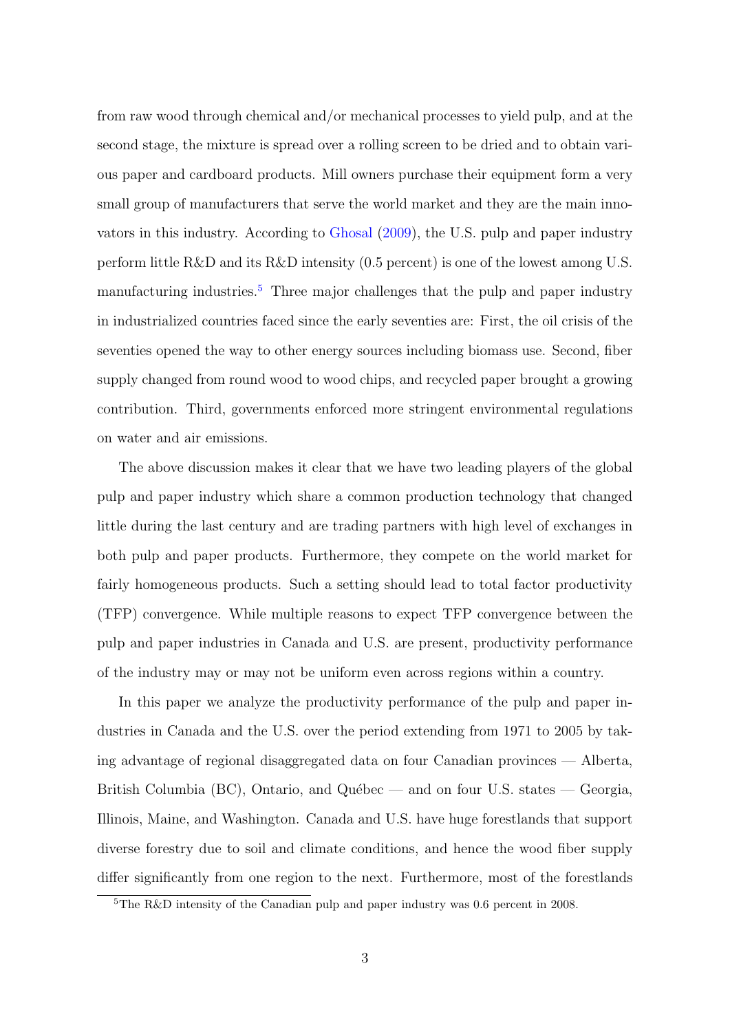from raw wood through chemical and/or mechanical processes to yield pulp, and at the second stage, the mixture is spread over a rolling screen to be dried and to obtain various paper and cardboard products. Mill owners purchase their equipment form a very small group of manufacturers that serve the world market and they are the main innovators in this industry. According to Ghosal (2009), the U.S. pulp and paper industry perform little R&D and its R&D intensity (0.5 percent) is one of the lowest among U.S. manufacturing industries.[5] Three major challenges that the pulp and paper industry in industrialized countries faced since the early seventies are: First, the oil crisis of the seventies opened the way to other energy sources including biomass use. Second, fiber supply changed from round wood to wood chips, and recycled paper brought a growing contribution. Third, governments enforced more stringent environmental regulations on water and air emissions.

The above discussion makes it clear that we have two leading players of the global pulp and paper industry which share a common production technology that changed little during the last century and are trading partners with high level of exchanges in both pulp and paper products. Furthermore, they compete on the world market for fairly homogeneous products. Such a setting should lead to total factor productivity (TFP) convergence. While multiple reasons to expect TFP convergence between the pulp and paper industries in Canada and U.S. are present, productivity performance of the industry may or may not be uniform even across regions within a country.

In this paper we analyze the productivity performance of the pulp and paper industries in Canada and the U.S. over the period extending from 1971 to 2005 by taking advantage of regional disaggregated data on four Canadian provinces — Alberta, British Columbia (BC), Ontario, and Québec — and on four U.S. states — Georgia, Illinois, Maine, and Washington. Canada and U.S. have huge forestlands that support diverse forestry due to soil and climate conditions, and hence the wood fiber supply differ significantly from one region to the next. Furthermore, most of the forestlands

[5] The R&D intensity of the Canadian pulp and paper industry was 0.6 percent in 2008.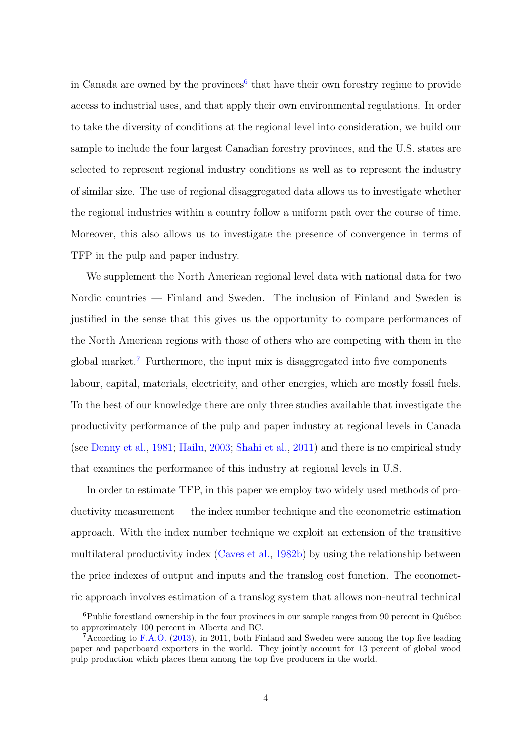in Canada are owned by the provinces[6] that have their own forestry regime to provide access to industrial uses, and that apply their own environmental regulations. In order to take the diversity of conditions at the regional level into consideration, we build our sample to include the four largest Canadian forestry provinces, and the U.S. states are selected to represent regional industry conditions as well as to represent the industry of similar size. The use of regional disaggregated data allows us to investigate whether the regional industries within a country follow a uniform path over the course of time. Moreover, this also allows us to investigate the presence of convergence in terms of TFP in the pulp and paper industry.

We supplement the North American regional level data with national data for two Nordic countries — Finland and Sweden. The inclusion of Finland and Sweden is justified in the sense that this gives us the opportunity to compare performances of the North American regions with those of others who are competing with them in the global market.[7] Furthermore, the input mix is disaggregated into five components — labour, capital, materials, electricity, and other energies, which are mostly fossil fuels. To the best of our knowledge there are only three studies available that investigate the productivity performance of the pulp and paper industry at regional levels in Canada (see Denny et al., 1981; Hailu, 2003; Shahi et al., 2011) and there is no empirical study that examines the performance of this industry at regional levels in U.S.

In order to estimate TFP, in this paper we employ two widely used methods of productivity measurement — the index number technique and the econometric estimation approach. With the index number technique we exploit an extension of the transitive multilateral productivity index (Caves et al., 1982b) by using the relationship between the price indexes of output and inputs and the translog cost function. The econometric approach involves estimation of a translog system that allows non-neutral technical

[6] Public forestland ownership in the four provinces in our sample ranges from 90 percent in Québec to approximately 100 percent in Alberta and BC.

[7] According to F.A.O. (2013), in 2011, both Finland and Sweden were among the top five leading paper and paperboard exporters in the world. They jointly account for 13 percent of global wood pulp production which places them among the top five producers in the world.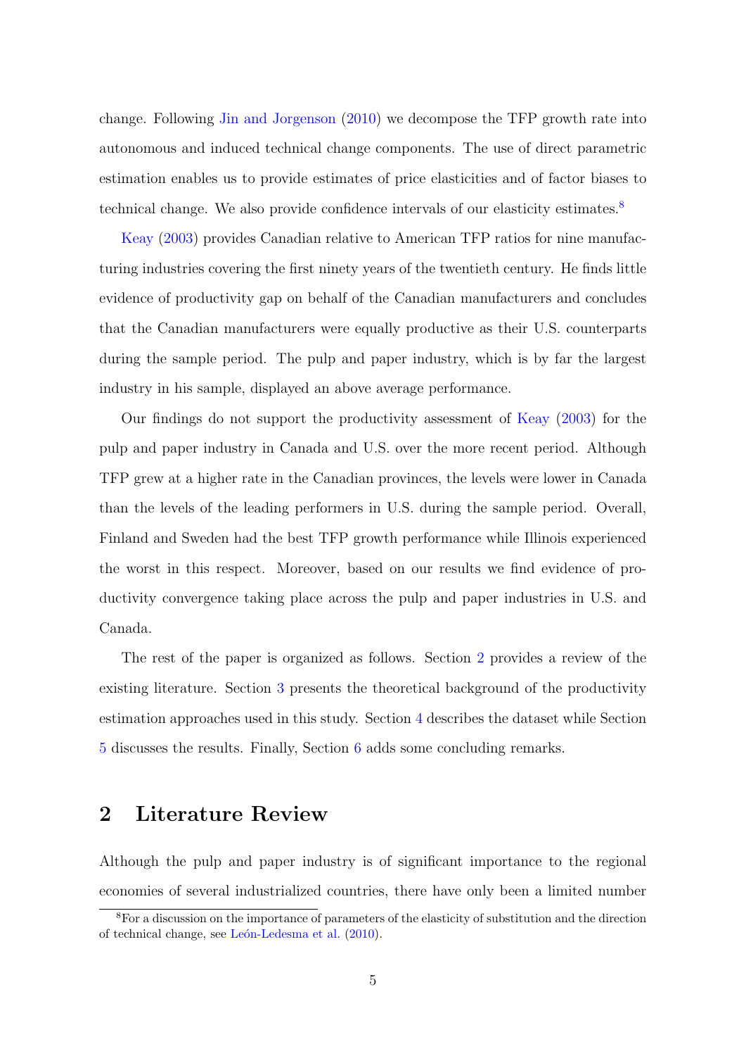change. Following Jin and Jorgenson (2010) we decompose the TFP growth rate into autonomous and induced technical change components. The use of direct parametric estimation enables us to provide estimates of price elasticities and of factor biases to technical change. We also provide confidence intervals of our elasticity estimates.[8]

Keay (2003) provides Canadian relative to American TFP ratios for nine manufacturing industries covering the first ninety years of the twentieth century. He finds little evidence of productivity gap on behalf of the Canadian manufacturers and concludes that the Canadian manufacturers were equally productive as their U.S. counterparts during the sample period. The pulp and paper industry, which is by far the largest industry in his sample, displayed an above average performance.

Our findings do not support the productivity assessment of Keay (2003) for the pulp and paper industry in Canada and U.S. over the more recent period. Although TFP grew at a higher rate in the Canadian provinces, the levels were lower in Canada than the levels of the leading performers in U.S. during the sample period. Overall, Finland and Sweden had the best TFP growth performance while Illinois experienced the worst in this respect. Moreover, based on our results we find evidence of productivity convergence taking place across the pulp and paper industries in U.S. and Canada.

The rest of the paper is organized as follows. Section 2 provides a review of the existing literature. Section 3 presents the theoretical background of the productivity estimation approaches used in this study. Section 4 describes the dataset while Section 5 discusses the results. Finally, Section 6 adds some concluding remarks.

## 2 Literature Review

Although the pulp and paper industry is of significant importance to the regional economies of several industrialized countries, there have only been a limited number

[8] For a discussion on the importance of parameters of the elasticity of substitution and the direction of technical change, see León-Ledesma et al. (2010).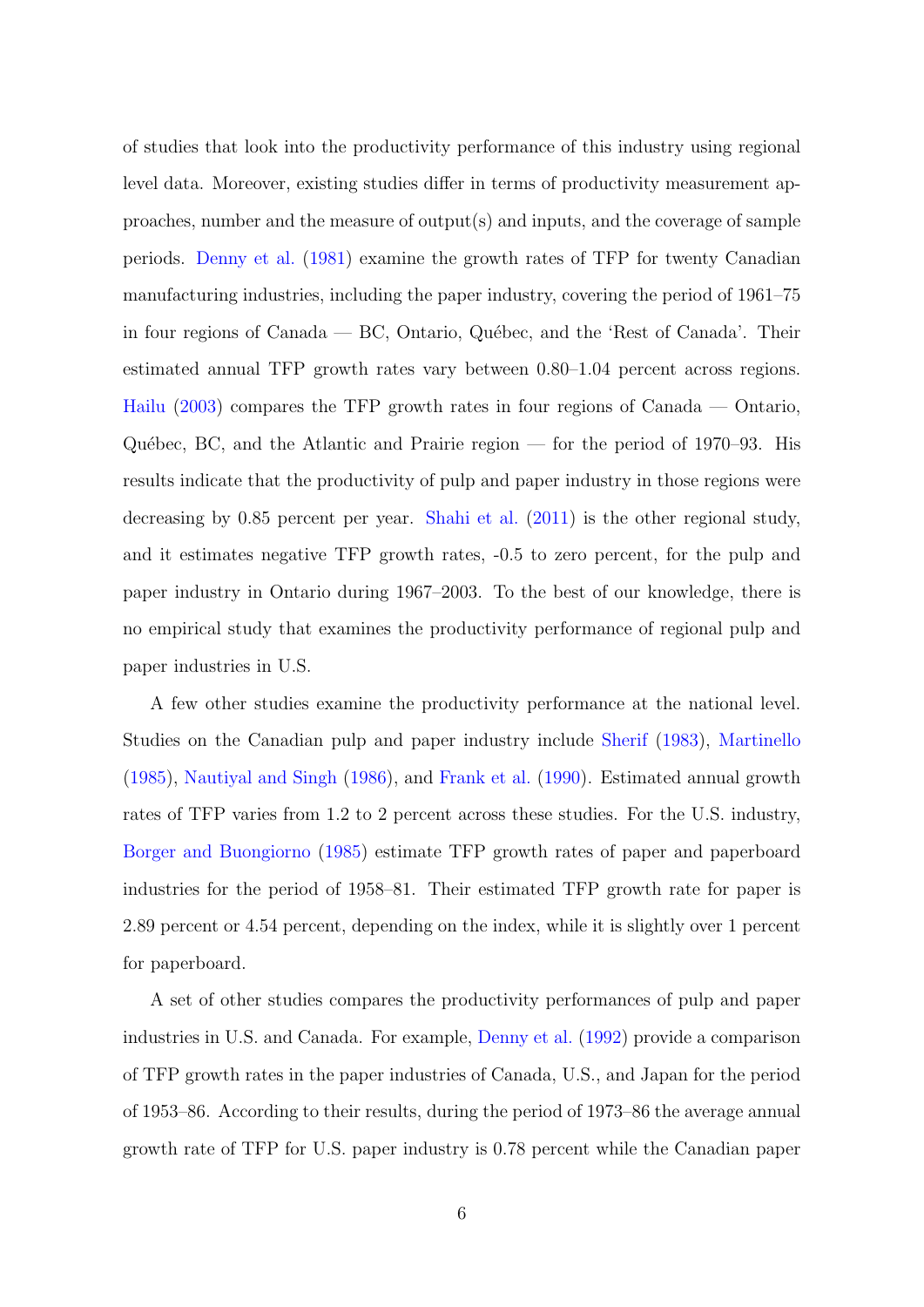of studies that look into the productivity performance of this industry using regional level data. Moreover, existing studies differ in terms of productivity measurement approaches, number and the measure of output(s) and inputs, and the coverage of sample periods. Denny et al. (1981) examine the growth rates of TFP for twenty Canadian manufacturing industries, including the paper industry, covering the period of 1961–75 in four regions of Canada — BC, Ontario, Québec, and the 'Rest of Canada'. Their estimated annual TFP growth rates vary between 0.80–1.04 percent across regions. Hailu (2003) compares the TFP growth rates in four regions of Canada — Ontario, Québec, BC, and the Atlantic and Prairie region — for the period of 1970–93. His results indicate that the productivity of pulp and paper industry in those regions were decreasing by 0.85 percent per year. Shahi et al. (2011) is the other regional study, and it estimates negative TFP growth rates, -0.5 to zero percent, for the pulp and paper industry in Ontario during 1967–2003. To the best of our knowledge, there is no empirical study that examines the productivity performance of regional pulp and paper industries in U.S.

A few other studies examine the productivity performance at the national level. Studies on the Canadian pulp and paper industry include Sherif (1983), Martinello (1985), Nautiyal and Singh (1986), and Frank et al. (1990). Estimated annual growth rates of TFP varies from 1.2 to 2 percent across these studies. For the U.S. industry, Borger and Buongiorno (1985) estimate TFP growth rates of paper and paperboard industries for the period of 1958–81. Their estimated TFP growth rate for paper is 2.89 percent or 4.54 percent, depending on the index, while it is slightly over 1 percent for paperboard.

A set of other studies compares the productivity performances of pulp and paper industries in U.S. and Canada. For example, Denny et al. (1992) provide a comparison of TFP growth rates in the paper industries of Canada, U.S., and Japan for the period of 1953–86. According to their results, during the period of 1973–86 the average annual growth rate of TFP for U.S. paper industry is 0.78 percent while the Canadian paper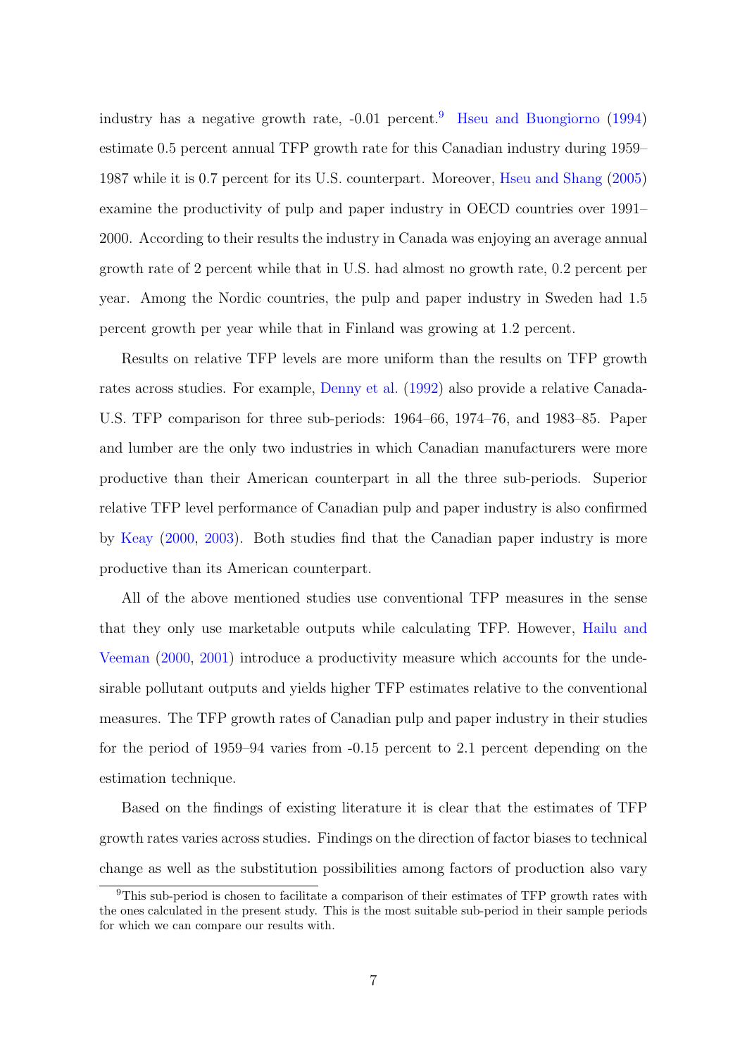industry has a negative growth rate, -0.01 percent.[9] Hseu and Buongiorno (1994) estimate 0.5 percent annual TFP growth rate for this Canadian industry during 1959–1987 while it is 0.7 percent for its U.S. counterpart. Moreover, Hseu and Shang (2005) examine the productivity of pulp and paper industry in OECD countries over 1991–2000. According to their results the industry in Canada was enjoying an average annual growth rate of 2 percent while that in U.S. had almost no growth rate, 0.2 percent per year. Among the Nordic countries, the pulp and paper industry in Sweden had 1.5 percent growth per year while that in Finland was growing at 1.2 percent.

Results on relative TFP levels are more uniform than the results on TFP growth rates across studies. For example, Denny et al. (1992) also provide a relative Canada-U.S. TFP comparison for three sub-periods: 1964–66, 1974–76, and 1983–85. Paper and lumber are the only two industries in which Canadian manufacturers were more productive than their American counterpart in all the three sub-periods. Superior relative TFP level performance of Canadian pulp and paper industry is also confirmed by Keay (2000, 2003). Both studies find that the Canadian paper industry is more productive than its American counterpart.

All of the above mentioned studies use conventional TFP measures in the sense that they only use marketable outputs while calculating TFP. However, Hailu and Veeman (2000, 2001) introduce a productivity measure which accounts for the undesirable pollutant outputs and yields higher TFP estimates relative to the conventional measures. The TFP growth rates of Canadian pulp and paper industry in their studies for the period of 1959–94 varies from -0.15 percent to 2.1 percent depending on the estimation technique.

Based on the findings of existing literature it is clear that the estimates of TFP growth rates varies across studies. Findings on the direction of factor biases to technical change as well as the substitution possibilities among factors of production also vary

[9] This sub-period is chosen to facilitate a comparison of their estimates of TFP growth rates with the ones calculated in the present study. This is the most suitable sub-period in their sample periods for which we can compare our results with.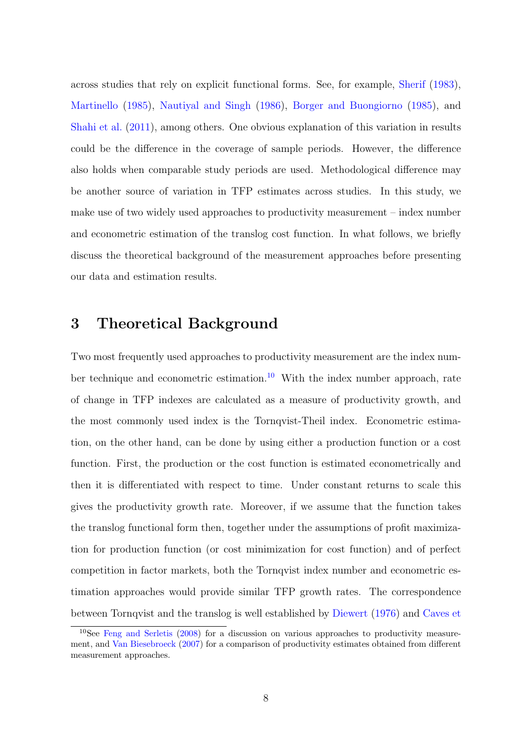across studies that rely on explicit functional forms. See, for example, Sherif (1983), Martinello (1985), Nautiyal and Singh (1986), Borger and Buongiorno (1985), and Shahi et al. (2011), among others. One obvious explanation of this variation in results could be the difference in the coverage of sample periods. However, the difference also holds when comparable study periods are used. Methodological difference may be another source of variation in TFP estimates across studies. In this study, we make use of two widely used approaches to productivity measurement – index number and econometric estimation of the translog cost function. In what follows, we briefly discuss the theoretical background of the measurement approaches before presenting our data and estimation results.

# 3 Theoretical Background

Two most frequently used approaches to productivity measurement are the index number technique and econometric estimation.[10] With the index number approach, rate of change in TFP indexes are calculated as a measure of productivity growth, and the most commonly used index is the Tornqvist-Theil index. Econometric estimation, on the other hand, can be done by using either a production function or a cost function. First, the production or the cost function is estimated econometrically and then it is differentiated with respect to time. Under constant returns to scale this gives the productivity growth rate. Moreover, if we assume that the function takes the translog functional form then, together under the assumptions of profit maximization for production function (or cost minimization for cost function) and of perfect competition in factor markets, both the Tornqvist index number and econometric estimation approaches would provide similar TFP growth rates. The correspondence between Tornqvist and the translog is well established by Diewert (1976) and Caves et

[10]See Feng and Serletis (2008) for a discussion on various approaches to productivity measurement, and Van Biesebroeck (2007) for a comparison of productivity estimates obtained from different measurement approaches.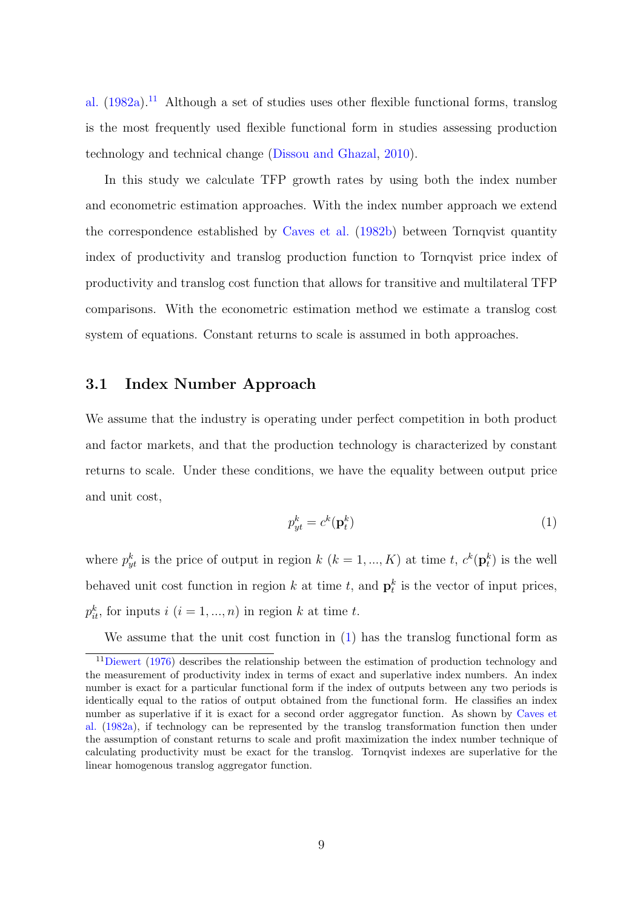al. (1982a).[11] Although a set of studies uses other flexible functional forms, translog is the most frequently used flexible functional form in studies assessing production technology and technical change (Dissou and Ghazal, 2010).

In this study we calculate TFP growth rates by using both the index number and econometric estimation approaches. With the index number approach we extend the correspondence established by Caves et al. (1982b) between Tornqvist quantity index of productivity and translog production function to Tornqvist price index of productivity and translog cost function that allows for transitive and multilateral TFP comparisons. With the econometric estimation method we estimate a translog cost system of equations. Constant returns to scale is assumed in both approaches.

### 3.1 Index Number Approach

We assume that the industry is operating under perfect competition in both product and factor markets, and that the production technology is characterized by constant returns to scale. Under these conditions, we have the equality between output price and unit cost,

$$p_{yt}^{k} = c^{k}(\mathbf{p}_{t}^{k}) \tag{1}$$

where $p_{yt}^{k}$ is the price of output in region $k$ ($k = 1, ..., K$) at time $t$, $c^{k}(\mathbf{p}_{t}^{k})$ is the well behaved unit cost function in region $k$ at time $t$, and $\mathbf{p}_{t}^{k}$ is the vector of input prices, $p_{it}^{k}$, for inputs $i$ ($i = 1, ..., n$) in region $k$ at time $t$.

We assume that the unit cost function in (1) has the translog functional form as

[11] Diewert (1976) describes the relationship between the estimation of production technology and the measurement of productivity index in terms of exact and superlative index numbers. An index number is exact for a particular functional form if the index of outputs between any two periods is identically equal to the ratios of output obtained from the functional form. He classifies an index number as superlative if it is exact for a second order aggregator function. As shown by Caves et al. (1982a), if technology can be represented by the translog transformation function then under the assumption of constant returns to scale and profit maximization the index number technique of calculating productivity must be exact for the translog. Tornqvist indexes are superlative for the linear homogenous translog aggregator function.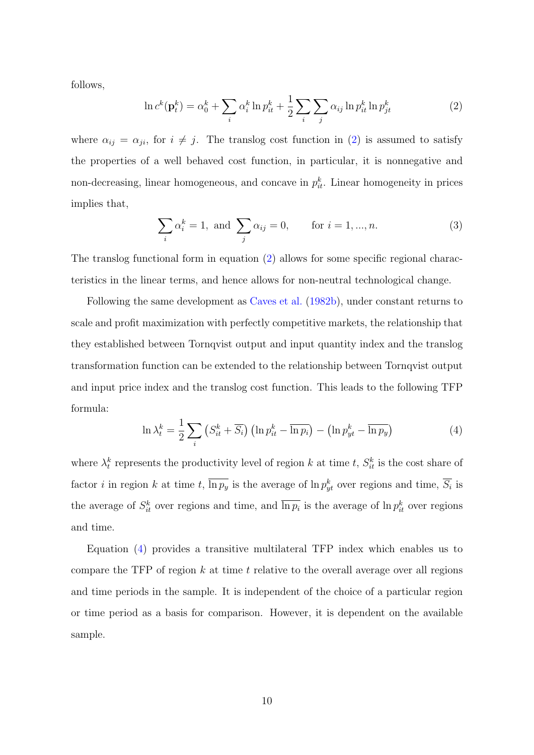follows,

$$\ln c^k(\mathbf{p}_t^k) = \alpha_0^k + \sum_i \alpha_i^k \ln p_{it}^k + \frac{1}{2} \sum_i \sum_j \alpha_{ij} \ln p_{it}^k \ln p_{jt}^k \tag{2}$$

where $\alpha_{ij} = \alpha_{ji}$, for $i \neq j$. The translog cost function in (2) is assumed to satisfy the properties of a well behaved cost function, in particular, it is nonnegative and non-decreasing, linear homogeneous, and concave in $p_{it}^k$. Linear homogeneity in prices implies that,

$$\sum_i \alpha_i^k = 1, \text{ and } \sum_j \alpha_{ij} = 0, \qquad \text{for } i = 1, ..., n. \tag{3}$$

The translog functional form in equation (2) allows for some specific regional characteristics in the linear terms, and hence allows for non-neutral technological change.

Following the same development as Caves et al. (1982b), under constant returns to scale and profit maximization with perfectly competitive markets, the relationship that they established between Tornqvist output and input quantity index and the translog transformation function can be extended to the relationship between Tornqvist output and input price index and the translog cost function. This leads to the following TFP formula:

$$\ln \lambda_t^k = \frac{1}{2} \sum_i \left( S_{it}^k + \overline{S_i} \right) \left( \ln p_{it}^k - \overline{\ln p_i} \right) - \left( \ln p_{yt}^k - \overline{\ln p_y} \right) \tag{4}$$

where $\lambda_t^k$ represents the productivity level of region $k$ at time $t$, $S_{it}^k$ is the cost share of factor $i$ in region $k$ at time $t$, $\overline{\ln p_y}$ is the average of $\ln p_{yt}^k$ over regions and time, $\overline{S_i}$ is the average of $S_{it}^k$ over regions and time, and $\overline{\ln p_i}$ is the average of $\ln p_{it}^k$ over regions and time.

Equation (4) provides a transitive multilateral TFP index which enables us to compare the TFP of region $k$ at time $t$ relative to the overall average over all regions and time periods in the sample. It is independent of the choice of a particular region or time period as a basis for comparison. However, it is dependent on the available sample.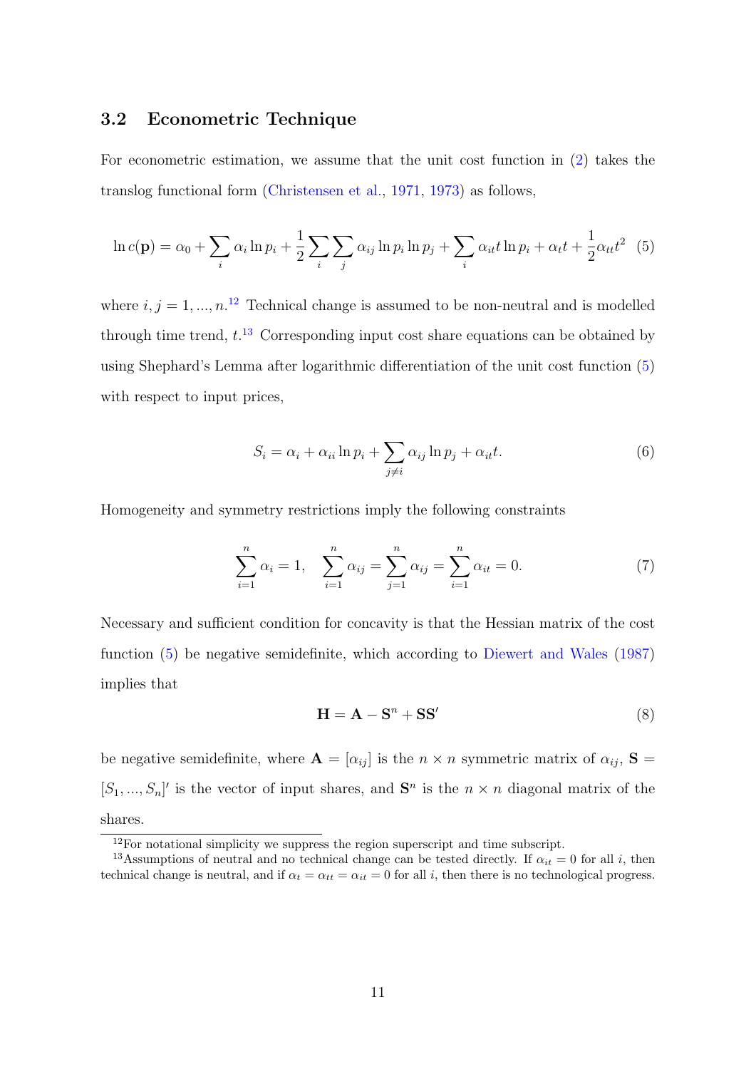### 3.2 Econometric Technique

For econometric estimation, we assume that the unit cost function in (2) takes the translog functional form (Christensen et al., 1971, 1973) as follows,

$$\ln c(\mathbf{p}) = \alpha_0 + \sum_i \alpha_i \ln p_i + \frac{1}{2}\sum_i \sum_j \alpha_{ij} \ln p_i \ln p_j + \sum_i \alpha_{it} t \ln p_i + \alpha_t t + \frac{1}{2}\alpha_{tt} t^2 \quad (5)$$

where $i, j = 1, ..., n$.[12] Technical change is assumed to be non-neutral and is modelled through time trend, $t$.[13] Corresponding input cost share equations can be obtained by using Shephard's Lemma after logarithmic differentiation of the unit cost function (5) with respect to input prices,

$$S_i = \alpha_i + \alpha_{ii} \ln p_i + \sum_{j \neq i} \alpha_{ij} \ln p_j + \alpha_{it} t. \quad (6)$$

Homogeneity and symmetry restrictions imply the following constraints

$$\sum_{i=1}^{n} \alpha_i = 1, \quad \sum_{i=1}^{n} \alpha_{ij} = \sum_{j=1}^{n} \alpha_{ij} = \sum_{i=1}^{n} \alpha_{it} = 0. \quad (7)$$

Necessary and sufficient condition for concavity is that the Hessian matrix of the cost function (5) be negative semidefinite, which according to Diewert and Wales (1987) implies that

$$\mathbf{H} = \mathbf{A} - \mathbf{S}^n + \mathbf{S}\mathbf{S}' \quad (8)$$

be negative semidefinite, where $\mathbf{A} = [\alpha_{ij}]$ is the $n \times n$ symmetric matrix of $\alpha_{ij}$, $\mathbf{S} = [S_1, ..., S_n]'$ is the vector of input shares, and $\mathbf{S}^n$ is the $n \times n$ diagonal matrix of the shares.

[12] For notational simplicity we suppress the region superscript and time subscript.

[13] Assumptions of neutral and no technical change can be tested directly. If $\alpha_{it} = 0$ for all $i$, then technical change is neutral, and if $\alpha_t = \alpha_{tt} = \alpha_{it} = 0$ for all $i$, then there is no technological progress.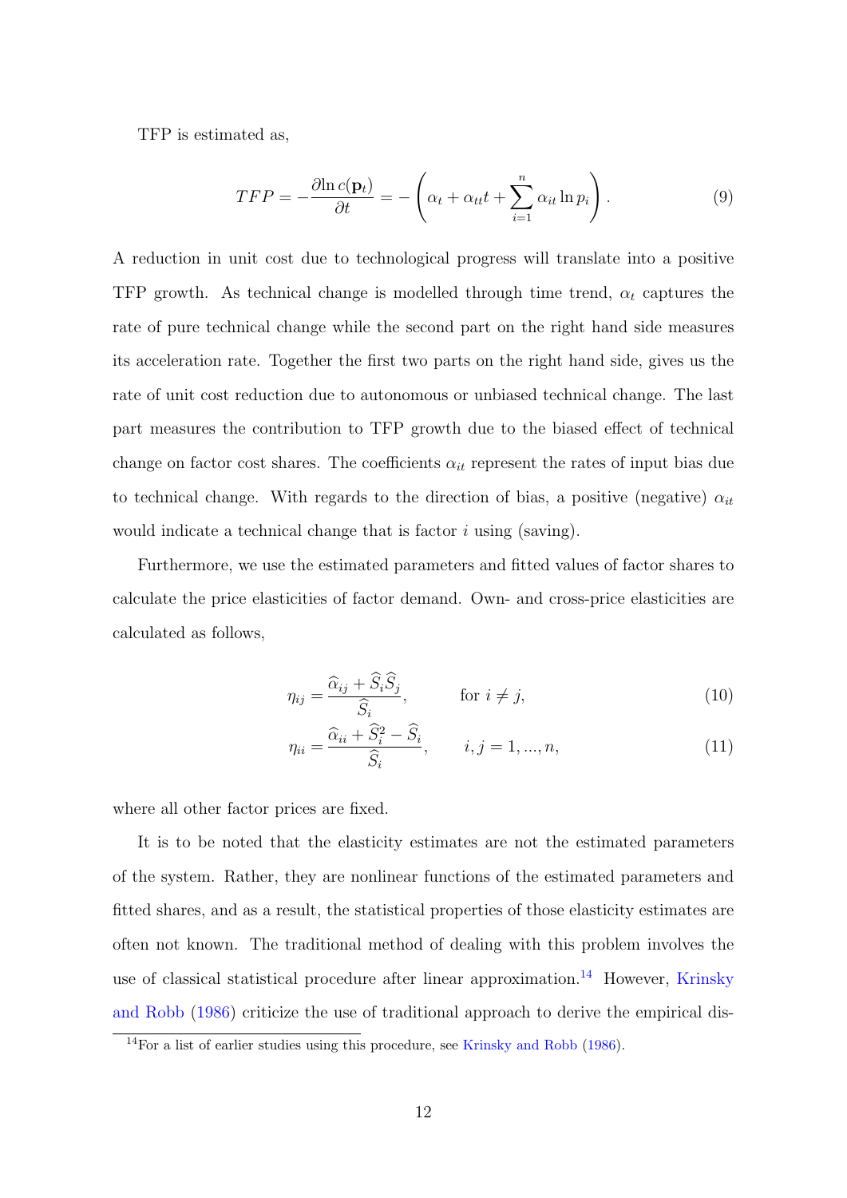TFP is estimated as,

$$TFP = -\frac{\partial \ln c(\mathbf{p}_t)}{\partial t} = -\left( \alpha_t + \alpha_{tt} t + \sum_{i=1}^{n} \alpha_{it} \ln p_i \right). \tag{9}$$

A reduction in unit cost due to technological progress will translate into a positive TFP growth. As technical change is modelled through time trend, $\alpha_t$ captures the rate of pure technical change while the second part on the right hand side measures its acceleration rate. Together the first two parts on the right hand side, gives us the rate of unit cost reduction due to autonomous or unbiased technical change. The last part measures the contribution to TFP growth due to the biased effect of technical change on factor cost shares. The coefficients $\alpha_{it}$ represent the rates of input bias due to technical change. With regards to the direction of bias, a positive (negative) $\alpha_{it}$ would indicate a technical change that is factor $i$ using (saving).

Furthermore, we use the estimated parameters and fitted values of factor shares to calculate the price elasticities of factor demand. Own- and cross-price elasticities are calculated as follows,

$$\eta_{ij} = \frac{\widehat{\alpha}_{ij} + \widehat{S}_i \widehat{S}_j}{\widehat{S}_i}, \qquad \text{for } i \neq j, \tag{10}$$

$$\eta_{ii} = \frac{\widehat{\alpha}_{ii} + \widehat{S}_i^2 - \widehat{S}_i}{\widehat{S}_i}, \qquad i, j = 1, ..., n, \tag{11}$$

where all other factor prices are fixed.

It is to be noted that the elasticity estimates are not the estimated parameters of the system. Rather, they are nonlinear functions of the estimated parameters and fitted shares, and as a result, the statistical properties of those elasticity estimates are often not known. The traditional method of dealing with this problem involves the use of classical statistical procedure after linear approximation.[14] However, Krinsky and Robb (1986) criticize the use of traditional approach to derive the empirical dis-

[14] For a list of earlier studies using this procedure, see Krinsky and Robb (1986).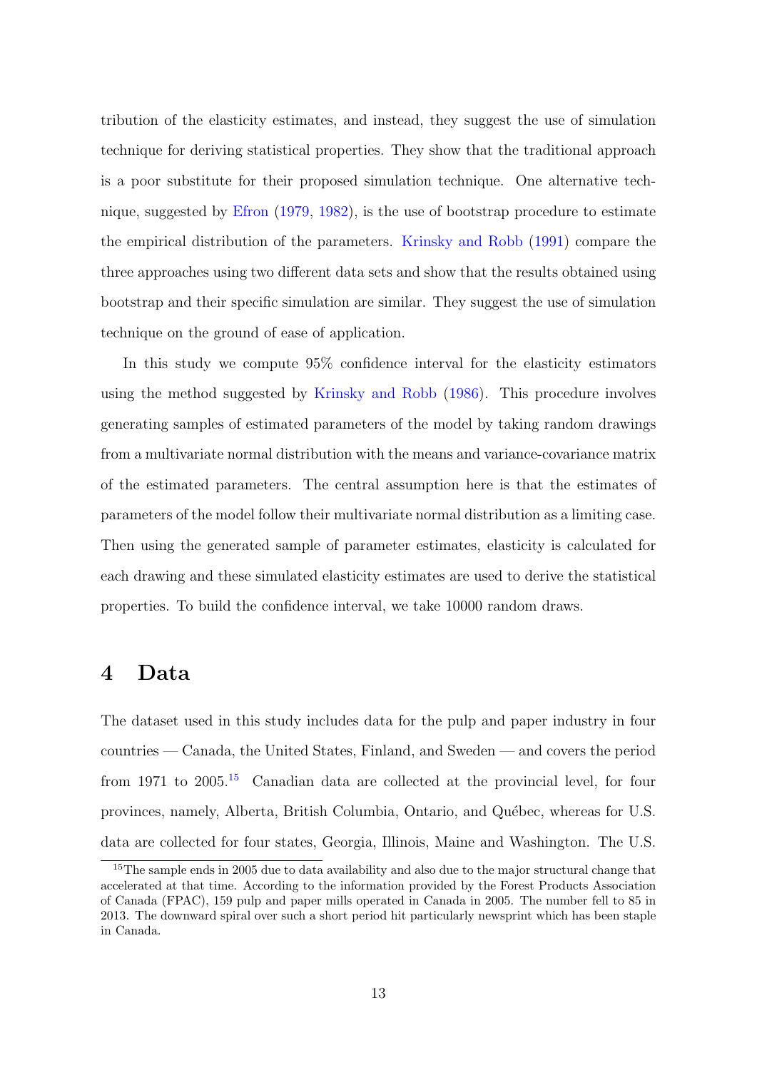tribution of the elasticity estimates, and instead, they suggest the use of simulation technique for deriving statistical properties. They show that the traditional approach is a poor substitute for their proposed simulation technique. One alternative technique, suggested by Efron (1979, 1982), is the use of bootstrap procedure to estimate the empirical distribution of the parameters. Krinsky and Robb (1991) compare the three approaches using two different data sets and show that the results obtained using bootstrap and their specific simulation are similar. They suggest the use of simulation technique on the ground of ease of application.

In this study we compute 95% confidence interval for the elasticity estimators using the method suggested by Krinsky and Robb (1986). This procedure involves generating samples of estimated parameters of the model by taking random drawings from a multivariate normal distribution with the means and variance-covariance matrix of the estimated parameters. The central assumption here is that the estimates of parameters of the model follow their multivariate normal distribution as a limiting case. Then using the generated sample of parameter estimates, elasticity is calculated for each drawing and these simulated elasticity estimates are used to derive the statistical properties. To build the confidence interval, we take 10000 random draws.

# 4 Data

The dataset used in this study includes data for the pulp and paper industry in four countries — Canada, the United States, Finland, and Sweden — and covers the period from 1971 to 2005.[15] Canadian data are collected at the provincial level, for four provinces, namely, Alberta, British Columbia, Ontario, and Québec, whereas for U.S. data are collected for four states, Georgia, Illinois, Maine and Washington. The U.S.

[15] The sample ends in 2005 due to data availability and also due to the major structural change that accelerated at that time. According to the information provided by the Forest Products Association of Canada (FPAC), 159 pulp and paper mills operated in Canada in 2005. The number fell to 85 in 2013. The downward spiral over such a short period hit particularly newsprint which has been staple in Canada.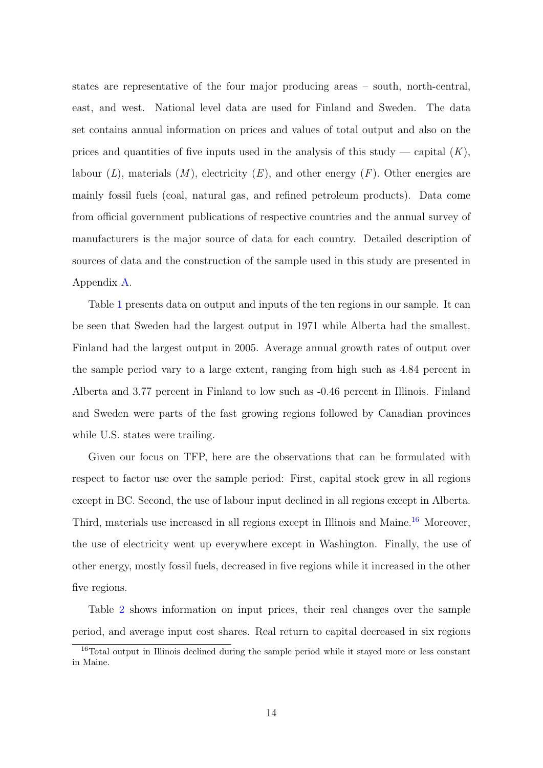states are representative of the four major producing areas – south, north-central, east, and west. National level data are used for Finland and Sweden. The data set contains annual information on prices and values of total output and also on the prices and quantities of five inputs used in the analysis of this study — capital ($K$), labour ($L$), materials ($M$), electricity ($E$), and other energy ($F$). Other energies are mainly fossil fuels (coal, natural gas, and refined petroleum products). Data come from official government publications of respective countries and the annual survey of manufacturers is the major source of data for each country. Detailed description of sources of data and the construction of the sample used in this study are presented in Appendix A.

Table 1 presents data on output and inputs of the ten regions in our sample. It can be seen that Sweden had the largest output in 1971 while Alberta had the smallest. Finland had the largest output in 2005. Average annual growth rates of output over the sample period vary to a large extent, ranging from high such as 4.84 percent in Alberta and 3.77 percent in Finland to low such as -0.46 percent in Illinois. Finland and Sweden were parts of the fast growing regions followed by Canadian provinces while U.S. states were trailing.

Given our focus on TFP, here are the observations that can be formulated with respect to factor use over the sample period: First, capital stock grew in all regions except in BC. Second, the use of labour input declined in all regions except in Alberta. Third, materials use increased in all regions except in Illinois and Maine.[16] Moreover, the use of electricity went up everywhere except in Washington. Finally, the use of other energy, mostly fossil fuels, decreased in five regions while it increased in the other five regions.

Table 2 shows information on input prices, their real changes over the sample period, and average input cost shares. Real return to capital decreased in six regions

[16] Total output in Illinois declined during the sample period while it stayed more or less constant in Maine.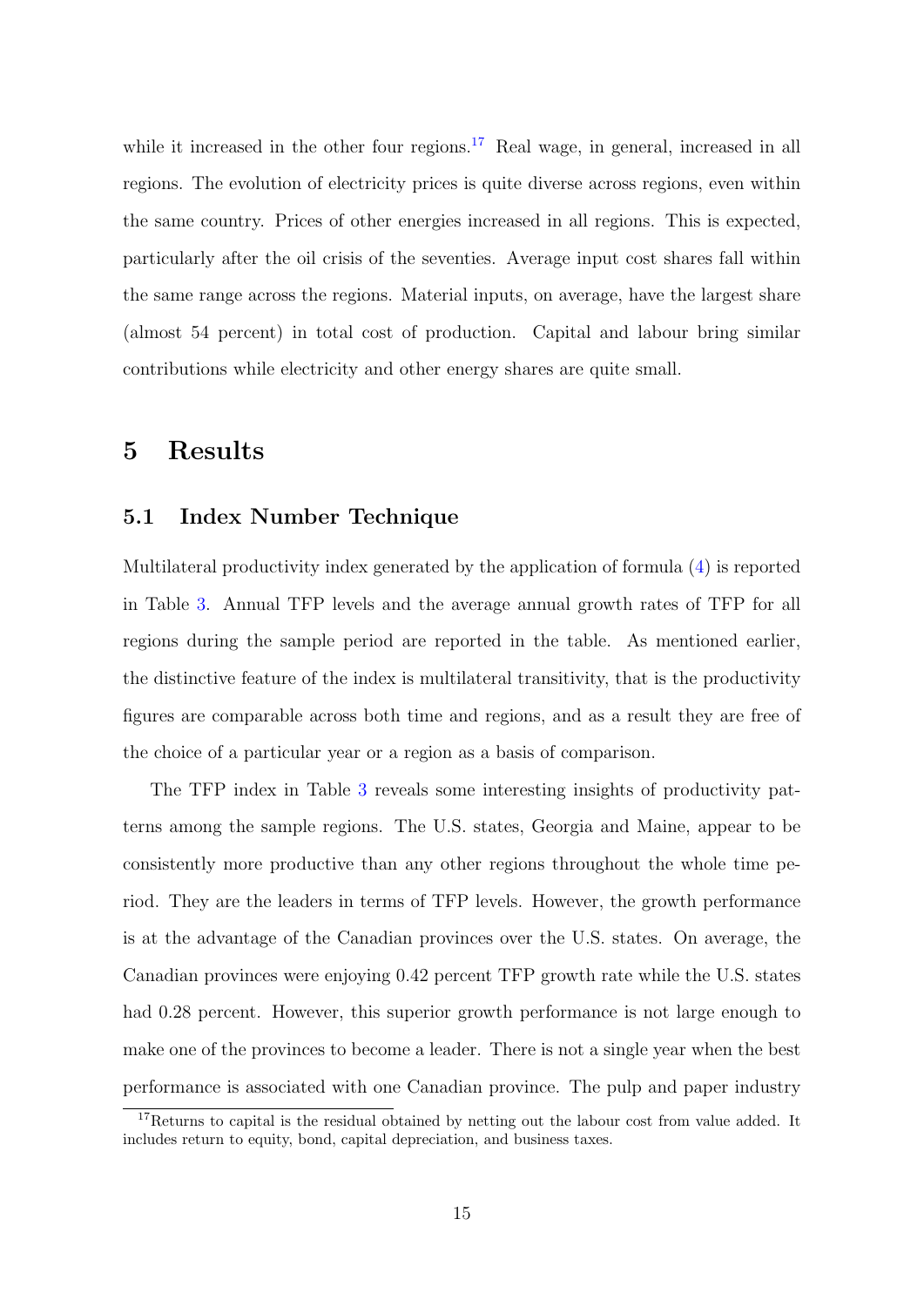while it increased in the other four regions.[17] Real wage, in general, increased in all regions. The evolution of electricity prices is quite diverse across regions, even within the same country. Prices of other energies increased in all regions. This is expected, particularly after the oil crisis of the seventies. Average input cost shares fall within the same range across the regions. Material inputs, on average, have the largest share (almost 54 percent) in total cost of production. Capital and labour bring similar contributions while electricity and other energy shares are quite small.

# 5 Results

## 5.1 Index Number Technique

Multilateral productivity index generated by the application of formula (4) is reported in Table 3. Annual TFP levels and the average annual growth rates of TFP for all regions during the sample period are reported in the table. As mentioned earlier, the distinctive feature of the index is multilateral transitivity, that is the productivity figures are comparable across both time and regions, and as a result they are free of the choice of a particular year or a region as a basis of comparison.

The TFP index in Table 3 reveals some interesting insights of productivity patterns among the sample regions. The U.S. states, Georgia and Maine, appear to be consistently more productive than any other regions throughout the whole time period. They are the leaders in terms of TFP levels. However, the growth performance is at the advantage of the Canadian provinces over the U.S. states. On average, the Canadian provinces were enjoying 0.42 percent TFP growth rate while the U.S. states had 0.28 percent. However, this superior growth performance is not large enough to make one of the provinces to become a leader. There is not a single year when the best performance is associated with one Canadian province. The pulp and paper industry

[17] Returns to capital is the residual obtained by netting out the labour cost from value added. It includes return to equity, bond, capital depreciation, and business taxes.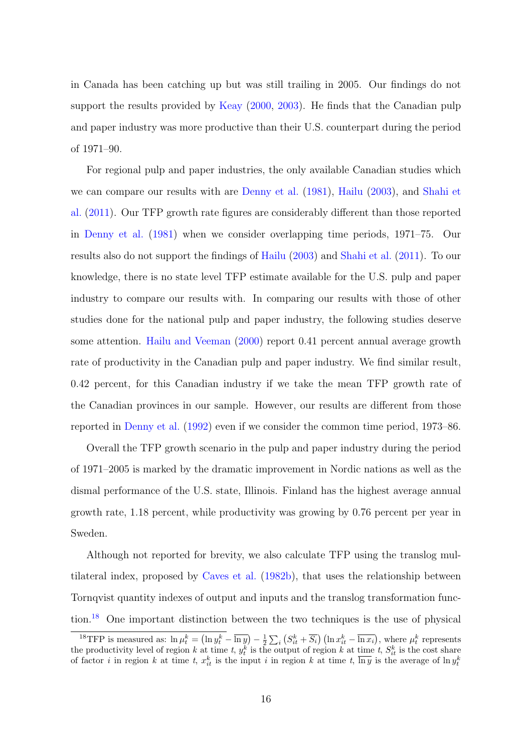in Canada has been catching up but was still trailing in 2005. Our findings do not support the results provided by Keay (2000, 2003). He finds that the Canadian pulp and paper industry was more productive than their U.S. counterpart during the period of 1971–90.

For regional pulp and paper industries, the only available Canadian studies which we can compare our results with are Denny et al. (1981), Hailu (2003), and Shahi et al. (2011). Our TFP growth rate figures are considerably different than those reported in Denny et al. (1981) when we consider overlapping time periods, 1971–75. Our results also do not support the findings of Hailu (2003) and Shahi et al. (2011). To our knowledge, there is no state level TFP estimate available for the U.S. pulp and paper industry to compare our results with. In comparing our results with those of other studies done for the national pulp and paper industry, the following studies deserve some attention. Hailu and Veeman (2000) report 0.41 percent annual average growth rate of productivity in the Canadian pulp and paper industry. We find similar result, 0.42 percent, for this Canadian industry if we take the mean TFP growth rate of the Canadian provinces in our sample. However, our results are different from those reported in Denny et al. (1992) even if we consider the common time period, 1973–86.

Overall the TFP growth scenario in the pulp and paper industry during the period of 1971–2005 is marked by the dramatic improvement in Nordic nations as well as the dismal performance of the U.S. state, Illinois. Finland has the highest average annual growth rate, 1.18 percent, while productivity was growing by 0.76 percent per year in Sweden.

Although not reported for brevity, we also calculate TFP using the translog multilateral index, proposed by Caves et al. (1982b), that uses the relationship between Tornqvist quantity indexes of output and inputs and the translog transformation function.[18] One important distinction between the two techniques is the use of physical

[18] TFP is measured as: $\ln \mu_t^k = \left(\ln y_t^k - \overline{\ln y}\right) - \frac{1}{2}\sum_i \left(S_{it}^k + \overline{S_i}\right)\left(\ln x_{it}^k - \overline{\ln x_i}\right)$, where $\mu_t^k$ represents the productivity level of region $k$ at time $t$, $y_t^k$ is the output of region $k$ at time $t$, $S_{it}^k$ is the cost share of factor $i$ in region $k$ at time $t$, $x_{it}^k$ is the input $i$ in region $k$ at time $t$, $\overline{\ln y}$ is the average of $\ln y_t^k$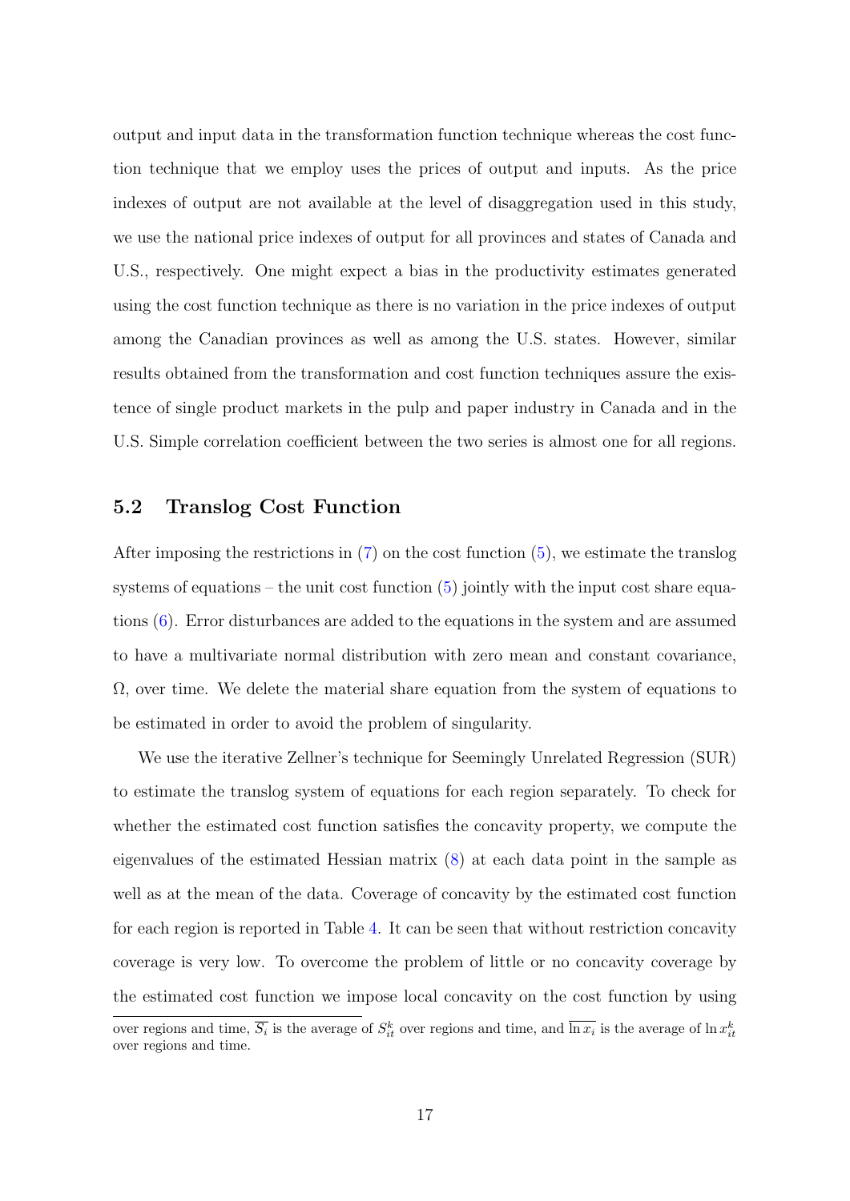output and input data in the transformation function technique whereas the cost function technique that we employ uses the prices of output and inputs. As the price indexes of output are not available at the level of disaggregation used in this study, we use the national price indexes of output for all provinces and states of Canada and U.S., respectively. One might expect a bias in the productivity estimates generated using the cost function technique as there is no variation in the price indexes of output among the Canadian provinces as well as among the U.S. states. However, similar results obtained from the transformation and cost function techniques assure the existence of single product markets in the pulp and paper industry in Canada and in the U.S. Simple correlation coefficient between the two series is almost one for all regions.

## 5.2 Translog Cost Function

After imposing the restrictions in (7) on the cost function (5), we estimate the translog systems of equations – the unit cost function (5) jointly with the input cost share equations (6). Error disturbances are added to the equations in the system and are assumed to have a multivariate normal distribution with zero mean and constant covariance, $\Omega$, over time. We delete the material share equation from the system of equations to be estimated in order to avoid the problem of singularity.

We use the iterative Zellner's technique for Seemingly Unrelated Regression (SUR) to estimate the translog system of equations for each region separately. To check for whether the estimated cost function satisfies the concavity property, we compute the eigenvalues of the estimated Hessian matrix (8) at each data point in the sample as well as at the mean of the data. Coverage of concavity by the estimated cost function for each region is reported in Table 4. It can be seen that without restriction concavity coverage is very low. To overcome the problem of little or no concavity coverage by the estimated cost function we impose local concavity on the cost function by using

over regions and time, $\overline{S_i}$ is the average of $S_{it}^k$ over regions and time, and $\overline{\ln x_i}$ is the average of $\ln x_{it}^k$ over regions and time.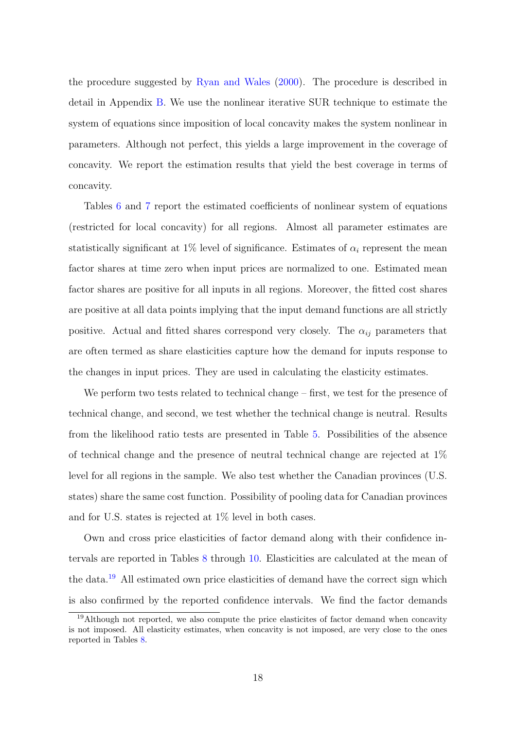the procedure suggested by Ryan and Wales (2000). The procedure is described in detail in Appendix B. We use the nonlinear iterative SUR technique to estimate the system of equations since imposition of local concavity makes the system nonlinear in parameters. Although not perfect, this yields a large improvement in the coverage of concavity. We report the estimation results that yield the best coverage in terms of concavity.

Tables 6 and 7 report the estimated coefficients of nonlinear system of equations (restricted for local concavity) for all regions. Almost all parameter estimates are statistically significant at 1% level of significance. Estimates of $\alpha_i$ represent the mean factor shares at time zero when input prices are normalized to one. Estimated mean factor shares are positive for all inputs in all regions. Moreover, the fitted cost shares are positive at all data points implying that the input demand functions are all strictly positive. Actual and fitted shares correspond very closely. The $\alpha_{ij}$ parameters that are often termed as share elasticities capture how the demand for inputs response to the changes in input prices. They are used in calculating the elasticity estimates.

We perform two tests related to technical change – first, we test for the presence of technical change, and second, we test whether the technical change is neutral. Results from the likelihood ratio tests are presented in Table 5. Possibilities of the absence of technical change and the presence of neutral technical change are rejected at 1% level for all regions in the sample. We also test whether the Canadian provinces (U.S. states) share the same cost function. Possibility of pooling data for Canadian provinces and for U.S. states is rejected at 1% level in both cases.

Own and cross price elasticities of factor demand along with their confidence intervals are reported in Tables 8 through 10. Elasticities are calculated at the mean of the data.[19] All estimated own price elasticities of demand have the correct sign which is also confirmed by the reported confidence intervals. We find the factor demands

[19] Although not reported, we also compute the price elasticites of factor demand when concavity is not imposed. All elasticity estimates, when concavity is not imposed, are very close to the ones reported in Tables 8.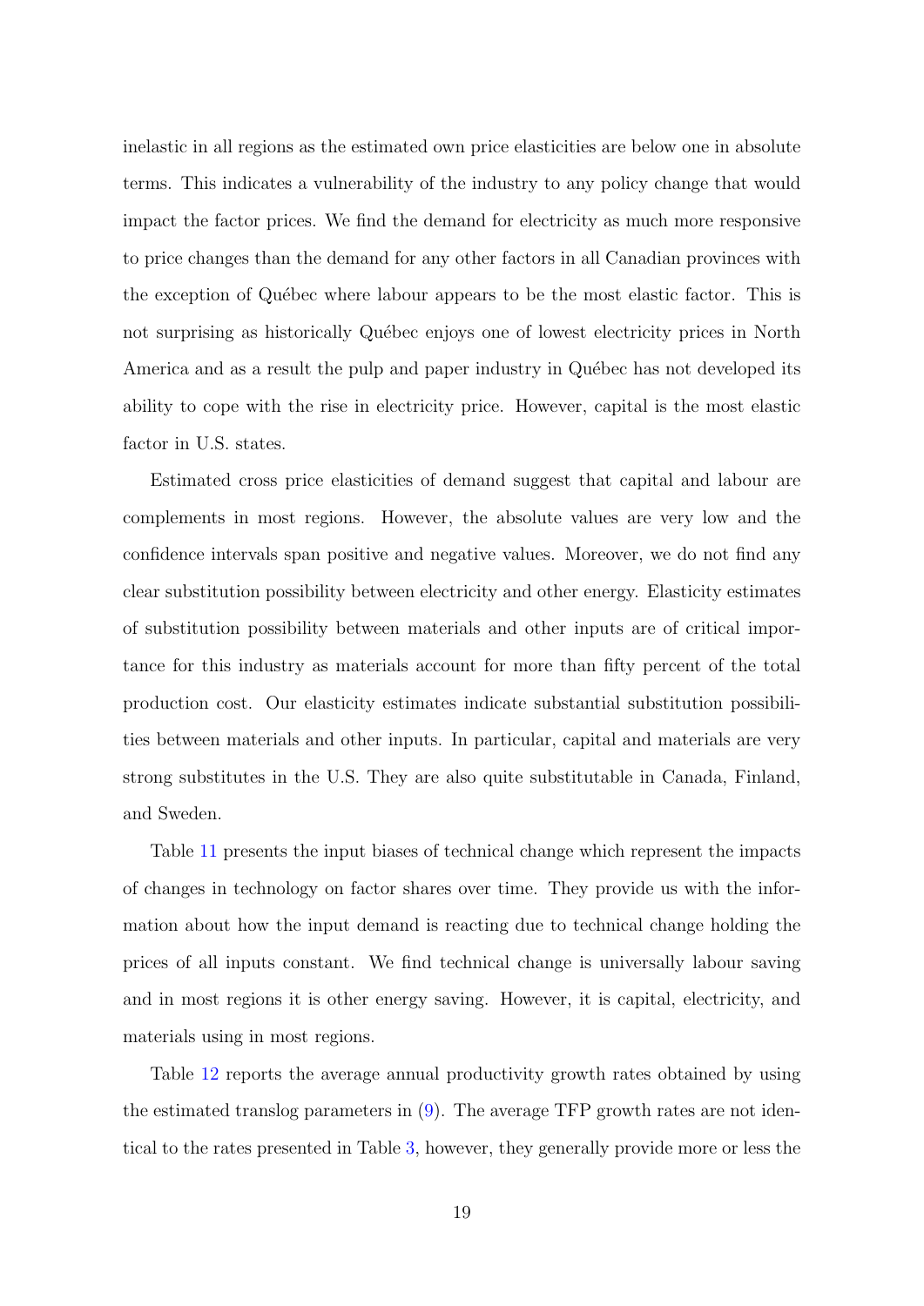inelastic in all regions as the estimated own price elasticities are below one in absolute terms. This indicates a vulnerability of the industry to any policy change that would impact the factor prices. We find the demand for electricity as much more responsive to price changes than the demand for any other factors in all Canadian provinces with the exception of Québec where labour appears to be the most elastic factor. This is not surprising as historically Québec enjoys one of lowest electricity prices in North America and as a result the pulp and paper industry in Québec has not developed its ability to cope with the rise in electricity price. However, capital is the most elastic factor in U.S. states.

Estimated cross price elasticities of demand suggest that capital and labour are complements in most regions. However, the absolute values are very low and the confidence intervals span positive and negative values. Moreover, we do not find any clear substitution possibility between electricity and other energy. Elasticity estimates of substitution possibility between materials and other inputs are of critical importance for this industry as materials account for more than fifty percent of the total production cost. Our elasticity estimates indicate substantial substitution possibilities between materials and other inputs. In particular, capital and materials are very strong substitutes in the U.S. They are also quite substitutable in Canada, Finland, and Sweden.

Table 11 presents the input biases of technical change which represent the impacts of changes in technology on factor shares over time. They provide us with the information about how the input demand is reacting due to technical change holding the prices of all inputs constant. We find technical change is universally labour saving and in most regions it is other energy saving. However, it is capital, electricity, and materials using in most regions.

Table 12 reports the average annual productivity growth rates obtained by using the estimated translog parameters in (9). The average TFP growth rates are not identical to the rates presented in Table 3, however, they generally provide more or less the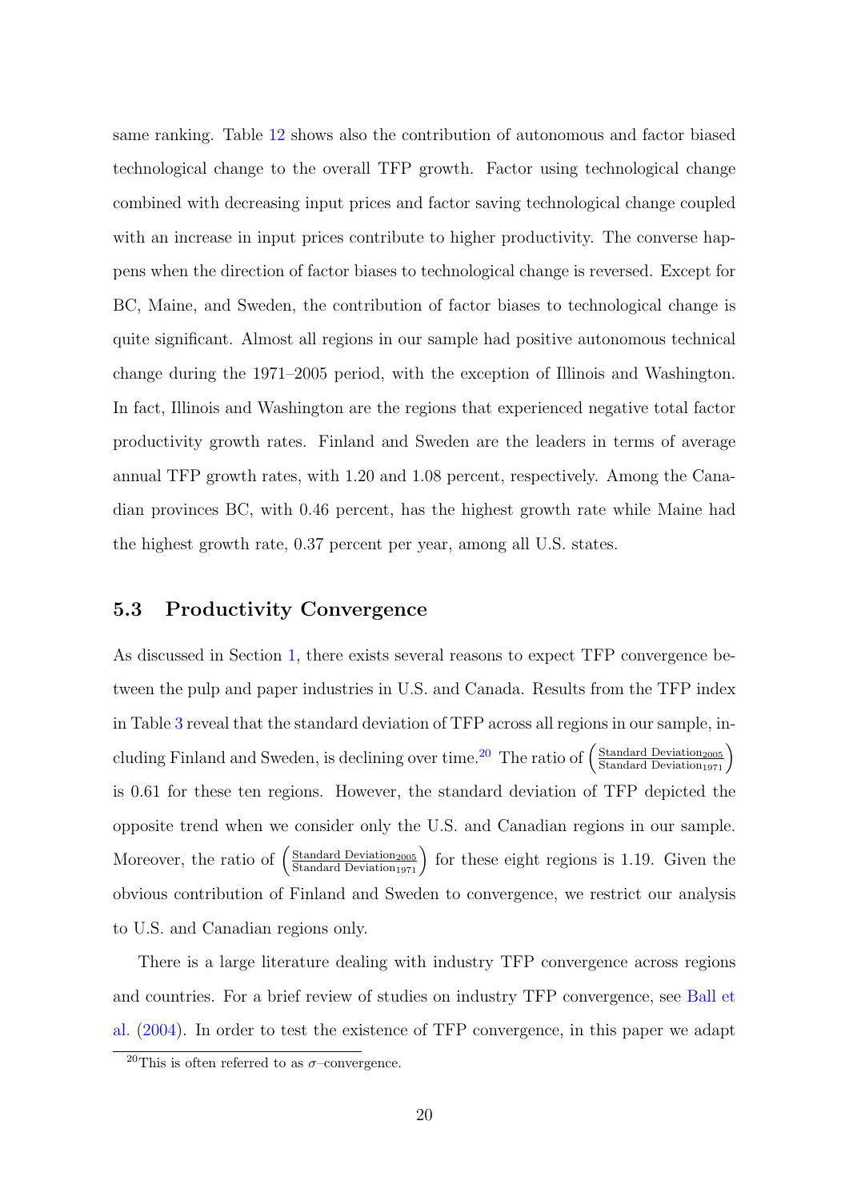same ranking. Table 12 shows also the contribution of autonomous and factor biased technological change to the overall TFP growth. Factor using technological change combined with decreasing input prices and factor saving technological change coupled with an increase in input prices contribute to higher productivity. The converse happens when the direction of factor biases to technological change is reversed. Except for BC, Maine, and Sweden, the contribution of factor biases to technological change is quite significant. Almost all regions in our sample had positive autonomous technical change during the 1971–2005 period, with the exception of Illinois and Washington. In fact, Illinois and Washington are the regions that experienced negative total factor productivity growth rates. Finland and Sweden are the leaders in terms of average annual TFP growth rates, with 1.20 and 1.08 percent, respectively. Among the Canadian provinces BC, with 0.46 percent, has the highest growth rate while Maine had the highest growth rate, 0.37 percent per year, among all U.S. states.

## 5.3 Productivity Convergence

As discussed in Section 1, there exists several reasons to expect TFP convergence between the pulp and paper industries in U.S. and Canada. Results from the TFP index in Table 3 reveal that the standard deviation of TFP across all regions in our sample, including Finland and Sweden, is declining over time.[20] The ratio of $\left(\frac{\text{Standard Deviation}_{2005}}{\text{Standard Deviation}_{1971}}\right)$ is 0.61 for these ten regions. However, the standard deviation of TFP depicted the opposite trend when we consider only the U.S. and Canadian regions in our sample. Moreover, the ratio of $\left(\frac{\text{Standard Deviation}_{2005}}{\text{Standard Deviation}_{1971}}\right)$ for these eight regions is 1.19. Given the obvious contribution of Finland and Sweden to convergence, we restrict our analysis to U.S. and Canadian regions only.

There is a large literature dealing with industry TFP convergence across regions and countries. For a brief review of studies on industry TFP convergence, see Ball et al. (2004). In order to test the existence of TFP convergence, in this paper we adapt

[20] This is often referred to as $\sigma$–convergence.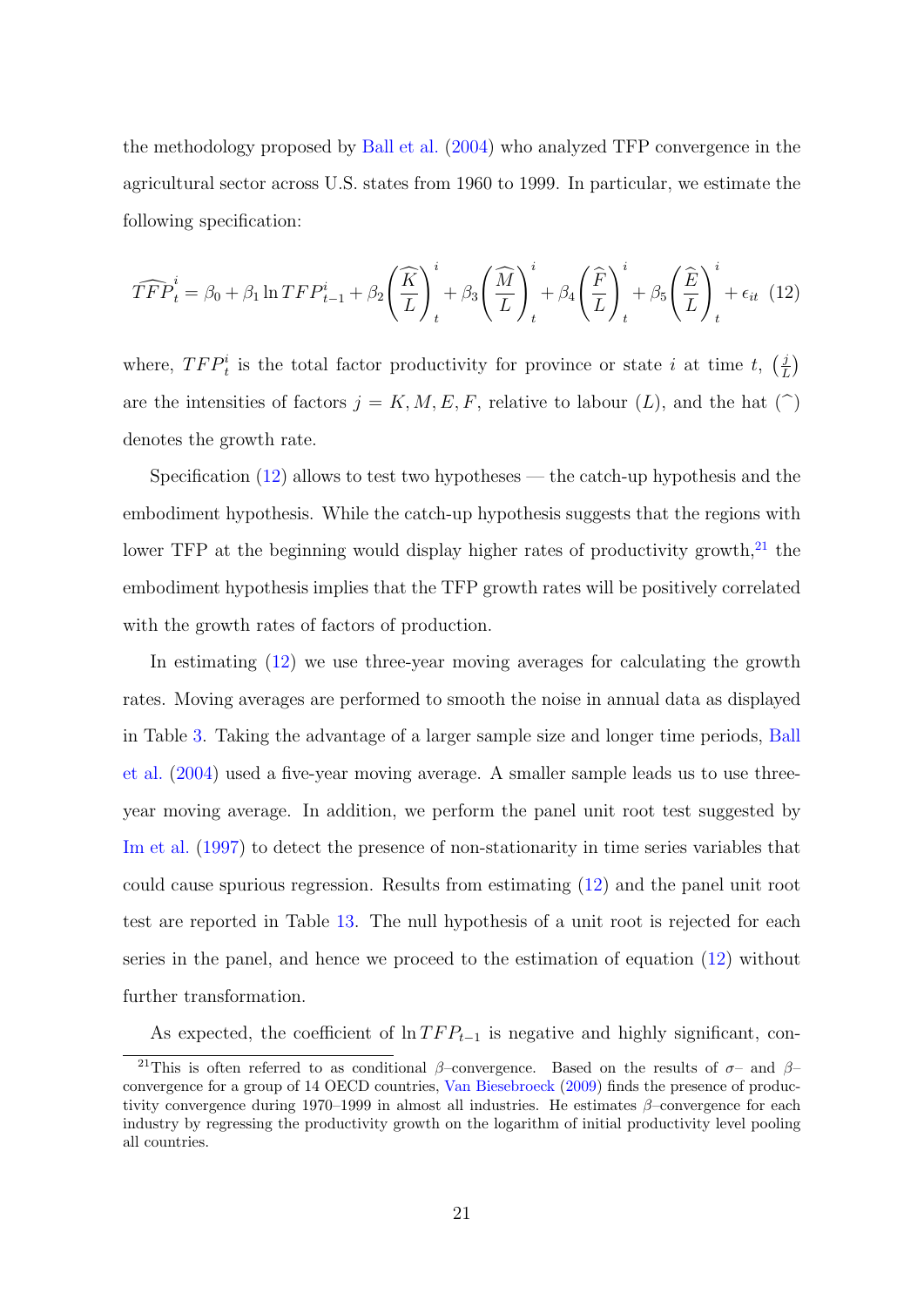the methodology proposed by Ball et al. (2004) who analyzed TFP convergence in the agricultural sector across U.S. states from 1960 to 1999. In particular, we estimate the following specification:

$$\widehat{TFP}_t^i = \beta_0 + \beta_1 \ln TFP_{t-1}^i + \beta_2 \left(\frac{\widehat{K}}{L}\right)_t^i + \beta_3 \left(\frac{\widehat{M}}{L}\right)_t^i + \beta_4 \left(\frac{\widehat{F}}{L}\right)_t^i + \beta_5 \left(\frac{\widehat{E}}{L}\right)_t^i + \epsilon_{it} \quad (12)$$

where, $TFP_t^i$ is the total factor productivity for province or state $i$ at time $t$, $\left(\frac{j}{L}\right)$ are the intensities of factors $j = K, M, E, F$, relative to labour ($L$), and the hat ($\widehat{\ }$) denotes the growth rate.

Specification (12) allows to test two hypotheses — the catch-up hypothesis and the embodiment hypothesis. While the catch-up hypothesis suggests that the regions with lower TFP at the beginning would display higher rates of productivity growth,[21] the embodiment hypothesis implies that the TFP growth rates will be positively correlated with the growth rates of factors of production.

In estimating (12) we use three-year moving averages for calculating the growth rates. Moving averages are performed to smooth the noise in annual data as displayed in Table 3. Taking the advantage of a larger sample size and longer time periods, Ball et al. (2004) used a five-year moving average. A smaller sample leads us to use three-year moving average. In addition, we perform the panel unit root test suggested by Im et al. (1997) to detect the presence of non-stationarity in time series variables that could cause spurious regression. Results from estimating (12) and the panel unit root test are reported in Table 13. The null hypothesis of a unit root is rejected for each series in the panel, and hence we proceed to the estimation of equation (12) without further transformation.

As expected, the coefficient of $\ln TFP_{t-1}$ is negative and highly significant, con-

[21] This is often referred to as conditional $\beta$–convergence. Based on the results of $\sigma$– and $\beta$–convergence for a group of 14 OECD countries, Van Biesebroeck (2009) finds the presence of productivity convergence during 1970–1999 in almost all industries. He estimates $\beta$–convergence for each industry by regressing the productivity growth on the logarithm of initial productivity level pooling all countries.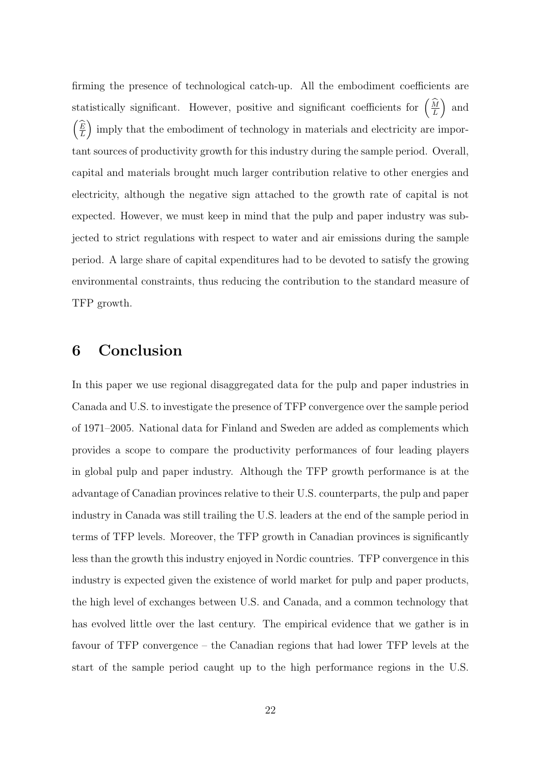firming the presence of technological catch-up. All the embodiment coefficients are statistically significant. However, positive and significant coefficients for $\left(\frac{\widehat{M}}{L}\right)$ and $\left(\frac{\widehat{E}}{L}\right)$ imply that the embodiment of technology in materials and electricity are important sources of productivity growth for this industry during the sample period. Overall, capital and materials brought much larger contribution relative to other energies and electricity, although the negative sign attached to the growth rate of capital is not expected. However, we must keep in mind that the pulp and paper industry was subjected to strict regulations with respect to water and air emissions during the sample period. A large share of capital expenditures had to be devoted to satisfy the growing environmental constraints, thus reducing the contribution to the standard measure of TFP growth.

## 6 Conclusion

In this paper we use regional disaggregated data for the pulp and paper industries in Canada and U.S. to investigate the presence of TFP convergence over the sample period of 1971–2005. National data for Finland and Sweden are added as complements which provides a scope to compare the productivity performances of four leading players in global pulp and paper industry. Although the TFP growth performance is at the advantage of Canadian provinces relative to their U.S. counterparts, the pulp and paper industry in Canada was still trailing the U.S. leaders at the end of the sample period in terms of TFP levels. Moreover, the TFP growth in Canadian provinces is significantly less than the growth this industry enjoyed in Nordic countries. TFP convergence in this industry is expected given the existence of world market for pulp and paper products, the high level of exchanges between U.S. and Canada, and a common technology that has evolved little over the last century. The empirical evidence that we gather is in favour of TFP convergence – the Canadian regions that had lower TFP levels at the start of the sample period caught up to the high performance regions in the U.S.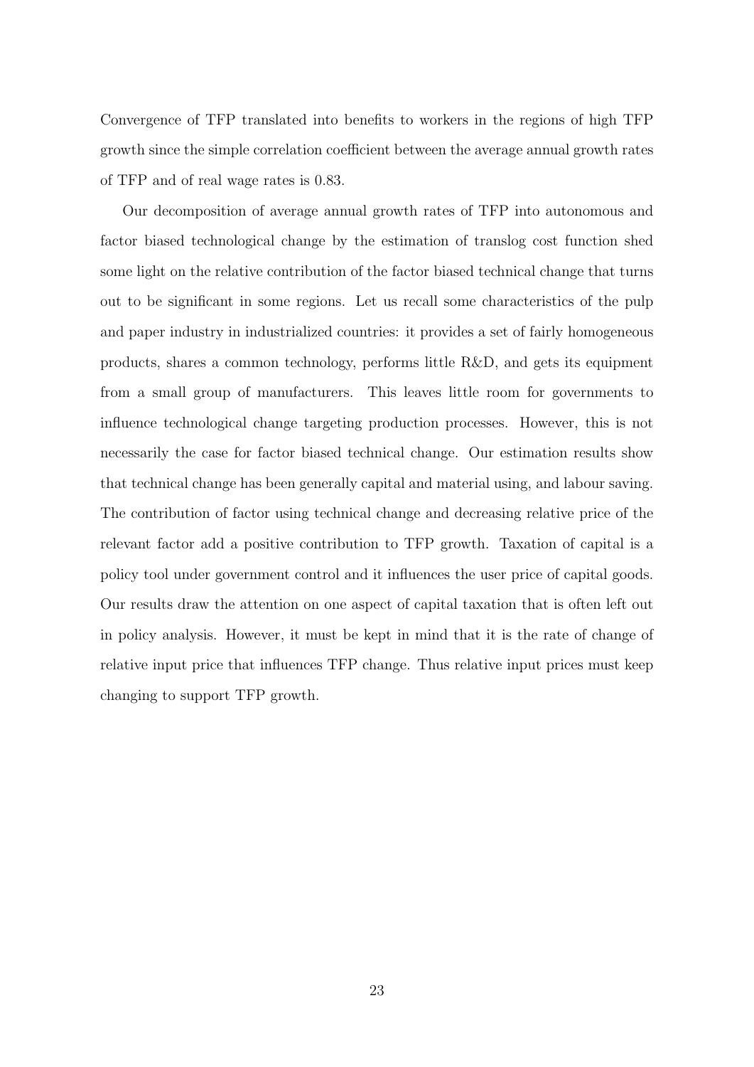Convergence of TFP translated into benefits to workers in the regions of high TFP growth since the simple correlation coefficient between the average annual growth rates of TFP and of real wage rates is 0.83.

Our decomposition of average annual growth rates of TFP into autonomous and factor biased technological change by the estimation of translog cost function shed some light on the relative contribution of the factor biased technical change that turns out to be significant in some regions. Let us recall some characteristics of the pulp and paper industry in industrialized countries: it provides a set of fairly homogeneous products, shares a common technology, performs little R&D, and gets its equipment from a small group of manufacturers. This leaves little room for governments to influence technological change targeting production processes. However, this is not necessarily the case for factor biased technical change. Our estimation results show that technical change has been generally capital and material using, and labour saving. The contribution of factor using technical change and decreasing relative price of the relevant factor add a positive contribution to TFP growth. Taxation of capital is a policy tool under government control and it influences the user price of capital goods. Our results draw the attention on one aspect of capital taxation that is often left out in policy analysis. However, it must be kept in mind that it is the rate of change of relative input price that influences TFP change. Thus relative input prices must keep changing to support TFP growth.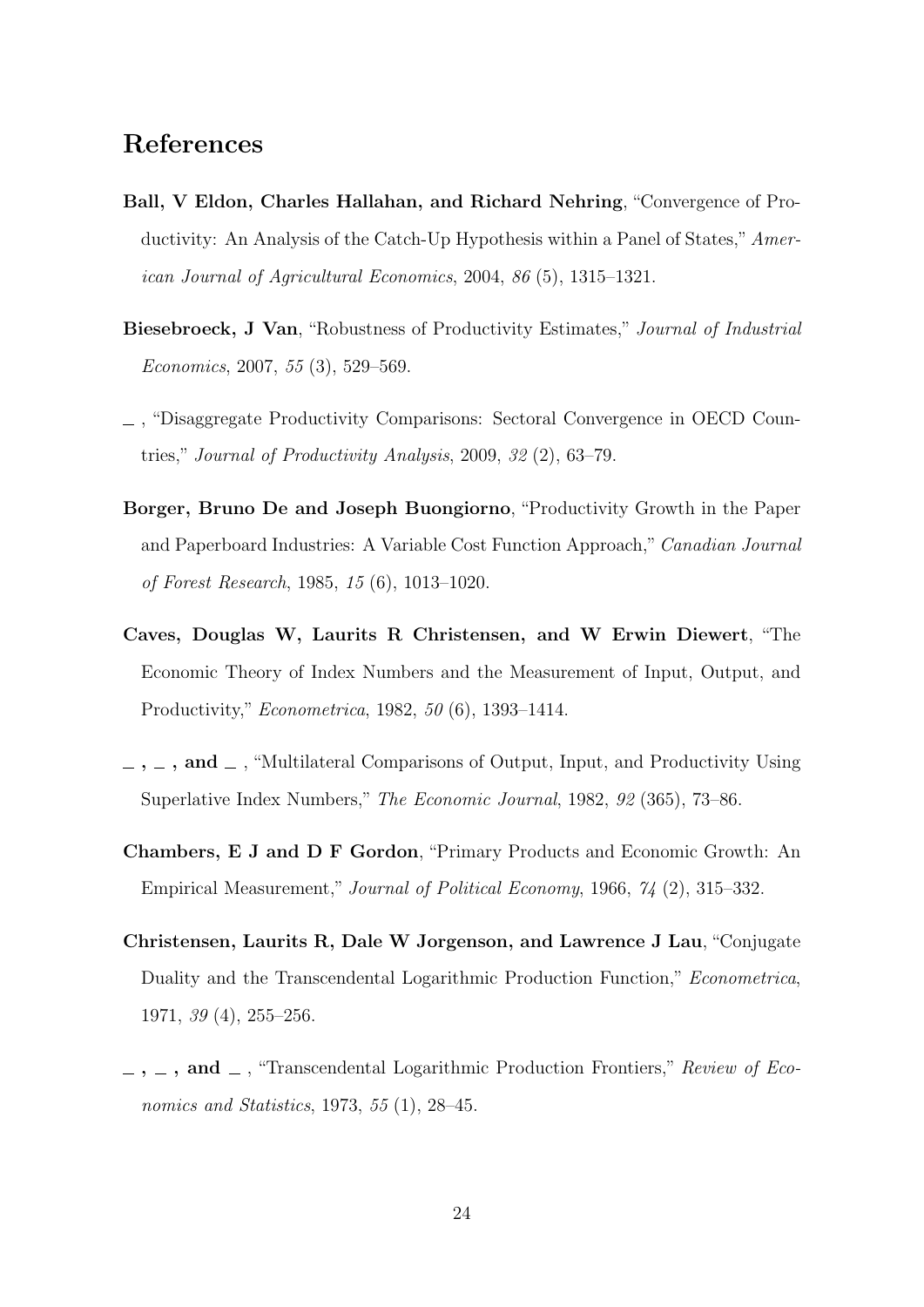# References

**Ball, V Eldon, Charles Hallahan, and Richard Nehring**, "Convergence of Productivity: An Analysis of the Catch-Up Hypothesis within a Panel of States," *American Journal of Agricultural Economics*, 2004, *86* (5), 1315–1321.

**Biesebroeck, J Van**, "Robustness of Productivity Estimates," *Journal of Industrial Economics*, 2007, *55* (3), 529–569.

_ , "Disaggregate Productivity Comparisons: Sectoral Convergence in OECD Countries," *Journal of Productivity Analysis*, 2009, *32* (2), 63–79.

**Borger, Bruno De and Joseph Buongiorno**, "Productivity Growth in the Paper and Paperboard Industries: A Variable Cost Function Approach," *Canadian Journal of Forest Research*, 1985, *15* (6), 1013–1020.

**Caves, Douglas W, Laurits R Christensen, and W Erwin Diewert**, "The Economic Theory of Index Numbers and the Measurement of Input, Output, and Productivity," *Econometrica*, 1982, *50* (6), 1393–1414.

**_ , _ , and _** , "Multilateral Comparisons of Output, Input, and Productivity Using Superlative Index Numbers," *The Economic Journal*, 1982, *92* (365), 73–86.

**Chambers, E J and D F Gordon**, "Primary Products and Economic Growth: An Empirical Measurement," *Journal of Political Economy*, 1966, *74* (2), 315–332.

**Christensen, Laurits R, Dale W Jorgenson, and Lawrence J Lau**, "Conjugate Duality and the Transcendental Logarithmic Production Function," *Econometrica*, 1971, *39* (4), 255–256.

**_ , _ , and _** , "Transcendental Logarithmic Production Frontiers," *Review of Economics and Statistics*, 1973, *55* (1), 28–45.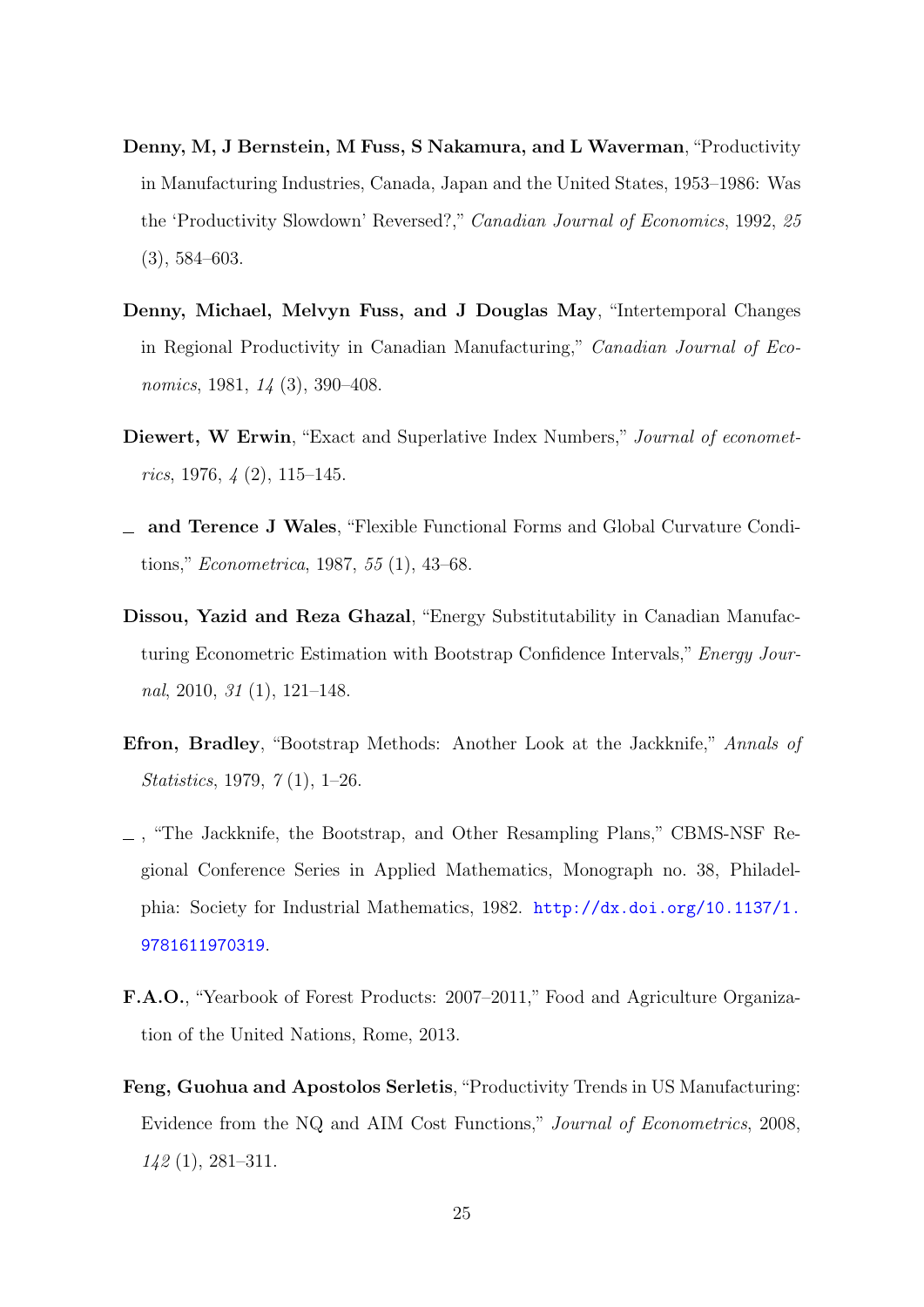**Denny, M, J Bernstein, M Fuss, S Nakamura, and L Waverman**, "Productivity in Manufacturing Industries, Canada, Japan and the United States, 1953–1986: Was the 'Productivity Slowdown' Reversed?," *Canadian Journal of Economics*, 1992, *25* (3), 584–603.

**Denny, Michael, Melvyn Fuss, and J Douglas May**, "Intertemporal Changes in Regional Productivity in Canadian Manufacturing," *Canadian Journal of Economics*, 1981, *14* (3), 390–408.

**Diewert, W Erwin**, "Exact and Superlative Index Numbers," *Journal of econometrics*, 1976, *4* (2), 115–145.

_ **and Terence J Wales**, "Flexible Functional Forms and Global Curvature Conditions," *Econometrica*, 1987, *55* (1), 43–68.

**Dissou, Yazid and Reza Ghazal**, "Energy Substitutability in Canadian Manufacturing Econometric Estimation with Bootstrap Confidence Intervals," *Energy Journal*, 2010, *31* (1), 121–148.

**Efron, Bradley**, "Bootstrap Methods: Another Look at the Jackknife," *Annals of Statistics*, 1979, *7* (1), 1–26.

_ , "The Jackknife, the Bootstrap, and Other Resampling Plans," CBMS-NSF Regional Conference Series in Applied Mathematics, Monograph no. 38, Philadelphia: Society for Industrial Mathematics, 1982. http://dx.doi.org/10.1137/1.9781611970319.

**F.A.O.**, "Yearbook of Forest Products: 2007–2011," Food and Agriculture Organization of the United Nations, Rome, 2013.

**Feng, Guohua and Apostolos Serletis**, "Productivity Trends in US Manufacturing: Evidence from the NQ and AIM Cost Functions," *Journal of Econometrics*, 2008, *142* (1), 281–311.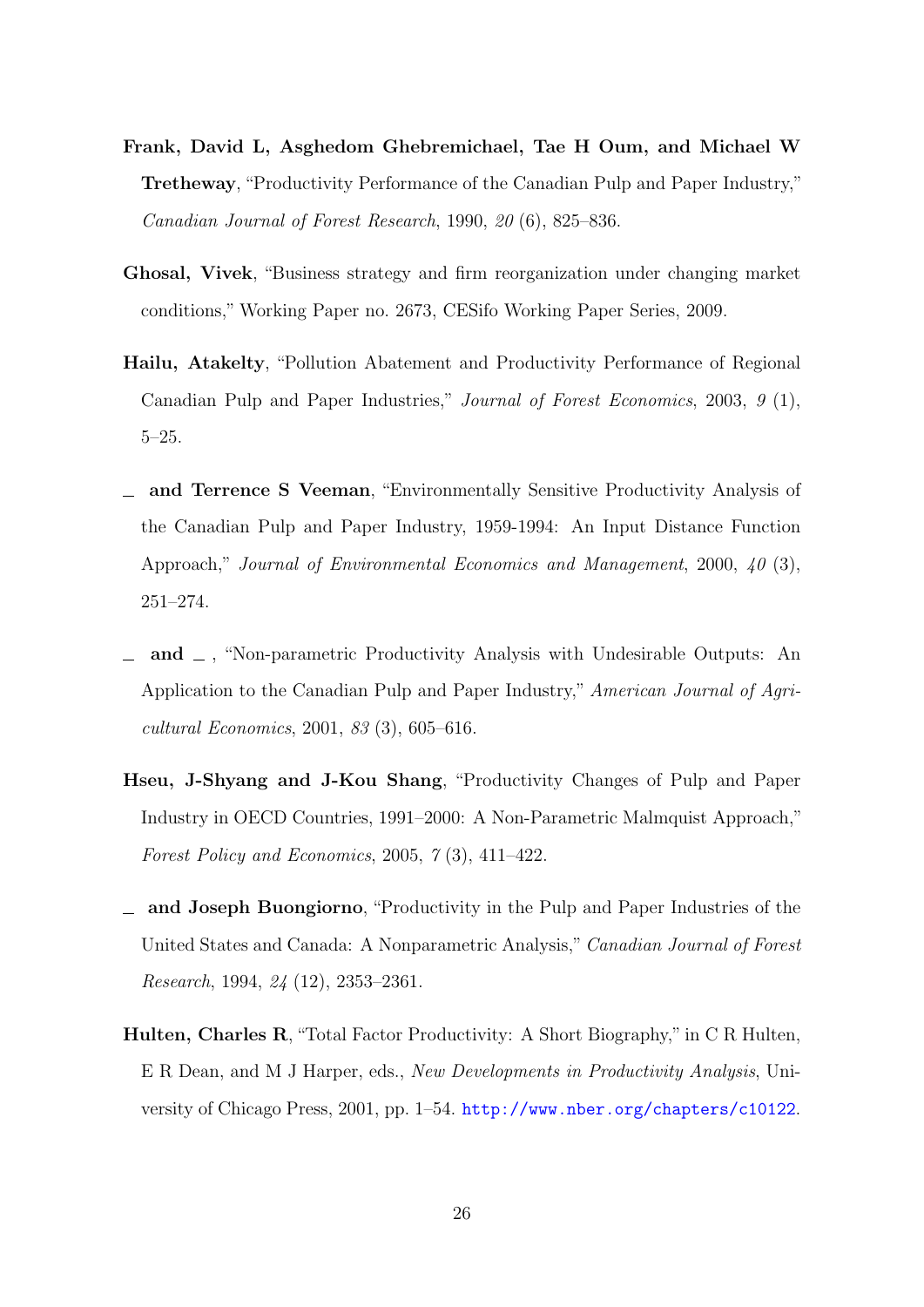**Frank, David L, Asghedom Ghebremichael, Tae H Oum, and Michael W Tretheway**, "Productivity Performance of the Canadian Pulp and Paper Industry," *Canadian Journal of Forest Research*, 1990, *20* (6), 825–836.

**Ghosal, Vivek**, "Business strategy and firm reorganization under changing market conditions," Working Paper no. 2673, CESifo Working Paper Series, 2009.

**Hailu, Atakelty**, "Pollution Abatement and Productivity Performance of Regional Canadian Pulp and Paper Industries," *Journal of Forest Economics*, 2003, *9* (1), 5–25.

**\_ and Terrence S Veeman**, "Environmentally Sensitive Productivity Analysis of the Canadian Pulp and Paper Industry, 1959-1994: An Input Distance Function Approach," *Journal of Environmental Economics and Management*, 2000, *40* (3), 251–274.

**\_ and \_** , "Non-parametric Productivity Analysis with Undesirable Outputs: An Application to the Canadian Pulp and Paper Industry," *American Journal of Agricultural Economics*, 2001, *83* (3), 605–616.

**Hseu, J-Shyang and J-Kou Shang**, "Productivity Changes of Pulp and Paper Industry in OECD Countries, 1991–2000: A Non-Parametric Malmquist Approach," *Forest Policy and Economics*, 2005, *7* (3), 411–422.

**\_ and Joseph Buongiorno**, "Productivity in the Pulp and Paper Industries of the United States and Canada: A Nonparametric Analysis," *Canadian Journal of Forest Research*, 1994, *24* (12), 2353–2361.

**Hulten, Charles R**, "Total Factor Productivity: A Short Biography," in C R Hulten, E R Dean, and M J Harper, eds., *New Developments in Productivity Analysis*, University of Chicago Press, 2001, pp. 1–54. http://www.nber.org/chapters/c10122.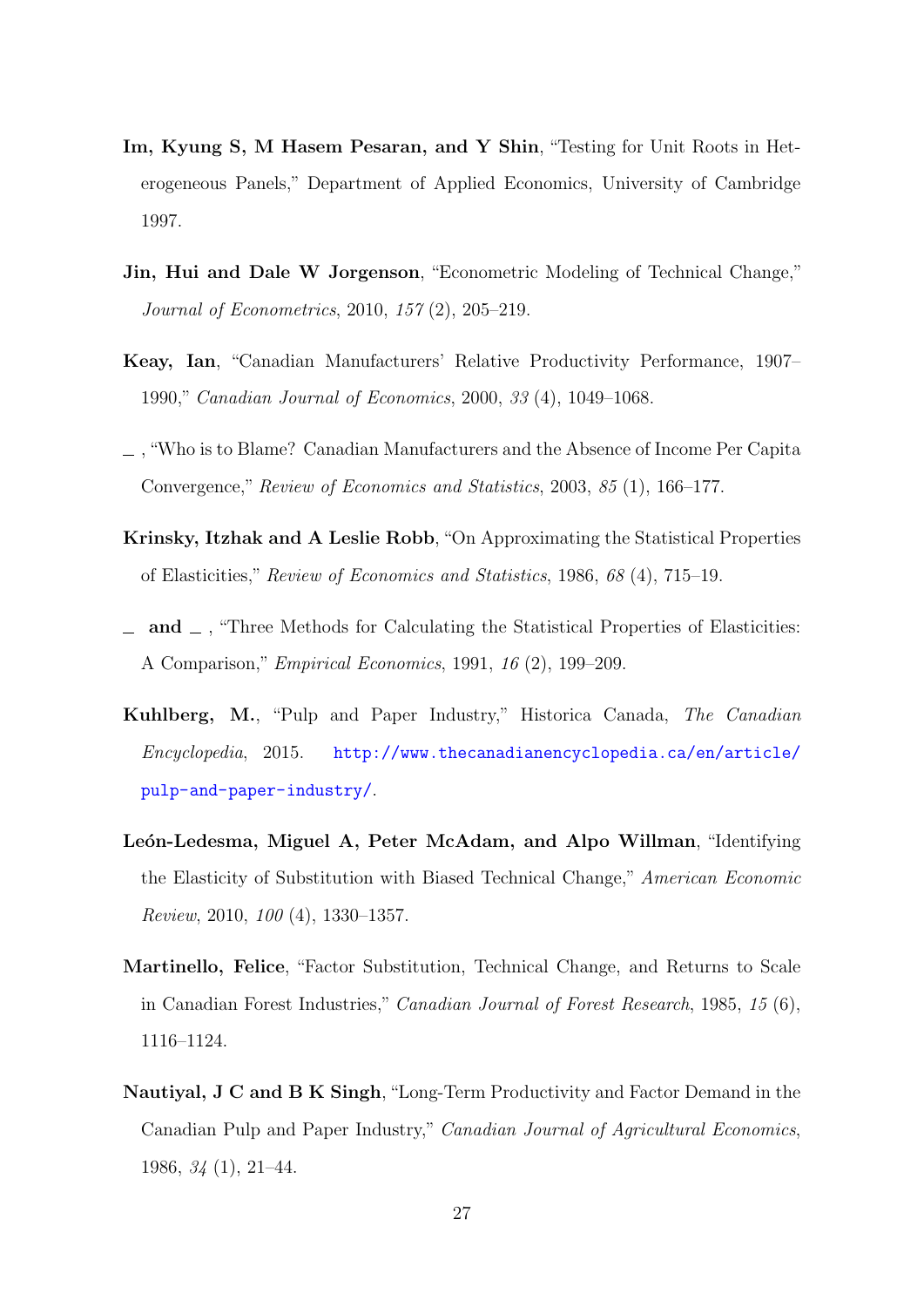**Im, Kyung S, M Hasem Pesaran, and Y Shin**, "Testing for Unit Roots in Heterogeneous Panels," Department of Applied Economics, University of Cambridge 1997.

**Jin, Hui and Dale W Jorgenson**, "Econometric Modeling of Technical Change," *Journal of Econometrics*, 2010, *157* (2), 205–219.

**Keay, Ian**, "Canadian Manufacturers' Relative Productivity Performance, 1907–1990," *Canadian Journal of Economics*, 2000, *33* (4), 1049–1068.

_ , "Who is to Blame? Canadian Manufacturers and the Absence of Income Per Capita Convergence," *Review of Economics and Statistics*, 2003, *85* (1), 166–177.

**Krinsky, Itzhak and A Leslie Robb**, "On Approximating the Statistical Properties of Elasticities," *Review of Economics and Statistics*, 1986, *68* (4), 715–19.

_ **and** _ , "Three Methods for Calculating the Statistical Properties of Elasticities: A Comparison," *Empirical Economics*, 1991, *16* (2), 199–209.

**Kuhlberg, M.**, "Pulp and Paper Industry," Historica Canada, *The Canadian Encyclopedia*, 2015. http://www.thecanadianencyclopedia.ca/en/article/pulp-and-paper-industry/.

**León-Ledesma, Miguel A, Peter McAdam, and Alpo Willman**, "Identifying the Elasticity of Substitution with Biased Technical Change," *American Economic Review*, 2010, *100* (4), 1330–1357.

**Martinello, Felice**, "Factor Substitution, Technical Change, and Returns to Scale in Canadian Forest Industries," *Canadian Journal of Forest Research*, 1985, *15* (6), 1116–1124.

**Nautiyal, J C and B K Singh**, "Long-Term Productivity and Factor Demand in the Canadian Pulp and Paper Industry," *Canadian Journal of Agricultural Economics*, 1986, *34* (1), 21–44.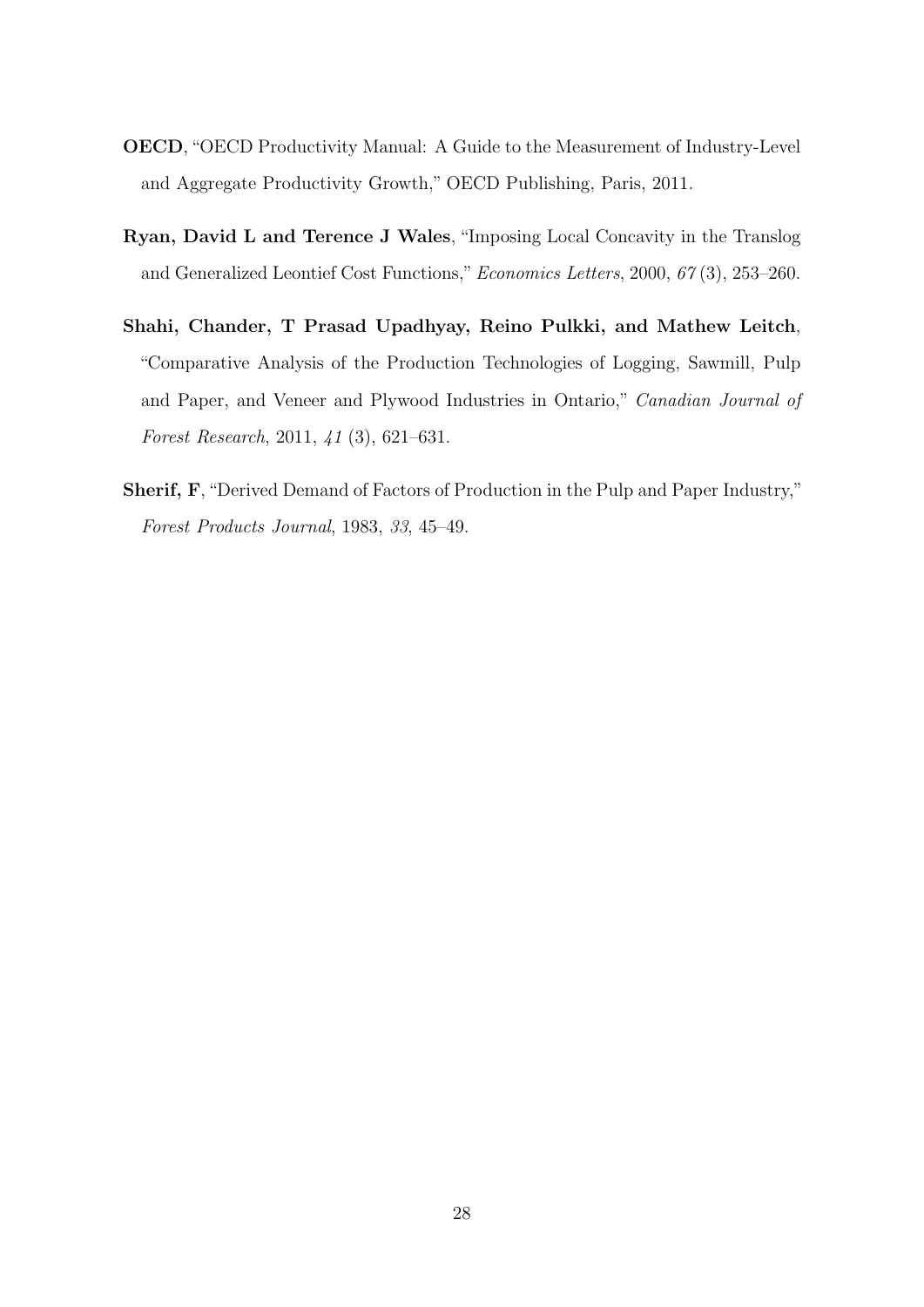**OECD**, "OECD Productivity Manual: A Guide to the Measurement of Industry-Level and Aggregate Productivity Growth," OECD Publishing, Paris, 2011.

**Ryan, David L and Terence J Wales**, "Imposing Local Concavity in the Translog and Generalized Leontief Cost Functions," *Economics Letters*, 2000, *67* (3), 253–260.

**Shahi, Chander, T Prasad Upadhyay, Reino Pulkki, and Mathew Leitch**, "Comparative Analysis of the Production Technologies of Logging, Sawmill, Pulp and Paper, and Veneer and Plywood Industries in Ontario," *Canadian Journal of Forest Research*, 2011, *41* (3), 621–631.

**Sherif, F**, "Derived Demand of Factors of Production in the Pulp and Paper Industry," *Forest Products Journal*, 1983, *33*, 45–49.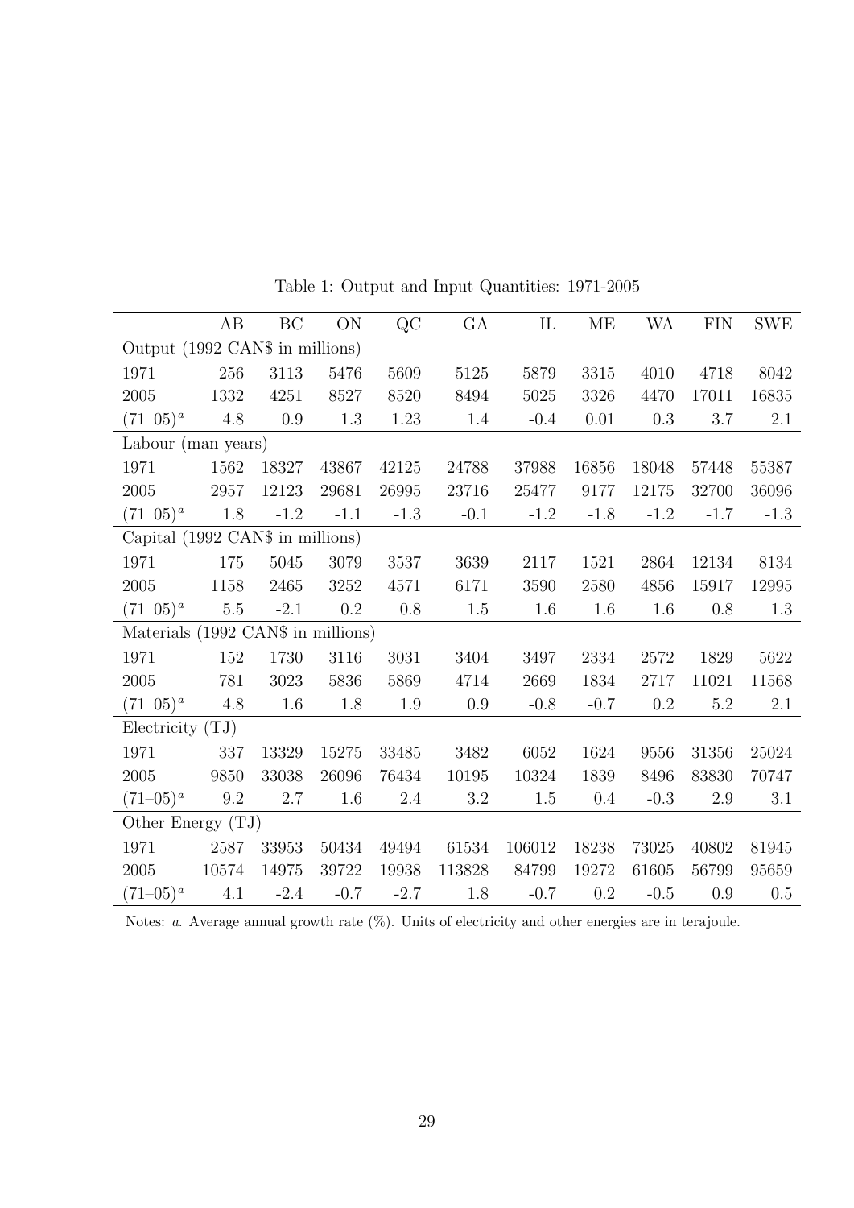Table 1: Output and Input Quantities: 1971-2005

| | AB | BC | ON | QC | GA | IL | ME | WA | FIN | SWE |
|---|---|---|---|---|---|---|---|---|---|---|
| Output (1992 CAN$ in millions) | | | | | | | | | | |
| 1971 | 256 | 3113 | 5476 | 5609 | 5125 | 5879 | 3315 | 4010 | 4718 | 8042 |
| 2005 | 1332 | 4251 | 8527 | 8520 | 8494 | 5025 | 3326 | 4470 | 17011 | 16835 |
| $(71–05)^a$ | 4.8 | 0.9 | 1.3 | 1.23 | 1.4 | -0.4 | 0.01 | 0.3 | 3.7 | 2.1 |
| Labour (man years) | | | | | | | | | | |
| 1971 | 1562 | 18327 | 43867 | 42125 | 24788 | 37988 | 16856 | 18048 | 57448 | 55387 |
| 2005 | 2957 | 12123 | 29681 | 26995 | 23716 | 25477 | 9177 | 12175 | 32700 | 36096 |
| $(71–05)^a$ | 1.8 | -1.2 | -1.1 | -1.3 | -0.1 | -1.2 | -1.8 | -1.2 | -1.7 | -1.3 |
| Capital (1992 CAN$ in millions) | | | | | | | | | | |
| 1971 | 175 | 5045 | 3079 | 3537 | 3639 | 2117 | 1521 | 2864 | 12134 | 8134 |
| 2005 | 1158 | 2465 | 3252 | 4571 | 6171 | 3590 | 2580 | 4856 | 15917 | 12995 |
| $(71–05)^a$ | 5.5 | -2.1 | 0.2 | 0.8 | 1.5 | 1.6 | 1.6 | 1.6 | 0.8 | 1.3 |
| Materials (1992 CAN$ in millions) | | | | | | | | | | |
| 1971 | 152 | 1730 | 3116 | 3031 | 3404 | 3497 | 2334 | 2572 | 1829 | 5622 |
| 2005 | 781 | 3023 | 5836 | 5869 | 4714 | 2669 | 1834 | 2717 | 11021 | 11568 |
| $(71–05)^a$ | 4.8 | 1.6 | 1.8 | 1.9 | 0.9 | -0.8 | -0.7 | 0.2 | 5.2 | 2.1 |
| Electricity (TJ) | | | | | | | | | | |
| 1971 | 337 | 13329 | 15275 | 33485 | 3482 | 6052 | 1624 | 9556 | 31356 | 25024 |
| 2005 | 9850 | 33038 | 26096 | 76434 | 10195 | 10324 | 1839 | 8496 | 83830 | 70747 |
| $(71–05)^a$ | 9.2 | 2.7 | 1.6 | 2.4 | 3.2 | 1.5 | 0.4 | -0.3 | 2.9 | 3.1 |
| Other Energy (TJ) | | | | | | | | | | |
| 1971 | 2587 | 33953 | 50434 | 49494 | 61534 | 106012 | 18238 | 73025 | 40802 | 81945 |
| 2005 | 10574 | 14975 | 39722 | 19938 | 113828 | 84799 | 19272 | 61605 | 56799 | 95659 |
| $(71–05)^a$ | 4.1 | -2.4 | -0.7 | -2.7 | 1.8 | -0.7 | 0.2 | -0.5 | 0.9 | 0.5 |

Notes: *a*. Average annual growth rate (%). Units of electricity and other energies are in terajoule.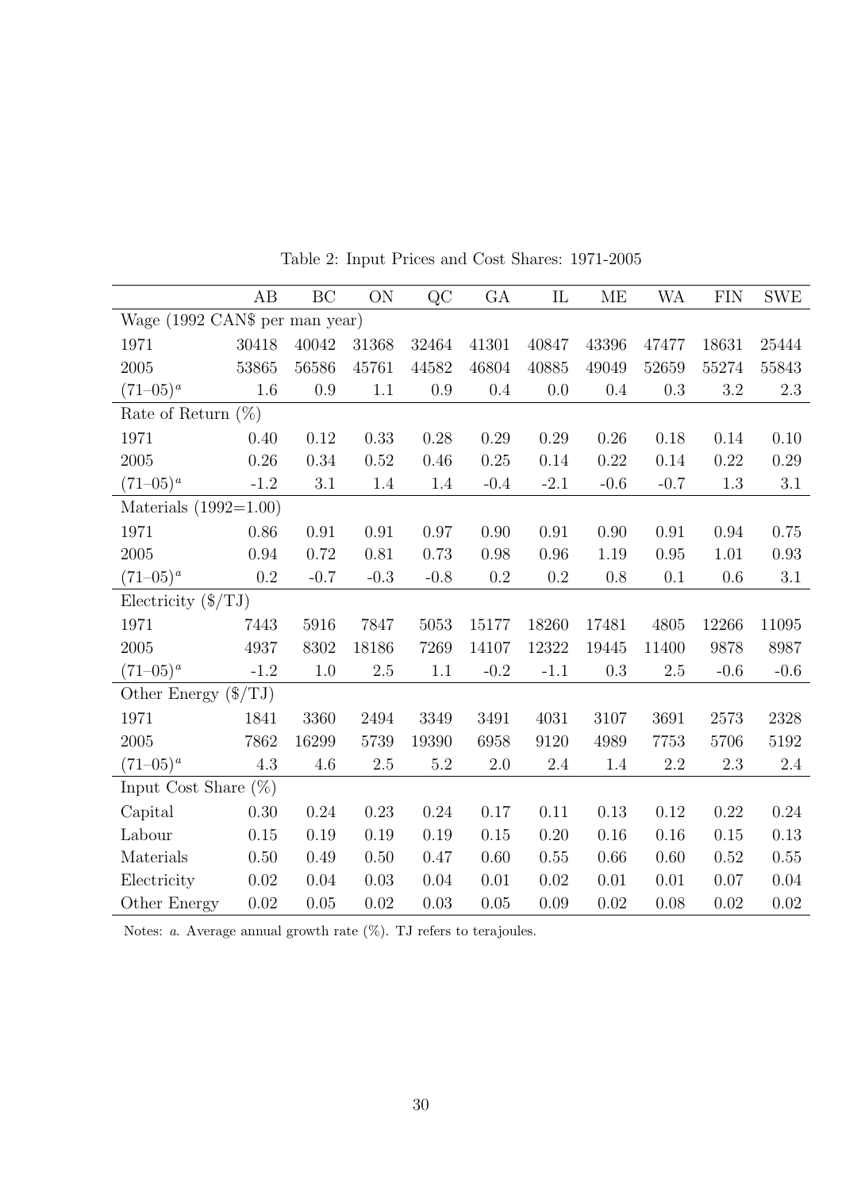Table 2: Input Prices and Cost Shares: 1971-2005

| | AB | BC | ON | QC | GA | IL | ME | WA | FIN | SWE |
|---|---|---|---|---|---|---|---|---|---|---|
| Wage (1992 CAN$ per man year) | | | | | | | | | | |
| 1971 | 30418 | 40042 | 31368 | 32464 | 41301 | 40847 | 43396 | 47477 | 18631 | 25444 |
| 2005 | 53865 | 56586 | 45761 | 44582 | 46804 | 40885 | 49049 | 52659 | 55274 | 55843 |
| $(71–05)^a$ | 1.6 | 0.9 | 1.1 | 0.9 | 0.4 | 0.0 | 0.4 | 0.3 | 3.2 | 2.3 |
| Rate of Return (%) | | | | | | | | | | |
| 1971 | 0.40 | 0.12 | 0.33 | 0.28 | 0.29 | 0.29 | 0.26 | 0.18 | 0.14 | 0.10 |
| 2005 | 0.26 | 0.34 | 0.52 | 0.46 | 0.25 | 0.14 | 0.22 | 0.14 | 0.22 | 0.29 |
| $(71–05)^a$ | -1.2 | 3.1 | 1.4 | 1.4 | -0.4 | -2.1 | -0.6 | -0.7 | 1.3 | 3.1 |
| Materials (1992=1.00) | | | | | | | | | | |
| 1971 | 0.86 | 0.91 | 0.91 | 0.97 | 0.90 | 0.91 | 0.90 | 0.91 | 0.94 | 0.75 |
| 2005 | 0.94 | 0.72 | 0.81 | 0.73 | 0.98 | 0.96 | 1.19 | 0.95 | 1.01 | 0.93 |
| $(71–05)^a$ | 0.2 | -0.7 | -0.3 | -0.8 | 0.2 | 0.2 | 0.8 | 0.1 | 0.6 | 3.1 |
| Electricity ($/TJ) | | | | | | | | | | |
| 1971 | 7443 | 5916 | 7847 | 5053 | 15177 | 18260 | 17481 | 4805 | 12266 | 11095 |
| 2005 | 4937 | 8302 | 18186 | 7269 | 14107 | 12322 | 19445 | 11400 | 9878 | 8987 |
| $(71–05)^a$ | -1.2 | 1.0 | 2.5 | 1.1 | -0.2 | -1.1 | 0.3 | 2.5 | -0.6 | -0.6 |
| Other Energy ($/TJ) | | | | | | | | | | |
| 1971 | 1841 | 3360 | 2494 | 3349 | 3491 | 4031 | 3107 | 3691 | 2573 | 2328 |
| 2005 | 7862 | 16299 | 5739 | 19390 | 6958 | 9120 | 4989 | 7753 | 5706 | 5192 |
| $(71–05)^a$ | 4.3 | 4.6 | 2.5 | 5.2 | 2.0 | 2.4 | 1.4 | 2.2 | 2.3 | 2.4 |
| Input Cost Share (%) | | | | | | | | | | |
| Capital | 0.30 | 0.24 | 0.23 | 0.24 | 0.17 | 0.11 | 0.13 | 0.12 | 0.22 | 0.24 |
| Labour | 0.15 | 0.19 | 0.19 | 0.19 | 0.15 | 0.20 | 0.16 | 0.16 | 0.15 | 0.13 |
| Materials | 0.50 | 0.49 | 0.50 | 0.47 | 0.60 | 0.55 | 0.66 | 0.60 | 0.52 | 0.55 |
| Electricity | 0.02 | 0.04 | 0.03 | 0.04 | 0.01 | 0.02 | 0.01 | 0.01 | 0.07 | 0.04 |
| Other Energy | 0.02 | 0.05 | 0.02 | 0.03 | 0.05 | 0.09 | 0.02 | 0.08 | 0.02 | 0.02 |

Notes: *a*. Average annual growth rate (%). TJ refers to terajoules.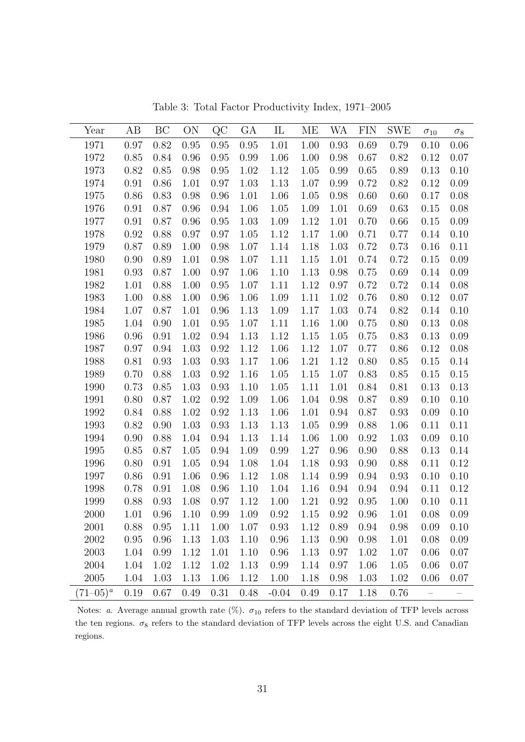Table 3: Total Factor Productivity Index, 1971–2005

| Year | AB | BC | ON | QC | GA | IL | ME | WA | FIN | SWE | $\sigma_{10}$ | $\sigma_8$ |
|---|---|---|---|---|---|---|---|---|---|---|---|---|
| 1971 | 0.97 | 0.82 | 0.95 | 0.95 | 0.95 | 1.01 | 1.00 | 0.93 | 0.69 | 0.79 | 0.10 | 0.06 |
| 1972 | 0.85 | 0.84 | 0.96 | 0.95 | 0.99 | 1.06 | 1.00 | 0.98 | 0.67 | 0.82 | 0.12 | 0.07 |
| 1973 | 0.82 | 0.85 | 0.98 | 0.95 | 1.02 | 1.12 | 1.05 | 0.99 | 0.65 | 0.89 | 0.13 | 0.10 |
| 1974 | 0.91 | 0.86 | 1.01 | 0.97 | 1.03 | 1.13 | 1.07 | 0.99 | 0.72 | 0.82 | 0.12 | 0.09 |
| 1975 | 0.86 | 0.83 | 0.98 | 0.96 | 1.01 | 1.06 | 1.05 | 0.98 | 0.60 | 0.60 | 0.17 | 0.08 |
| 1976 | 0.91 | 0.87 | 0.96 | 0.94 | 1.06 | 1.05 | 1.09 | 1.01 | 0.69 | 0.63 | 0.15 | 0.08 |
| 1977 | 0.91 | 0.87 | 0.96 | 0.95 | 1.03 | 1.09 | 1.12 | 1.01 | 0.70 | 0.66 | 0.15 | 0.09 |
| 1978 | 0.92 | 0.88 | 0.97 | 0.97 | 1.05 | 1.12 | 1.17 | 1.00 | 0.71 | 0.77 | 0.14 | 0.10 |
| 1979 | 0.87 | 0.89 | 1.00 | 0.98 | 1.07 | 1.14 | 1.18 | 1.03 | 0.72 | 0.73 | 0.16 | 0.11 |
| 1980 | 0.90 | 0.89 | 1.01 | 0.98 | 1.07 | 1.11 | 1.15 | 1.01 | 0.74 | 0.72 | 0.15 | 0.09 |
| 1981 | 0.93 | 0.87 | 1.00 | 0.97 | 1.06 | 1.10 | 1.13 | 0.98 | 0.75 | 0.69 | 0.14 | 0.09 |
| 1982 | 1.01 | 0.88 | 1.00 | 0.95 | 1.07 | 1.11 | 1.12 | 0.97 | 0.72 | 0.72 | 0.14 | 0.08 |
| 1983 | 1.00 | 0.88 | 1.00 | 0.96 | 1.06 | 1.09 | 1.11 | 1.02 | 0.76 | 0.80 | 0.12 | 0.07 |
| 1984 | 1.07 | 0.87 | 1.01 | 0.96 | 1.13 | 1.09 | 1.17 | 1.03 | 0.74 | 0.82 | 0.14 | 0.10 |
| 1985 | 1.04 | 0.90 | 1.01 | 0.95 | 1.07 | 1.11 | 1.16 | 1.00 | 0.75 | 0.80 | 0.13 | 0.08 |
| 1986 | 0.96 | 0.91 | 1.02 | 0.94 | 1.13 | 1.12 | 1.15 | 1.05 | 0.75 | 0.83 | 0.13 | 0.09 |
| 1987 | 0.97 | 0.94 | 1.03 | 0.92 | 1.12 | 1.06 | 1.12 | 1.07 | 0.77 | 0.86 | 0.12 | 0.08 |
| 1988 | 0.81 | 0.93 | 1.03 | 0.93 | 1.17 | 1.06 | 1.21 | 1.12 | 0.80 | 0.85 | 0.15 | 0.14 |
| 1989 | 0.70 | 0.88 | 1.03 | 0.92 | 1.16 | 1.05 | 1.15 | 1.07 | 0.83 | 0.85 | 0.15 | 0.15 |
| 1990 | 0.73 | 0.85 | 1.03 | 0.93 | 1.10 | 1.05 | 1.11 | 1.01 | 0.84 | 0.81 | 0.13 | 0.13 |
| 1991 | 0.80 | 0.87 | 1.02 | 0.92 | 1.09 | 1.06 | 1.04 | 0.98 | 0.87 | 0.89 | 0.10 | 0.10 |
| 1992 | 0.84 | 0.88 | 1.02 | 0.92 | 1.13 | 1.06 | 1.01 | 0.94 | 0.87 | 0.93 | 0.09 | 0.10 |
| 1993 | 0.82 | 0.90 | 1.03 | 0.93 | 1.13 | 1.13 | 1.05 | 0.99 | 0.88 | 1.06 | 0.11 | 0.11 |
| 1994 | 0.90 | 0.88 | 1.04 | 0.94 | 1.13 | 1.14 | 1.06 | 1.00 | 0.92 | 1.03 | 0.09 | 0.10 |
| 1995 | 0.85 | 0.87 | 1.05 | 0.94 | 1.09 | 0.99 | 1.27 | 0.96 | 0.90 | 0.88 | 0.13 | 0.14 |
| 1996 | 0.80 | 0.91 | 1.05 | 0.94 | 1.08 | 1.04 | 1.18 | 0.93 | 0.90 | 0.88 | 0.11 | 0.12 |
| 1997 | 0.86 | 0.91 | 1.06 | 0.96 | 1.12 | 1.08 | 1.14 | 0.99 | 0.94 | 0.93 | 0.10 | 0.10 |
| 1998 | 0.78 | 0.91 | 1.08 | 0.96 | 1.10 | 1.04 | 1.16 | 0.94 | 0.94 | 0.94 | 0.11 | 0.12 |
| 1999 | 0.88 | 0.93 | 1.08 | 0.97 | 1.12 | 1.00 | 1.21 | 0.92 | 0.95 | 1.00 | 0.10 | 0.11 |
| 2000 | 1.01 | 0.96 | 1.10 | 0.99 | 1.09 | 0.92 | 1.15 | 0.92 | 0.96 | 1.01 | 0.08 | 0.09 |
| 2001 | 0.88 | 0.95 | 1.11 | 1.00 | 1.07 | 0.93 | 1.12 | 0.89 | 0.94 | 0.98 | 0.09 | 0.10 |
| 2002 | 0.95 | 0.96 | 1.13 | 1.03 | 1.10 | 0.96 | 1.13 | 0.90 | 0.98 | 1.01 | 0.08 | 0.09 |
| 2003 | 1.04 | 0.99 | 1.12 | 1.01 | 1.10 | 0.96 | 1.13 | 0.97 | 1.02 | 1.07 | 0.06 | 0.07 |
| 2004 | 1.04 | 1.02 | 1.12 | 1.02 | 1.13 | 0.99 | 1.14 | 0.97 | 1.06 | 1.05 | 0.06 | 0.07 |
| 2005 | 1.04 | 1.03 | 1.13 | 1.06 | 1.12 | 1.00 | 1.18 | 0.98 | 1.03 | 1.02 | 0.06 | 0.07 |
| (71–05)[a] | 0.19 | 0.67 | 0.49 | 0.31 | 0.48 | -0.04 | 0.49 | 0.17 | 1.18 | 0.76 | – | – |

Notes: *a*. Average annual growth rate (%). $\sigma_{10}$ refers to the standard deviation of TFP levels across the ten regions. $\sigma_8$ refers to the standard deviation of TFP levels across the eight U.S. and Canadian regions.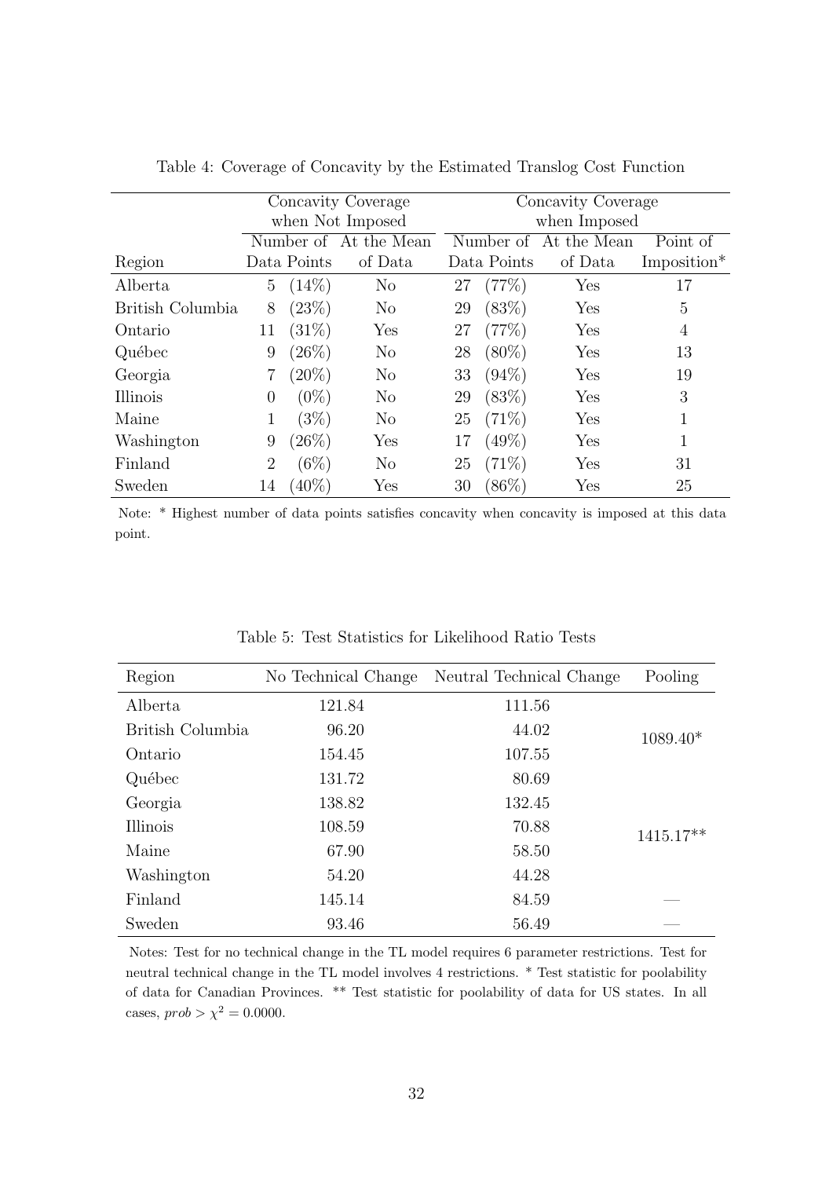Table 4: Coverage of Concavity by the Estimated Translog Cost Function

| | Concavity Coverage when Not Imposed | | Concavity Coverage when Imposed | | |
|---|---|---|---|---|---|
| Region | Number of Data Points | At the Mean of Data | Number of Data Points | At the Mean of Data | Point of Imposition* |
| Alberta | 5 (14%) | No | 27 (77%) | Yes | 17 |
| British Columbia | 8 (23%) | No | 29 (83%) | Yes | 5 |
| Ontario | 11 (31%) | Yes | 27 (77%) | Yes | 4 |
| Québec | 9 (26%) | No | 28 (80%) | Yes | 13 |
| Georgia | 7 (20%) | No | 33 (94%) | Yes | 19 |
| Illinois | 0 (0%) | No | 29 (83%) | Yes | 3 |
| Maine | 1 (3%) | No | 25 (71%) | Yes | 1 |
| Washington | 9 (26%) | Yes | 17 (49%) | Yes | 1 |
| Finland | 2 (6%) | No | 25 (71%) | Yes | 31 |
| Sweden | 14 (40%) | Yes | 30 (86%) | Yes | 25 |

Note: * Highest number of data points satisfies concavity when concavity is imposed at this data point.

Table 5: Test Statistics for Likelihood Ratio Tests

| Region | No Technical Change | Neutral Technical Change | Pooling |
|---|---|---|---|
| Alberta | 121.84 | 111.56 | |
| British Columbia | 96.20 | 44.02 | 1089.40* |
| Ontario | 154.45 | 107.55 | |
| Québec | 131.72 | 80.69 | |
| Georgia | 138.82 | 132.45 | |
| Illinois | 108.59 | 70.88 | 1415.17** |
| Maine | 67.90 | 58.50 | |
| Washington | 54.20 | 44.28 | |
| Finland | 145.14 | 84.59 | — |
| Sweden | 93.46 | 56.49 | — |

Notes: Test for no technical change in the TL model requires 6 parameter restrictions. Test for neutral technical change in the TL model involves 4 restrictions. * Test statistic for poolability of data for Canadian Provinces. ** Test statistic for poolability of data for US states. In all cases, $prob > \chi^2 = 0.0000$.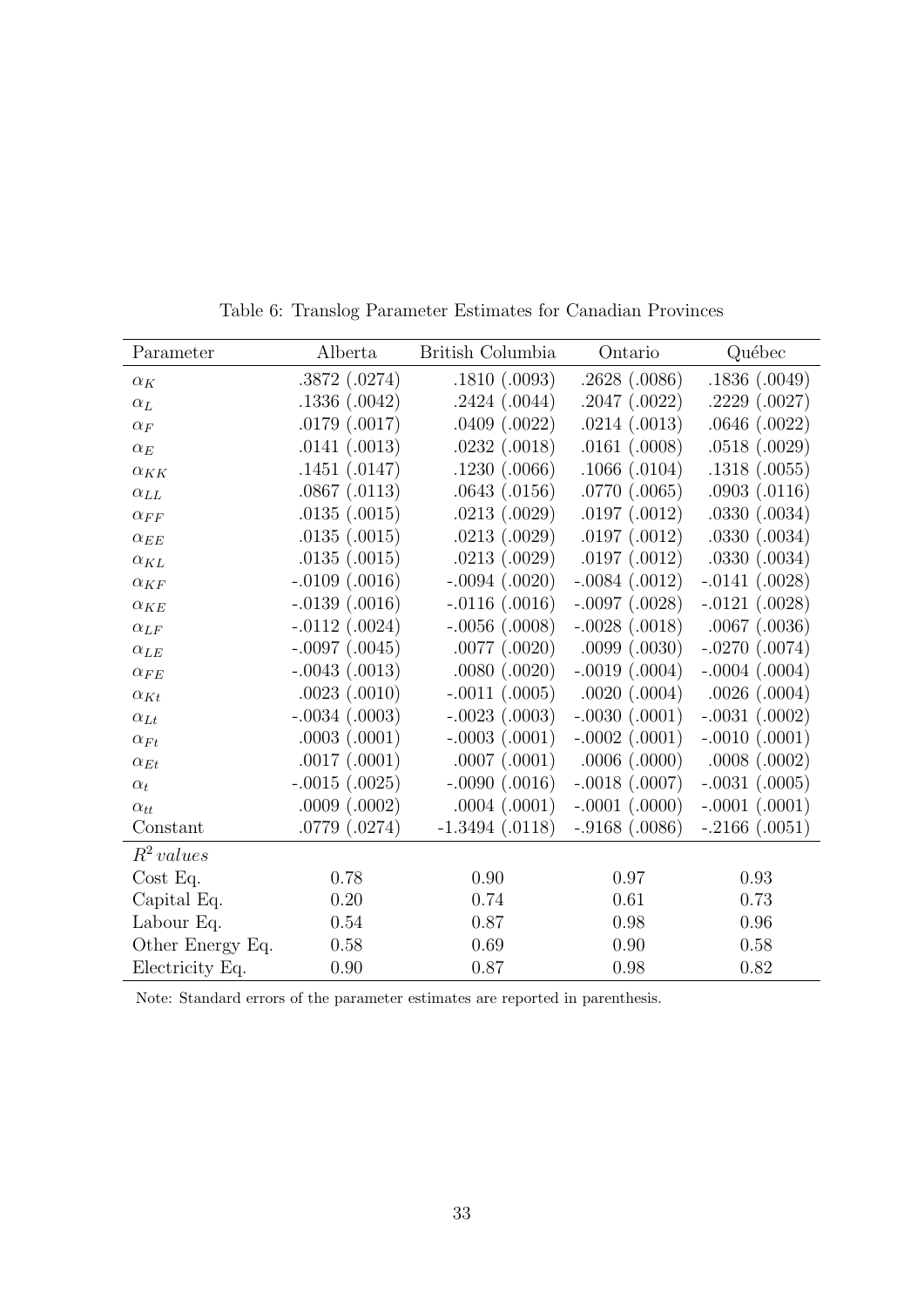Table 6: Translog Parameter Estimates for Canadian Provinces

| Parameter | Alberta | British Columbia | Ontario | Québec |
|---|---|---|---|---|
| $\alpha_K$ | .3872 (.0274) | .1810 (.0093) | .2628 (.0086) | .1836 (.0049) |
| $\alpha_L$ | .1336 (.0042) | .2424 (.0044) | .2047 (.0022) | .2229 (.0027) |
| $\alpha_F$ | .0179 (.0017) | .0409 (.0022) | .0214 (.0013) | .0646 (.0022) |
| $\alpha_E$ | .0141 (.0013) | .0232 (.0018) | .0161 (.0008) | .0518 (.0029) |
| $\alpha_{KK}$ | .1451 (.0147) | .1230 (.0066) | .1066 (.0104) | .1318 (.0055) |
| $\alpha_{LL}$ | .0867 (.0113) | .0643 (.0156) | .0770 (.0065) | .0903 (.0116) |
| $\alpha_{FF}$ | .0135 (.0015) | .0213 (.0029) | .0197 (.0012) | .0330 (.0034) |
| $\alpha_{EE}$ | .0135 (.0015) | .0213 (.0029) | .0197 (.0012) | .0330 (.0034) |
| $\alpha_{KL}$ | .0135 (.0015) | .0213 (.0029) | .0197 (.0012) | .0330 (.0034) |
| $\alpha_{KF}$ | -.0109 (.0016) | -.0094 (.0020) | -.0084 (.0012) | -.0141 (.0028) |
| $\alpha_{KE}$ | -.0139 (.0016) | -.0116 (.0016) | -.0097 (.0028) | -.0121 (.0028) |
| $\alpha_{LF}$ | -.0112 (.0024) | -.0056 (.0008) | -.0028 (.0018) | .0067 (.0036) |
| $\alpha_{LE}$ | -.0097 (.0045) | .0077 (.0020) | .0099 (.0030) | -.0270 (.0074) |
| $\alpha_{FE}$ | -.0043 (.0013) | .0080 (.0020) | -.0019 (.0004) | -.0004 (.0004) |
| $\alpha_{Kt}$ | .0023 (.0010) | -.0011 (.0005) | .0020 (.0004) | .0026 (.0004) |
| $\alpha_{Lt}$ | -.0034 (.0003) | -.0023 (.0003) | -.0030 (.0001) | -.0031 (.0002) |
| $\alpha_{Ft}$ | .0003 (.0001) | -.0003 (.0001) | -.0002 (.0001) | -.0010 (.0001) |
| $\alpha_{Et}$ | .0017 (.0001) | .0007 (.0001) | .0006 (.0000) | .0008 (.0002) |
| $\alpha_t$ | -.0015 (.0025) | -.0090 (.0016) | -.0018 (.0007) | -.0031 (.0005) |
| $\alpha_{tt}$ | .0009 (.0002) | .0004 (.0001) | -.0001 (.0000) | -.0001 (.0001) |
| Constant | .0779 (.0274) | -1.3494 (.0118) | -.9168 (.0086) | -.2166 (.0051) |
| *$R^2$ values* | | | | |
| Cost Eq. | 0.78 | 0.90 | 0.97 | 0.93 |
| Capital Eq. | 0.20 | 0.74 | 0.61 | 0.73 |
| Labour Eq. | 0.54 | 0.87 | 0.98 | 0.96 |
| Other Energy Eq. | 0.58 | 0.69 | 0.90 | 0.58 |
| Electricity Eq. | 0.90 | 0.87 | 0.98 | 0.82 |

Note: Standard errors of the parameter estimates are reported in parenthesis.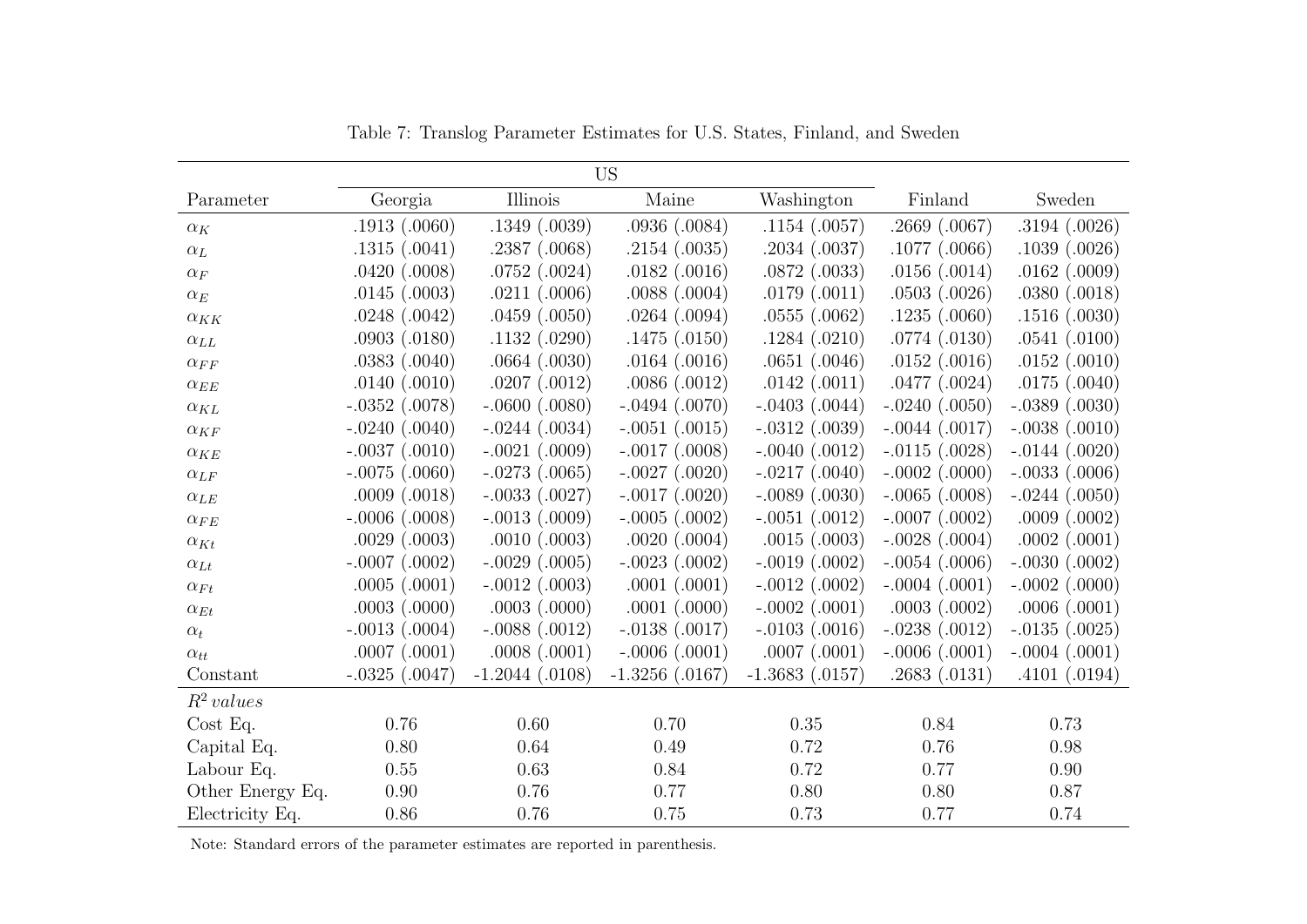Table 7: Translog Parameter Estimates for U.S. States, Finland, and Sweden

| | US | | | | | |
|---|---|---|---|---|---|---|
| Parameter | Georgia | Illinois | Maine | Washington | Finland | Sweden |
| $\alpha_K$ | .1913 (.0060) | .1349 (.0039) | .0936 (.0084) | .1154 (.0057) | .2669 (.0067) | .3194 (.0026) |
| $\alpha_L$ | .1315 (.0041) | .2387 (.0068) | .2154 (.0035) | .2034 (.0037) | .1077 (.0066) | .1039 (.0026) |
| $\alpha_F$ | .0420 (.0008) | .0752 (.0024) | .0182 (.0016) | .0872 (.0033) | .0156 (.0014) | .0162 (.0009) |
| $\alpha_E$ | .0145 (.0003) | .0211 (.0006) | .0088 (.0004) | .0179 (.0011) | .0503 (.0026) | .0380 (.0018) |
| $\alpha_{KK}$ | .0248 (.0042) | .0459 (.0050) | .0264 (.0094) | .0555 (.0062) | .1235 (.0060) | .1516 (.0030) |
| $\alpha_{LL}$ | .0903 (.0180) | .1132 (.0290) | .1475 (.0150) | .1284 (.0210) | .0774 (.0130) | .0541 (.0100) |
| $\alpha_{FF}$ | .0383 (.0040) | .0664 (.0030) | .0164 (.0016) | .0651 (.0046) | .0152 (.0016) | .0152 (.0010) |
| $\alpha_{EE}$ | .0140 (.0010) | .0207 (.0012) | .0086 (.0012) | .0142 (.0011) | .0477 (.0024) | .0175 (.0040) |
| $\alpha_{KL}$ | -.0352 (.0078) | -.0600 (.0080) | -.0494 (.0070) | -.0403 (.0044) | -.0240 (.0050) | -.0389 (.0030) |
| $\alpha_{KF}$ | -.0240 (.0040) | -.0244 (.0034) | -.0051 (.0015) | -.0312 (.0039) | -.0044 (.0017) | -.0038 (.0010) |
| $\alpha_{KE}$ | -.0037 (.0010) | -.0021 (.0009) | -.0017 (.0008) | -.0040 (.0012) | -.0115 (.0028) | -.0144 (.0020) |
| $\alpha_{LF}$ | -.0075 (.0060) | -.0273 (.0065) | -.0027 (.0020) | -.0217 (.0040) | -.0002 (.0000) | -.0033 (.0006) |
| $\alpha_{LE}$ | .0009 (.0018) | -.0033 (.0027) | -.0017 (.0020) | -.0089 (.0030) | -.0065 (.0008) | -.0244 (.0050) |
| $\alpha_{FE}$ | -.0006 (.0008) | -.0013 (.0009) | -.0005 (.0002) | -.0051 (.0012) | -.0007 (.0002) | .0009 (.0002) |
| $\alpha_{Kt}$ | .0029 (.0003) | .0010 (.0003) | .0020 (.0004) | .0015 (.0003) | -.0028 (.0004) | .0002 (.0001) |
| $\alpha_{Lt}$ | -.0007 (.0002) | -.0029 (.0005) | -.0023 (.0002) | -.0019 (.0002) | -.0054 (.0006) | -.0030 (.0002) |
| $\alpha_{Ft}$ | .0005 (.0001) | -.0012 (.0003) | .0001 (.0001) | -.0012 (.0002) | -.0004 (.0001) | -.0002 (.0000) |
| $\alpha_{Et}$ | .0003 (.0000) | .0003 (.0000) | .0001 (.0000) | -.0002 (.0001) | .0003 (.0002) | .0006 (.0001) |
| $\alpha_t$ | -.0013 (.0004) | -.0088 (.0012) | -.0138 (.0017) | -.0103 (.0016) | -.0238 (.0012) | -.0135 (.0025) |
| $\alpha_{tt}$ | .0007 (.0001) | .0008 (.0001) | -.0006 (.0001) | .0007 (.0001) | -.0006 (.0001) | -.0004 (.0001) |
| Constant | -.0325 (.0047) | -1.2044 (.0108) | -1.3256 (.0167) | -1.3683 (.0157) | .2683 (.0131) | .4101 (.0194) |
| *$R^2$ values* | | | | | | |
| Cost Eq. | 0.76 | 0.60 | 0.70 | 0.35 | 0.84 | 0.73 |
| Capital Eq. | 0.80 | 0.64 | 0.49 | 0.72 | 0.76 | 0.98 |
| Labour Eq. | 0.55 | 0.63 | 0.84 | 0.72 | 0.77 | 0.90 |
| Other Energy Eq. | 0.90 | 0.76 | 0.77 | 0.80 | 0.80 | 0.87 |
| Electricity Eq. | 0.86 | 0.76 | 0.75 | 0.73 | 0.77 | 0.74 |

Note: Standard errors of the parameter estimates are reported in parenthesis.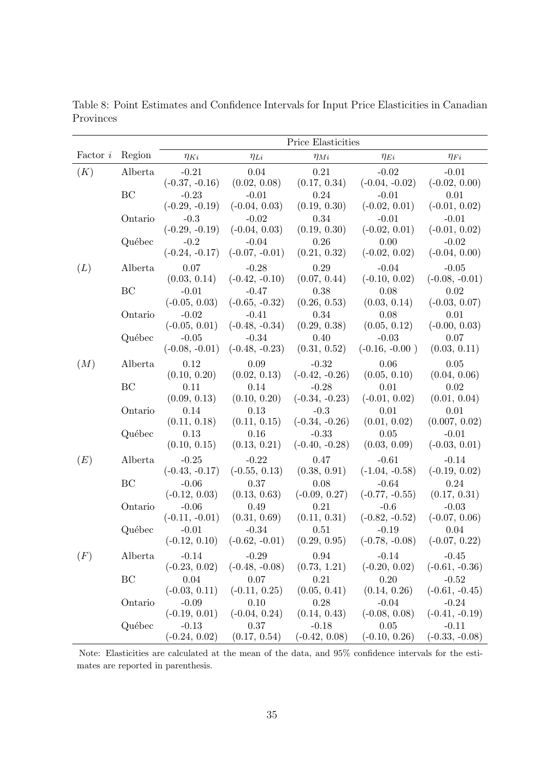Table 8: Point Estimates and Confidence Intervals for Input Price Elasticities in Canadian Provinces

| | | Price Elasticities | | | | |
|---|---|---|---|---|---|---|
| Factor $i$ | Region | $\eta_{Ki}$ | $\eta_{Li}$ | $\eta_{Mi}$ | $\eta_{Ei}$ | $\eta_{Fi}$ |
| $(K)$ | Alberta | -0.21 | 0.04 | 0.21 | -0.02 | -0.01 |
| | | (-0.37, -0.16) | (0.02, 0.08) | (0.17, 0.34) | (-0.04, -0.02) | (-0.02, 0.00) |
| | BC | -0.23 | -0.01 | 0.24 | -0.01 | 0.01 |
| | | (-0.29, -0.19) | (-0.04, 0.03) | (0.19, 0.30) | (-0.02, 0.01) | (-0.01, 0.02) |
| | Ontario | -0.3 | -0.02 | 0.34 | -0.01 | -0.01 |
| | | (-0.29, -0.19) | (-0.04, 0.03) | (0.19, 0.30) | (-0.02, 0.01) | (-0.01, 0.02) |
| | Québec | -0.2 | -0.04 | 0.26 | 0.00 | -0.02 |
| | | (-0.24, -0.17) | (-0.07, -0.01) | (0.21, 0.32) | (-0.02, 0.02) | (-0.04, 0.00) |
| $(L)$ | Alberta | 0.07 | -0.28 | 0.29 | -0.04 | -0.05 |
| | | (0.03, 0.14) | (-0.42, -0.10) | (0.07, 0.44) | (-0.10, 0.02) | (-0.08, -0.01) |
| | BC | -0.01 | -0.47 | 0.38 | 0.08 | 0.02 |
| | | (-0.05, 0.03) | (-0.65, -0.32) | (0.26, 0.53) | (0.03, 0.14) | (-0.03, 0.07) |
| | Ontario | -0.02 | -0.41 | 0.34 | 0.08 | 0.01 |
| | | (-0.05, 0.01) | (-0.48, -0.34) | (0.29, 0.38) | (0.05, 0.12) | (-0.00, 0.03) |
| | Québec | -0.05 | -0.34 | 0.40 | -0.03 | 0.07 |
| | | (-0.08, -0.01) | (-0.48, -0.23) | (0.31, 0.52) | (-0.16, -0.00 ) | (0.03, 0.11) |
| $(M)$ | Alberta | 0.12 | 0.09 | -0.32 | 0.06 | 0.05 |
| | | (0.10, 0.20) | (0.02, 0.13) | (-0.42, -0.26) | (0.05, 0.10) | (0.04, 0.06) |
| | BC | 0.11 | 0.14 | -0.28 | 0.01 | 0.02 |
| | | (0.09, 0.13) | (0.10, 0.20) | (-0.34, -0.23) | (-0.01, 0.02) | (0.01, 0.04) |
| | Ontario | 0.14 | 0.13 | -0.3 | 0.01 | 0.01 |
| | | (0.11, 0.18) | (0.11, 0.15) | (-0.34, -0.26) | (0.01, 0.02) | (0.007, 0.02) |
| | Québec | 0.13 | 0.16 | -0.33 | 0.05 | -0.01 |
| | | (0.10, 0.15) | (0.13, 0.21) | (-0.40, -0.28) | (0.03, 0.09) | (-0.03, 0.01) |
| $(E)$ | Alberta | -0.25 | -0.22 | 0.47 | -0.61 | -0.14 |
| | | (-0.43, -0.17) | (-0.55, 0.13) | (0.38, 0.91) | (-1.04, -0.58) | (-0.19, 0.02) |
| | BC | -0.06 | 0.37 | 0.08 | -0.64 | 0.24 |
| | | (-0.12, 0.03) | (0.13, 0.63) | (-0.09, 0.27) | (-0.77, -0.55) | (0.17, 0.31) |
| | Ontario | -0.06 | 0.49 | 0.21 | -0.6 | -0.03 |
| | | (-0.11, -0.01) | (0.31, 0.69) | (0.11, 0.31) | (-0.82, -0.52) | (-0.07, 0.06) |
| | Québec | -0.01 | -0.34 | 0.51 | -0.19 | 0.04 |
| | | (-0.12, 0.10) | (-0.62, -0.01) | (0.29, 0.95) | (-0.78, -0.08) | (-0.07, 0.22) |
| $(F)$ | Alberta | -0.14 | -0.29 | 0.94 | -0.14 | -0.45 |
| | | (-0.23, 0.02) | (-0.48, -0.08) | (0.73, 1.21) | (-0.20, 0.02) | (-0.61, -0.36) |
| | BC | 0.04 | 0.07 | 0.21 | 0.20 | -0.52 |
| | | (-0.03, 0.11) | (-0.11, 0.25) | (0.05, 0.41) | (0.14, 0.26) | (-0.61, -0.45) |
| | Ontario | -0.09 | 0.10 | 0.28 | -0.04 | -0.24 |
| | | (-0.19, 0.01) | (-0.04, 0.24) | (0.14, 0.43) | (-0.08, 0.08) | (-0.41, -0.19) |
| | Québec | -0.13 | 0.37 | -0.18 | 0.05 | -0.11 |
| | | (-0.24, 0.02) | (0.17, 0.54) | (-0.42, 0.08) | (-0.10, 0.26) | (-0.33, -0.08) |

Note: Elasticities are calculated at the mean of the data, and 95% confidence intervals for the estimates are reported in parenthesis.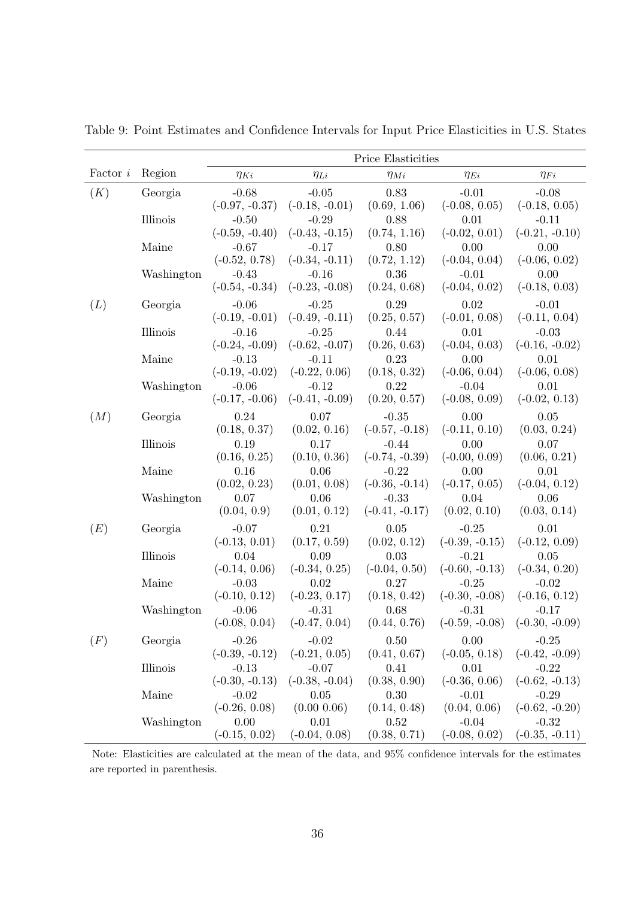Table 9: Point Estimates and Confidence Intervals for Input Price Elasticities in U.S. States

| | | Price Elasticities | | | | |
|---|---|---|---|---|---|---|
| Factor $i$ | Region | $\eta_{Ki}$ | $\eta_{Li}$ | $\eta_{Mi}$ | $\eta_{Ei}$ | $\eta_{Fi}$ |
| $(K)$ | Georgia | -0.68 | -0.05 | 0.83 | -0.01 | -0.08 |
| | | (-0.97, -0.37) | (-0.18, -0.01) | (0.69, 1.06) | (-0.08, 0.05) | (-0.18, 0.05) |
| | Illinois | -0.50 | -0.29 | 0.88 | 0.01 | -0.11 |
| | | (-0.59, -0.40) | (-0.43, -0.15) | (0.74, 1.16) | (-0.02, 0.01) | (-0.21, -0.10) |
| | Maine | -0.67 | -0.17 | 0.80 | 0.00 | 0.00 |
| | | (-0.52, 0.78) | (-0.34, -0.11) | (0.72, 1.12) | (-0.04, 0.04) | (-0.06, 0.02) |
| | Washington | -0.43 | -0.16 | 0.36 | -0.01 | 0.00 |
| | | (-0.54, -0.34) | (-0.23, -0.08) | (0.24, 0.68) | (-0.04, 0.02) | (-0.18, 0.03) |
| $(L)$ | Georgia | -0.06 | -0.25 | 0.29 | 0.02 | -0.01 |
| | | (-0.19, -0.01) | (-0.49, -0.11) | (0.25, 0.57) | (-0.01, 0.08) | (-0.11, 0.04) |
| | Illinois | -0.16 | -0.25 | 0.44 | 0.01 | -0.03 |
| | | (-0.24, -0.09) | (-0.62, -0.07) | (0.26, 0.63) | (-0.04, 0.03) | (-0.16, -0.02) |
| | Maine | -0.13 | -0.11 | 0.23 | 0.00 | 0.01 |
| | | (-0.19, -0.02) | (-0.22, 0.06) | (0.18, 0.32) | (-0.06, 0.04) | (-0.06, 0.08) |
| | Washington | -0.06 | -0.12 | 0.22 | -0.04 | 0.01 |
| | | (-0.17, -0.06) | (-0.41, -0.09) | (0.20, 0.57) | (-0.08, 0.09) | (-0.02, 0.13) |
| $(M)$ | Georgia | 0.24 | 0.07 | -0.35 | 0.00 | 0.05 |
| | | (0.18, 0.37) | (0.02, 0.16) | (-0.57, -0.18) | (-0.11, 0.10) | (0.03, 0.24) |
| | Illinois | 0.19 | 0.17 | -0.44 | 0.00 | 0.07 |
| | | (0.16, 0.25) | (0.10, 0.36) | (-0.74, -0.39) | (-0.00, 0.09) | (0.06, 0.21) |
| | Maine | 0.16 | 0.06 | -0.22 | 0.00 | 0.01 |
| | | (0.02, 0.23) | (0.01, 0.08) | (-0.36, -0.14) | (-0.17, 0.05) | (-0.04, 0.12) |
| | Washington | 0.07 | 0.06 | -0.33 | 0.04 | 0.06 |
| | | (0.04, 0.9) | (0.01, 0.12) | (-0.41, -0.17) | (0.02, 0.10) | (0.03, 0.14) |
| $(E)$ | Georgia | -0.07 | 0.21 | 0.05 | -0.25 | 0.01 |
| | | (-0.13, 0.01) | (0.17, 0.59) | (0.02, 0.12) | (-0.39, -0.15) | (-0.12, 0.09) |
| | Illinois | 0.04 | 0.09 | 0.03 | -0.21 | 0.05 |
| | | (-0.14, 0.06) | (-0.34, 0.25) | (-0.04, 0.50) | (-0.60, -0.13) | (-0.34, 0.20) |
| | Maine | -0.03 | 0.02 | 0.27 | -0.25 | -0.02 |
| | | (-0.10, 0.12) | (-0.23, 0.17) | (0.18, 0.42) | (-0.30, -0.08) | (-0.16, 0.12) |
| | Washington | -0.06 | -0.31 | 0.68 | -0.31 | -0.17 |
| | | (-0.08, 0.04) | (-0.47, 0.04) | (0.44, 0.76) | (-0.59, -0.08) | (-0.30, -0.09) |
| $(F)$ | Georgia | -0.26 | -0.02 | 0.50 | 0.00 | -0.25 |
| | | (-0.39, -0.12) | (-0.21, 0.05) | (0.41, 0.67) | (-0.05, 0.18) | (-0.42, -0.09) |
| | Illinois | -0.13 | -0.07 | 0.41 | 0.01 | -0.22 |
| | | (-0.30, -0.13) | (-0.38, -0.04) | (0.38, 0.90) | (-0.36, 0.06) | (-0.62, -0.13) |
| | Maine | -0.02 | 0.05 | 0.30 | -0.01 | -0.29 |
| | | (-0.26, 0.08) | (0.00 0.06) | (0.14, 0.48) | (0.04, 0.06) | (-0.62, -0.20) |
| | Washington | 0.00 | 0.01 | 0.52 | -0.04 | -0.32 |
| | | (-0.15, 0.02) | (-0.04, 0.08) | (0.38, 0.71) | (-0.08, 0.02) | (-0.35, -0.11) |

Note: Elasticities are calculated at the mean of the data, and 95% confidence intervals for the estimates are reported in parenthesis.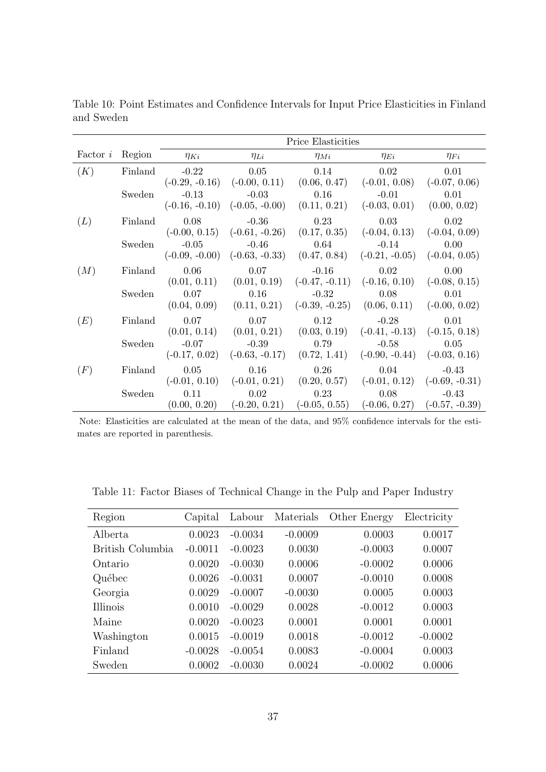Table 10: Point Estimates and Confidence Intervals for Input Price Elasticities in Finland and Sweden

| | | Price Elasticities | | | | |
|---|---|---|---|---|---|---|
| Factor $i$ | Region | $\eta_{Ki}$ | $\eta_{Li}$ | $\eta_{Mi}$ | $\eta_{Ei}$ | $\eta_{Fi}$ |
| $(K)$ | Finland | -0.22 | 0.05 | 0.14 | 0.02 | 0.01 |
| | | (-0.29, -0.16) | (-0.00, 0.11) | (0.06, 0.47) | (-0.01, 0.08) | (-0.07, 0.06) |
| | Sweden | -0.13 | -0.03 | 0.16 | -0.01 | 0.01 |
| | | (-0.16, -0.10) | (-0.05, -0.00) | (0.11, 0.21) | (-0.03, 0.01) | (0.00, 0.02) |
| $(L)$ | Finland | 0.08 | -0.36 | 0.23 | 0.03 | 0.02 |
| | | (-0.00, 0.15) | (-0.61, -0.26) | (0.17, 0.35) | (-0.04, 0.13) | (-0.04, 0.09) |
| | Sweden | -0.05 | -0.46 | 0.64 | -0.14 | 0.00 |
| | | (-0.09, -0.00) | (-0.63, -0.33) | (0.47, 0.84) | (-0.21, -0.05) | (-0.04, 0.05) |
| $(M)$ | Finland | 0.06 | 0.07 | -0.16 | 0.02 | 0.00 |
| | | (0.01, 0.11) | (0.01, 0.19) | (-0.47, -0.11) | (-0.16, 0.10) | (-0.08, 0.15) |
| | Sweden | 0.07 | 0.16 | -0.32 | 0.08 | 0.01 |
| | | (0.04, 0.09) | (0.11, 0.21) | (-0.39, -0.25) | (0.06, 0.11) | (-0.00, 0.02) |
| $(E)$ | Finland | 0.07 | 0.07 | 0.12 | -0.28 | 0.01 |
| | | (0.01, 0.14) | (0.01, 0.21) | (0.03, 0.19) | (-0.41, -0.13) | (-0.15, 0.18) |
| | Sweden | -0.07 | -0.39 | 0.79 | -0.58 | 0.05 |
| | | (-0.17, 0.02) | (-0.63, -0.17) | (0.72, 1.41) | (-0.90, -0.44) | (-0.03, 0.16) |
| $(F)$ | Finland | 0.05 | 0.16 | 0.26 | 0.04 | -0.43 |
| | | (-0.01, 0.10) | (-0.01, 0.21) | (0.20, 0.57) | (-0.01, 0.12) | (-0.69, -0.31) |
| | Sweden | 0.11 | 0.02 | 0.23 | 0.08 | -0.43 |
| | | (0.00, 0.20) | (-0.20, 0.21) | (-0.05, 0.55) | (-0.06, 0.27) | (-0.57, -0.39) |

Note: Elasticities are calculated at the mean of the data, and 95% confidence intervals for the estimates are reported in parenthesis.

Table 11: Factor Biases of Technical Change in the Pulp and Paper Industry

| Region | Capital | Labour | Materials | Other Energy | Electricity |
|---|---|---|---|---|---|
| Alberta | 0.0023 | -0.0034 | -0.0009 | 0.0003 | 0.0017 |
| British Columbia | -0.0011 | -0.0023 | 0.0030 | -0.0003 | 0.0007 |
| Ontario | 0.0020 | -0.0030 | 0.0006 | -0.0002 | 0.0006 |
| Québec | 0.0026 | -0.0031 | 0.0007 | -0.0010 | 0.0008 |
| Georgia | 0.0029 | -0.0007 | -0.0030 | 0.0005 | 0.0003 |
| Illinois | 0.0010 | -0.0029 | 0.0028 | -0.0012 | 0.0003 |
| Maine | 0.0020 | -0.0023 | 0.0001 | 0.0001 | 0.0001 |
| Washington | 0.0015 | -0.0019 | 0.0018 | -0.0012 | -0.0002 |
| Finland | -0.0028 | -0.0054 | 0.0083 | -0.0004 | 0.0003 |
| Sweden | 0.0002 | -0.0030 | 0.0024 | -0.0002 | 0.0006 |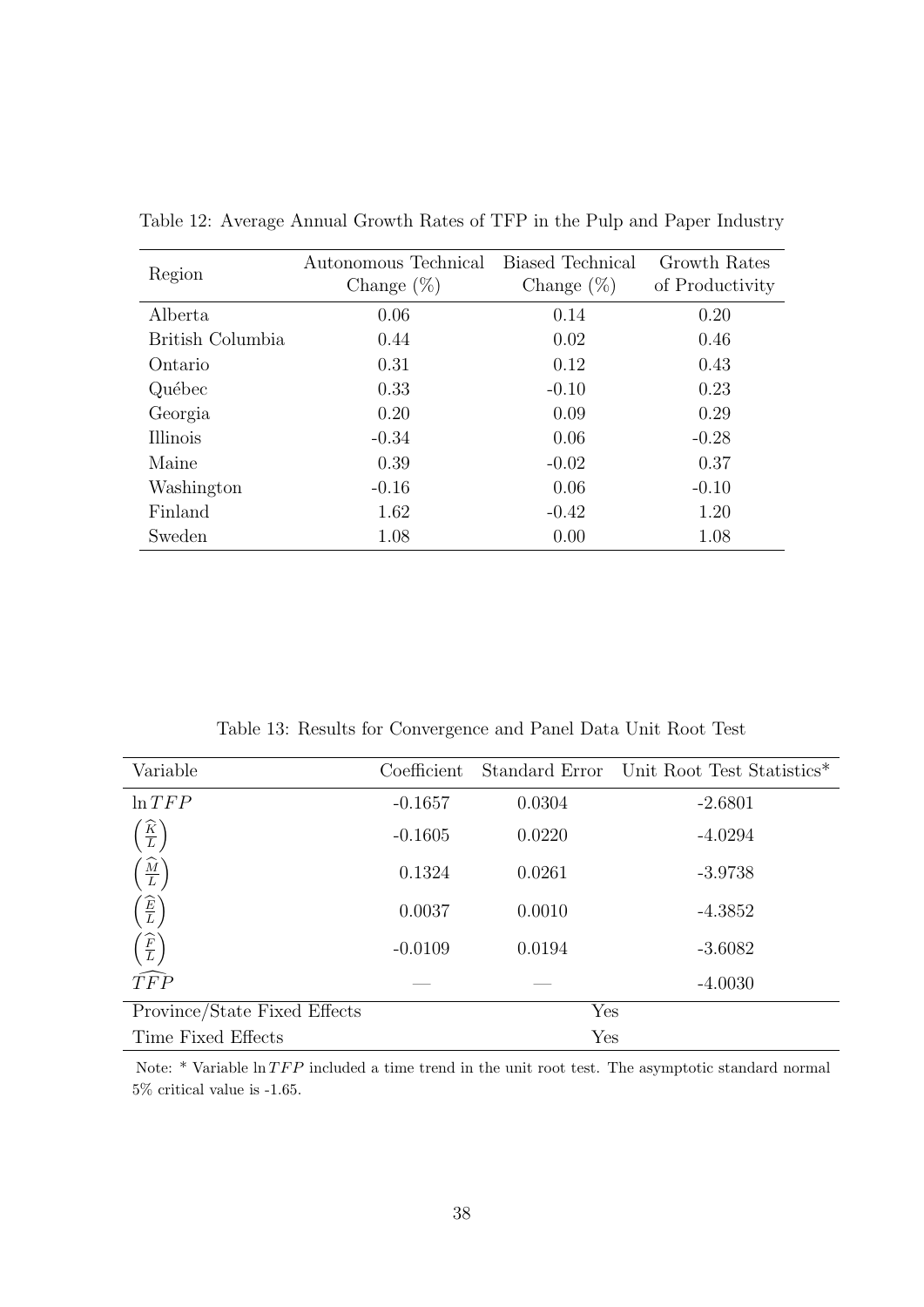Table 12: Average Annual Growth Rates of TFP in the Pulp and Paper Industry

| Region | Autonomous Technical Change (%) | Biased Technical Change (%) | Growth Rates of Productivity |
|---|---|---|---|
| Alberta | 0.06 | 0.14 | 0.20 |
| British Columbia | 0.44 | 0.02 | 0.46 |
| Ontario | 0.31 | 0.12 | 0.43 |
| Québec | 0.33 | -0.10 | 0.23 |
| Georgia | 0.20 | 0.09 | 0.29 |
| Illinois | -0.34 | 0.06 | -0.28 |
| Maine | 0.39 | -0.02 | 0.37 |
| Washington | -0.16 | 0.06 | -0.10 |
| Finland | 1.62 | -0.42 | 1.20 |
| Sweden | 1.08 | 0.00 | 1.08 |

Table 13: Results for Convergence and Panel Data Unit Root Test

| Variable | Coefficient | Standard Error | Unit Root Test Statistics* |
|---|---|---|---|
| $\ln TFP$ | -0.1657 | 0.0304 | -2.6801 |
| $\left(\widehat{\frac{K}{L}}\right)$ | -0.1605 | 0.0220 | -4.0294 |
| $\left(\widehat{\frac{M}{L}}\right)$ | 0.1324 | 0.0261 | -3.9738 |
| $\left(\widehat{\frac{E}{L}}\right)$ | 0.0037 | 0.0010 | -4.3852 |
| $\left(\widehat{\frac{F}{L}}\right)$ | -0.0109 | 0.0194 | -3.6082 |
| $\widehat{TFP}$ | — | — | -4.0030 |
| Province/State Fixed Effects | | Yes | |
| Time Fixed Effects | | Yes | |

Note: * Variable $\ln TFP$ included a time trend in the unit root test. The asymptotic standard normal 5% critical value is -1.65.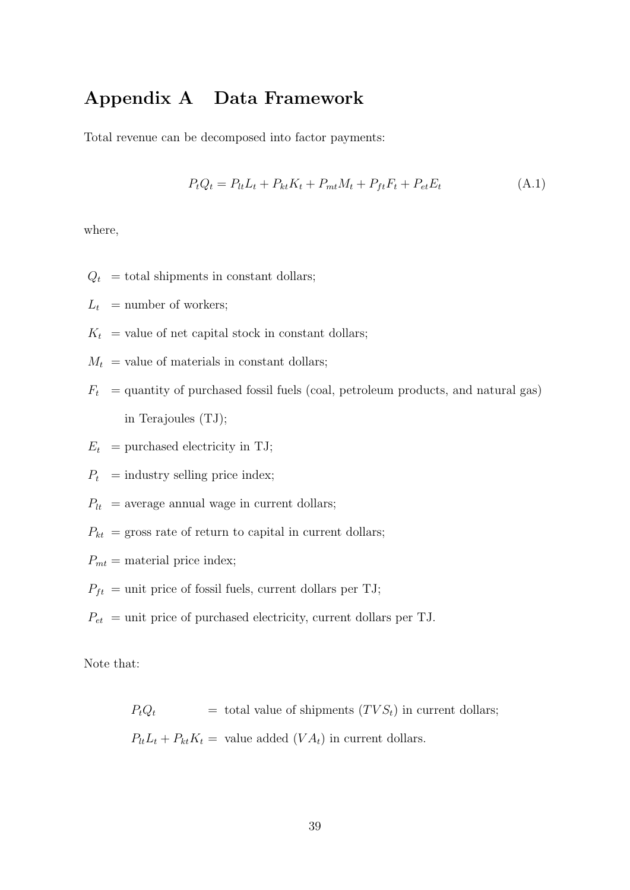# Appendix A Data Framework

Total revenue can be decomposed into factor payments:

$$P_t Q_t = P_{lt} L_t + P_{kt} K_t + P_{mt} M_t + P_{ft} F_t + P_{et} E_t \tag{A.1}$$

where,

- $Q_t$ = total shipments in constant dollars;
- $L_t$ = number of workers;
- $K_t$ = value of net capital stock in constant dollars;
- $M_t$ = value of materials in constant dollars;
- $F_t$ = quantity of purchased fossil fuels (coal, petroleum products, and natural gas) in Terajoules (TJ);
- $E_t$ = purchased electricity in TJ;
- $P_t$ = industry selling price index;
- $P_{lt}$ = average annual wage in current dollars;
- $P_{kt}$ = gross rate of return to capital in current dollars;
- $P_{mt}$ = material price index;
- $P_{ft}$ = unit price of fossil fuels, current dollars per TJ;
- $P_{et}$ = unit price of purchased electricity, current dollars per TJ.

Note that:

$P_t Q_t$ = total value of shipments ($TVS_t$) in current dollars;

$P_{lt} L_t + P_{kt} K_t$ = value added ($VA_t$) in current dollars.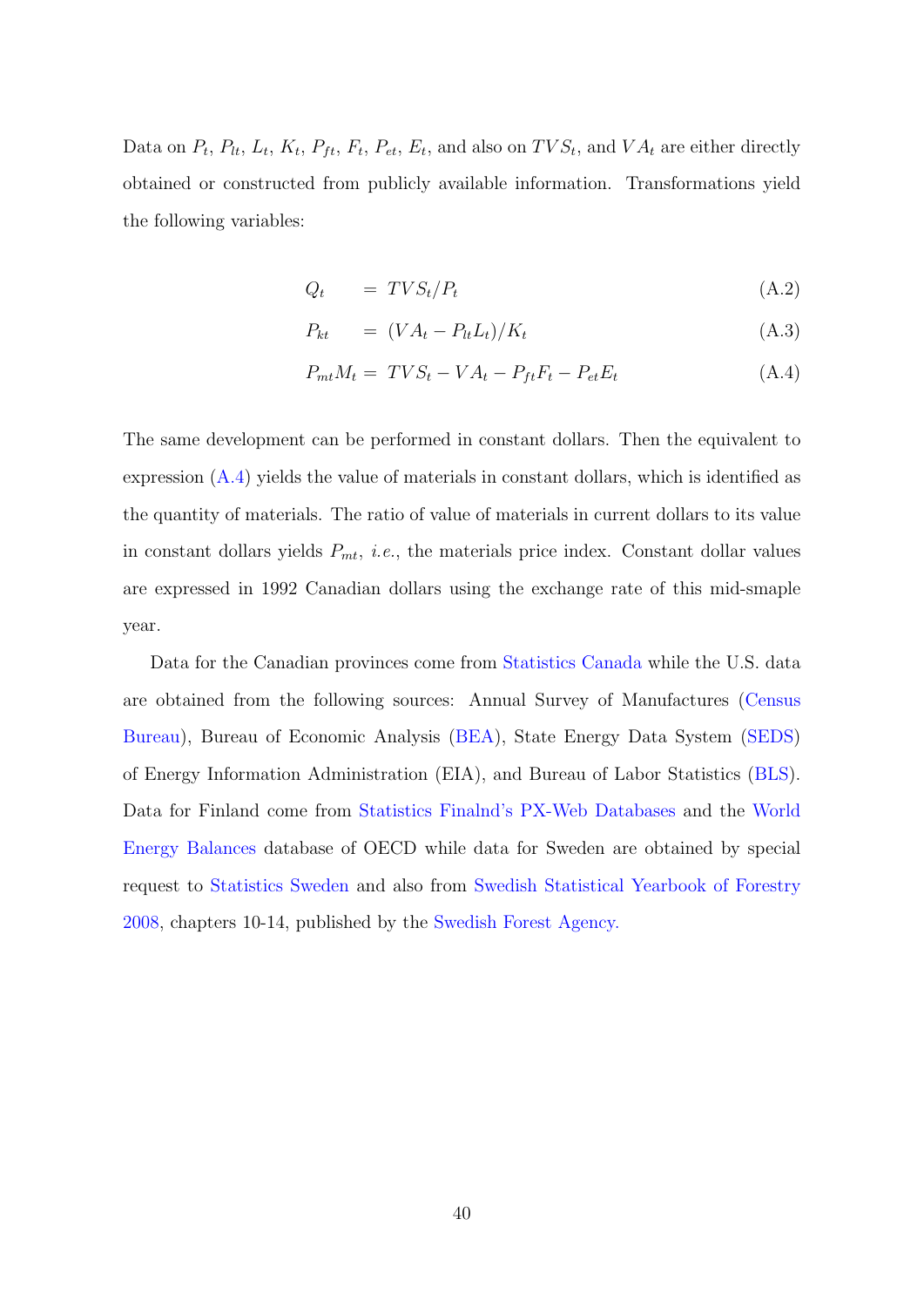Data on $P_t$, $P_{lt}$, $L_t$, $K_t$, $P_{ft}$, $F_t$, $P_{et}$, $E_t$, and also on $TVS_t$, and $VA_t$ are either directly obtained or constructed from publicly available information. Transformations yield the following variables:

$$Q_t = TVS_t / P_t \tag{A.2}$$

$$P_{kt} = (VA_t - P_{lt} L_t)/K_t \tag{A.3}$$

$$P_{mt} M_t = TVS_t - VA_t - P_{ft} F_t - P_{et} E_t \tag{A.4}$$

The same development can be performed in constant dollars. Then the equivalent to expression (A.4) yields the value of materials in constant dollars, which is identified as the quantity of materials. The ratio of value of materials in current dollars to its value in constant dollars yields $P_{mt}$, *i.e.*, the materials price index. Constant dollar values are expressed in 1992 Canadian dollars using the exchange rate of this mid-smaple year.

Data for the Canadian provinces come from Statistics Canada while the U.S. data are obtained from the following sources: Annual Survey of Manufactures (Census Bureau), Bureau of Economic Analysis (BEA), State Energy Data System (SEDS) of Energy Information Administration (EIA), and Bureau of Labor Statistics (BLS). Data for Finland come from Statistics Finalnd's PX-Web Databases and the World Energy Balances database of OECD while data for Sweden are obtained by special request to Statistics Sweden and also from Swedish Statistical Yearbook of Forestry 2008, chapters 10-14, published by the Swedish Forest Agency.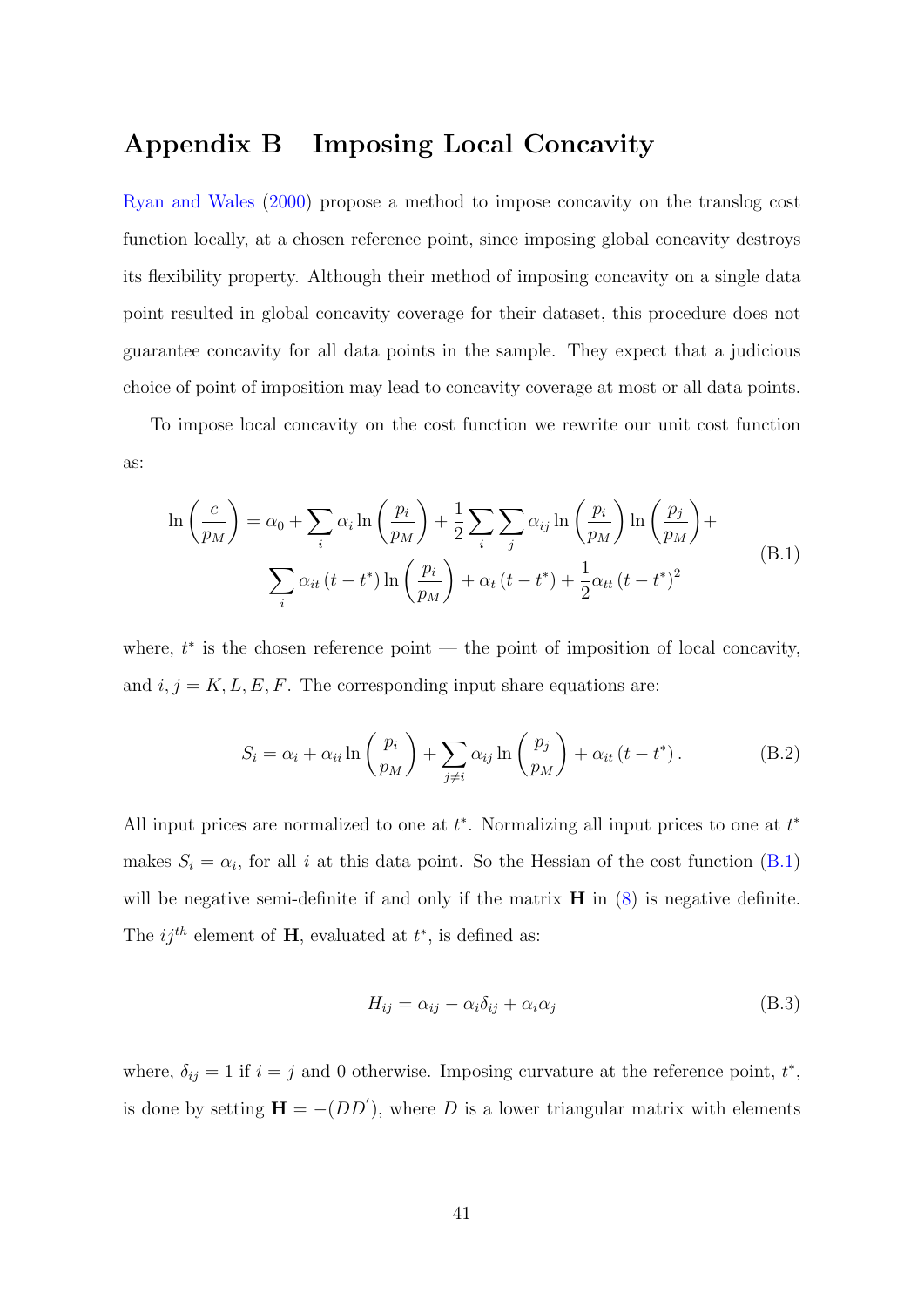# Appendix B Imposing Local Concavity

Ryan and Wales (2000) propose a method to impose concavity on the translog cost function locally, at a chosen reference point, since imposing global concavity destroys its flexibility property. Although their method of imposing concavity on a single data point resulted in global concavity coverage for their dataset, this procedure does not guarantee concavity for all data points in the sample. They expect that a judicious choice of point of imposition may lead to concavity coverage at most or all data points.

To impose local concavity on the cost function we rewrite our unit cost function as:

$$
\begin{aligned}
\ln\left(\frac{c}{p_M}\right) = \alpha_0 + \sum_i \alpha_i \ln\left(\frac{p_i}{p_M}\right) + \frac{1}{2}\sum_i\sum_j \alpha_{ij} \ln\left(\frac{p_i}{p_M}\right)\ln\left(\frac{p_j}{p_M}\right) + \\
\sum_i \alpha_{it}\left(t-t^*\right)\ln\left(\frac{p_i}{p_M}\right) + \alpha_t\left(t-t^*\right) + \frac{1}{2}\alpha_{tt}\left(t-t^*\right)^2
\end{aligned}
\tag{B.1}
$$

where, $t^*$ is the chosen reference point — the point of imposition of local concavity, and $i, j = K, L, E, F$. The corresponding input share equations are:

$$
S_i = \alpha_i + \alpha_{ii}\ln\left(\frac{p_i}{p_M}\right) + \sum_{j\neq i}\alpha_{ij}\ln\left(\frac{p_j}{p_M}\right) + \alpha_{it}\left(t-t^*\right). \tag{B.2}
$$

All input prices are normalized to one at $t^*$. Normalizing all input prices to one at $t^*$ makes $S_i = \alpha_i$, for all $i$ at this data point. So the Hessian of the cost function (B.1) will be negative semi-definite if and only if the matrix $\mathbf{H}$ in (8) is negative definite. The $ij^{th}$ element of $\mathbf{H}$, evaluated at $t^*$, is defined as:

$$
H_{ij} = \alpha_{ij} - \alpha_i\delta_{ij} + \alpha_i\alpha_j \tag{B.3}
$$

where, $\delta_{ij} = 1$ if $i = j$ and 0 otherwise. Imposing curvature at the reference point, $t^*$, is done by setting $\mathbf{H} = -(DD')$, where $D$ is a lower triangular matrix with elements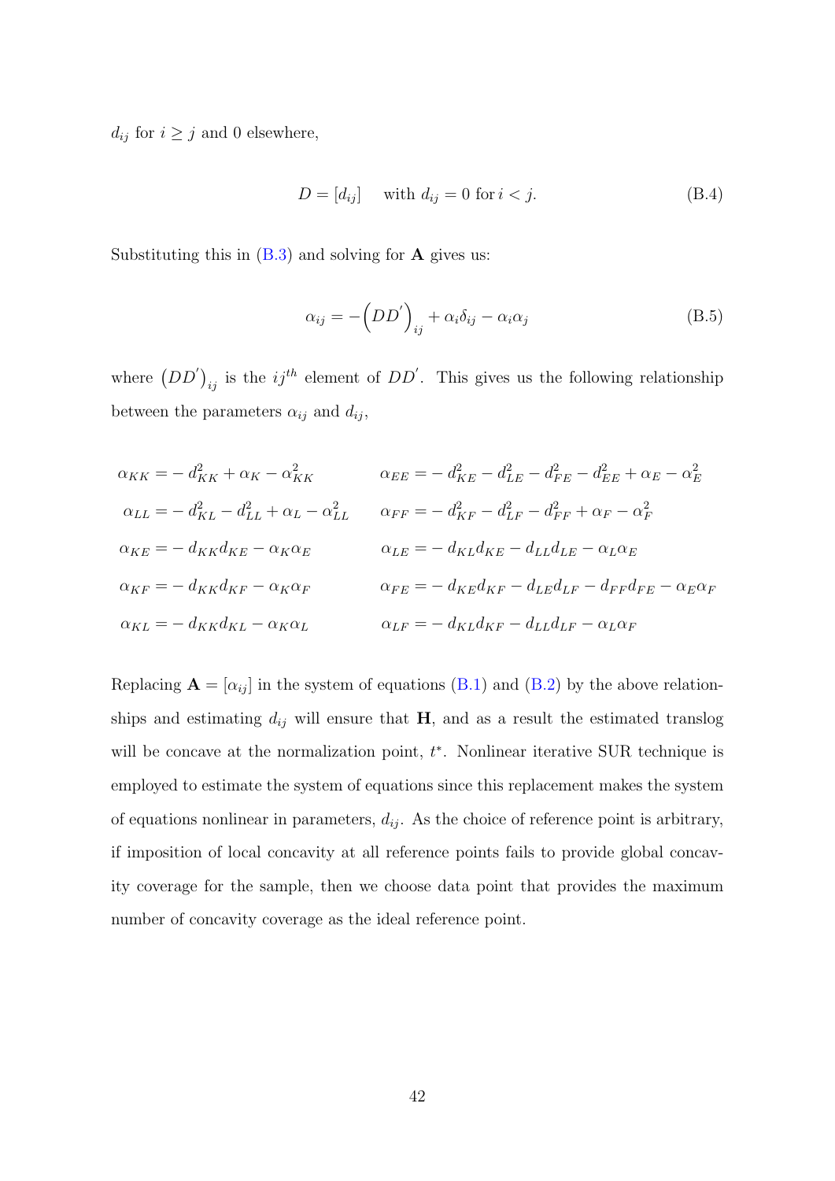$d_{ij}$ for $i \geq j$ and 0 elsewhere,

$$D = [d_{ij}] \quad \text{with } d_{ij} = 0 \text{ for } i < j. \tag{B.4}$$

Substituting this in (B.3) and solving for $\mathbf{A}$ gives us:

$$\alpha_{ij} = -\left(DD^{'}\right)_{ij} + \alpha_i \delta_{ij} - \alpha_i \alpha_j \tag{B.5}$$

where $\left(DD^{'}\right)_{ij}$ is the $ij^{th}$ element of $DD^{'}$. This gives us the following relationship between the parameters $\alpha_{ij}$ and $d_{ij}$,

$$\begin{aligned}
\alpha_{KK} &= -\,d_{KK}^2 + \alpha_K - \alpha_{KK}^2 & \qquad \alpha_{EE} &= -\,d_{KE}^2 - d_{LE}^2 - d_{FE}^2 - d_{EE}^2 + \alpha_E - \alpha_E^2 \\
\alpha_{LL} &= -\,d_{KL}^2 - d_{LL}^2 + \alpha_L - \alpha_{LL}^2 & \qquad \alpha_{FF} &= -\,d_{KF}^2 - d_{LF}^2 - d_{FF}^2 + \alpha_F - \alpha_F^2 \\
\alpha_{KE} &= -\,d_{KK}d_{KE} - \alpha_K\alpha_E & \qquad \alpha_{LE} &= -\,d_{KL}d_{KE} - d_{LL}d_{LE} - \alpha_L\alpha_E \\
\alpha_{KF} &= -\,d_{KK}d_{KF} - \alpha_K\alpha_F & \qquad \alpha_{FE} &= -\,d_{KE}d_{KF} - d_{LE}d_{LF} - d_{FF}d_{FE} - \alpha_E\alpha_F \\
\alpha_{KL} &= -\,d_{KK}d_{KL} - \alpha_K\alpha_L & \qquad \alpha_{LF} &= -\,d_{KL}d_{KF} - d_{LL}d_{LF} - \alpha_L\alpha_F
\end{aligned}$$

Replacing $\mathbf{A} = [\alpha_{ij}]$ in the system of equations (B.1) and (B.2) by the above relationships and estimating $d_{ij}$ will ensure that $\mathbf{H}$, and as a result the estimated translog will be concave at the normalization point, $t^*$. Nonlinear iterative SUR technique is employed to estimate the system of equations since this replacement makes the system of equations nonlinear in parameters, $d_{ij}$. As the choice of reference point is arbitrary, if imposition of local concavity at all reference points fails to provide global concavity coverage for the sample, then we choose data point that provides the maximum number of concavity coverage as the ideal reference point.